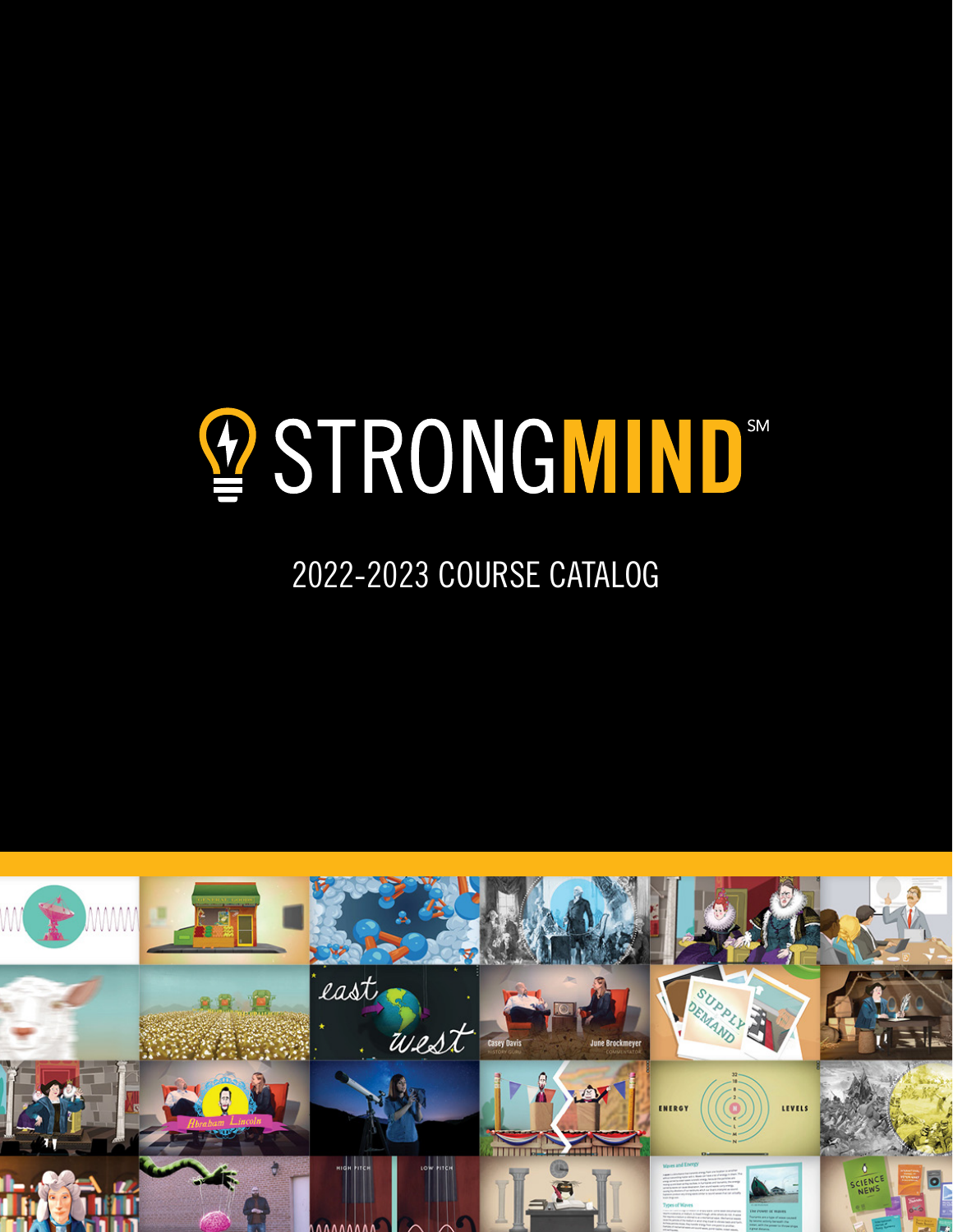# STRONGMIND℠

## 2022-2023 COURSE CATALOG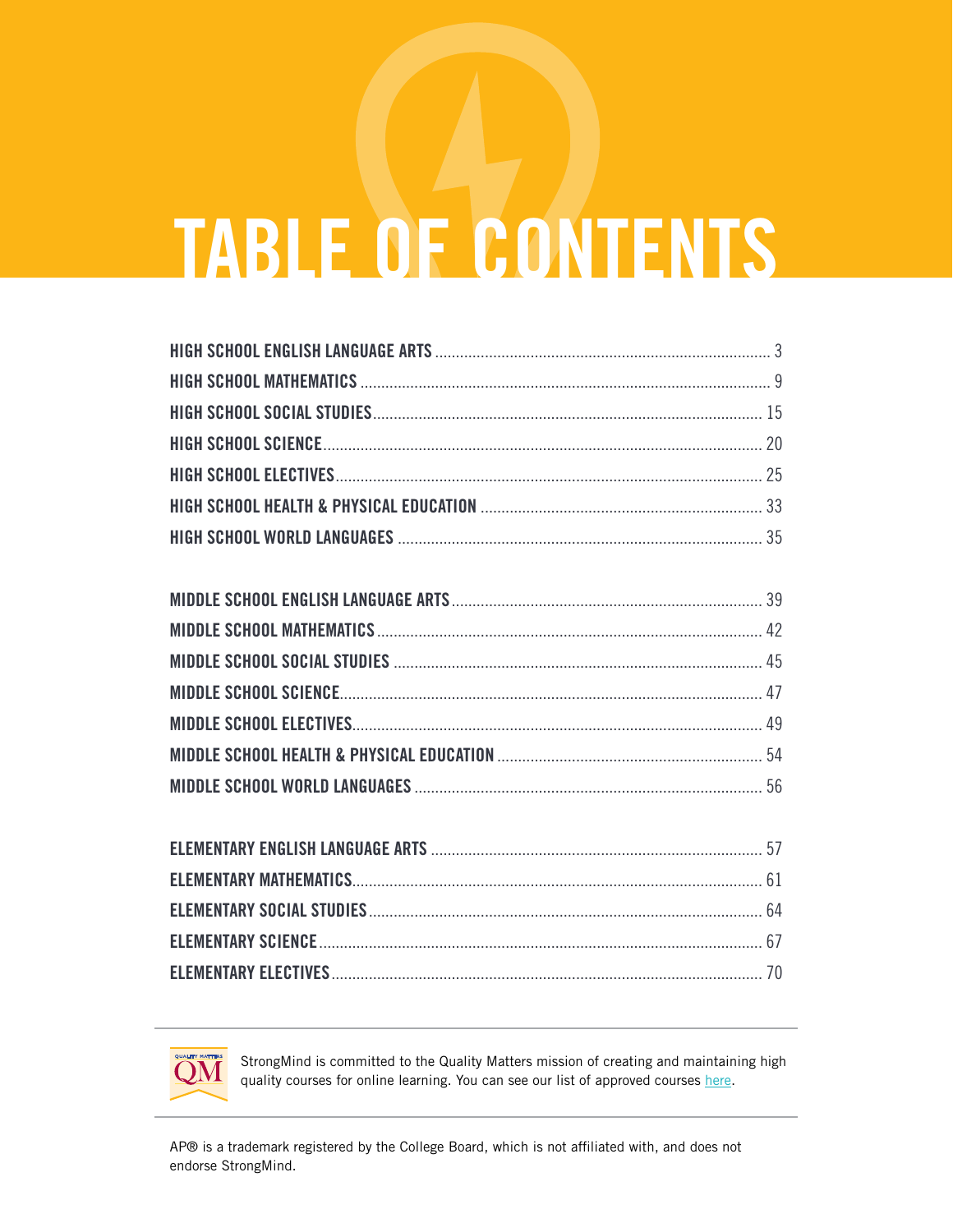# TABLE OF CONTENTS

| | |
|---|---|
| HIGH SCHOOL ENGLISH LANGUAGE ARTS | 3 |
| HIGH SCHOOL MATHEMATICS | 9 |
| HIGH SCHOOL SOCIAL STUDIES | 15 |
| HIGH SCHOOL SCIENCE | 20 |
| HIGH SCHOOL ELECTIVES | 25 |
| HIGH SCHOOL HEALTH & PHYSICAL EDUCATION | 33 |
| HIGH SCHOOL WORLD LANGUAGES | 35 |

| | |
|---|---|
| MIDDLE SCHOOL ENGLISH LANGUAGE ARTS | 39 |
| MIDDLE SCHOOL MATHEMATICS | 42 |
| MIDDLE SCHOOL SOCIAL STUDIES | 45 |
| MIDDLE SCHOOL SCIENCE | 47 |
| MIDDLE SCHOOL ELECTIVES | 49 |
| MIDDLE SCHOOL HEALTH & PHYSICAL EDUCATION | 54 |
| MIDDLE SCHOOL WORLD LANGUAGES | 56 |

| | |
|---|---|
| ELEMENTARY ENGLISH LANGUAGE ARTS | 57 |
| ELEMENTARY MATHEMATICS | 61 |
| ELEMENTARY SOCIAL STUDIES | 64 |
| ELEMENTARY SCIENCE | 67 |
| ELEMENTARY ELECTIVES | 70 |

QUALITY MATTERS QM

StrongMind is committed to the Quality Matters mission of creating and maintaining high quality courses for online learning. You can see our list of approved courses here.

AP® is a trademark registered by the College Board, which is not affiliated with, and does not endorse StrongMind.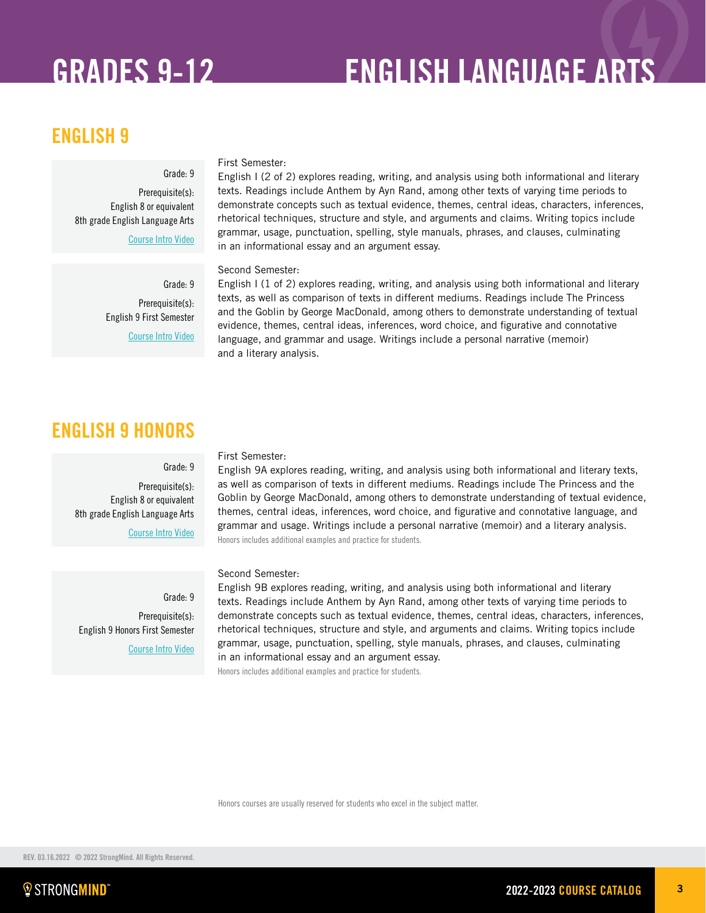# GRADES 9-12 ENGLISH LANGUAGE ARTS

## ENGLISH 9

Grade: 9

Prerequisite(s):
English 8 or equivalent
8th grade English Language Arts

Course Intro Video

First Semester:
English I (2 of 2) explores reading, writing, and analysis using both informational and literary texts. Readings include Anthem by Ayn Rand, among other texts of varying time periods to demonstrate concepts such as textual evidence, themes, central ideas, characters, inferences, rhetorical techniques, structure and style, and arguments and claims. Writing topics include grammar, usage, punctuation, spelling, style manuals, phrases, and clauses, culminating in an informational essay and an argument essay.

Grade: 9

Prerequisite(s):
English 9 First Semester

Course Intro Video

Second Semester:
English I (1 of 2) explores reading, writing, and analysis using both informational and literary texts, as well as comparison of texts in different mediums. Readings include The Princess and the Goblin by George MacDonald, among others to demonstrate understanding of textual evidence, themes, central ideas, inferences, word choice, and figurative and connotative language, and grammar and usage. Writings include a personal narrative (memoir) and a literary analysis.

## ENGLISH 9 HONORS

Grade: 9

Prerequisite(s):
English 8 or equivalent
8th grade English Language Arts

Course Intro Video

First Semester:
English 9A explores reading, writing, and analysis using both informational and literary texts, as well as comparison of texts in different mediums. Readings include The Princess and the Goblin by George MacDonald, among others to demonstrate understanding of textual evidence, themes, central ideas, inferences, word choice, and figurative and connotative language, and grammar and usage. Writings include a personal narrative (memoir) and a literary analysis.
Honors includes additional examples and practice for students.

Grade: 9

Prerequisite(s):
English 9 Honors First Semester

Course Intro Video

Second Semester:
English 9B explores reading, writing, and analysis using both informational and literary texts. Readings include Anthem by Ayn Rand, among other texts of varying time periods to demonstrate concepts such as textual evidence, themes, central ideas, characters, inferences, rhetorical techniques, structure and style, and arguments and claims. Writing topics include grammar, usage, punctuation, spelling, style manuals, phrases, and clauses, culminating in an informational essay and an argument essay.
Honors includes additional examples and practice for students.

Honors courses are usually reserved for students who excel in the subject matter.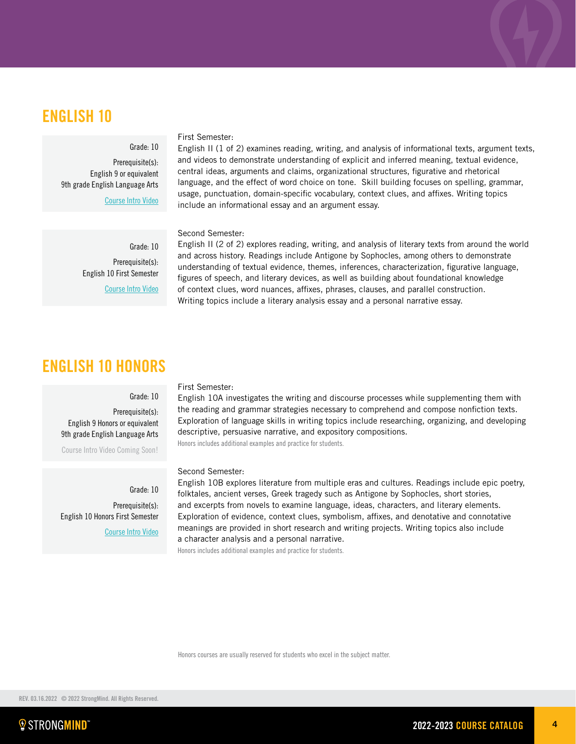## ENGLISH 10

Grade: 10

Prerequisite(s):
English 9 or equivalent
9th grade English Language Arts

Course Intro Video

First Semester:
English II (1 of 2) examines reading, writing, and analysis of informational texts, argument texts, and videos to demonstrate understanding of explicit and inferred meaning, textual evidence, central ideas, arguments and claims, organizational structures, figurative and rhetorical language, and the effect of word choice on tone. Skill building focuses on spelling, grammar, usage, punctuation, domain-specific vocabulary, context clues, and affixes. Writing topics include an informational essay and an argument essay.

Grade: 10

Prerequisite(s):
English 10 First Semester

Course Intro Video

Second Semester:
English II (2 of 2) explores reading, writing, and analysis of literary texts from around the world and across history. Readings include Antigone by Sophocles, among others to demonstrate understanding of textual evidence, themes, inferences, characterization, figurative language, figures of speech, and literary devices, as well as building about foundational knowledge of context clues, word nuances, affixes, phrases, clauses, and parallel construction. Writing topics include a literary analysis essay and a personal narrative essay.

## ENGLISH 10 HONORS

Grade: 10

Prerequisite(s):
English 9 Honors or equivalent
9th grade English Language Arts

Course Intro Video Coming Soon!

First Semester:
English 10A investigates the writing and discourse processes while supplementing them with the reading and grammar strategies necessary to comprehend and compose nonfiction texts. Exploration of language skills in writing topics include researching, organizing, and developing descriptive, persuasive narrative, and expository compositions.
Honors includes additional examples and practice for students.

Grade: 10

Prerequisite(s):
English 10 Honors First Semester

Course Intro Video

Second Semester:
English 10B explores literature from multiple eras and cultures. Readings include epic poetry, folktales, ancient verses, Greek tragedy such as Antigone by Sophocles, short stories, and excerpts from novels to examine language, ideas, characters, and literary elements. Exploration of evidence, context clues, symbolism, affixes, and denotative and connotative meanings are provided in short research and writing projects. Writing topics also include a character analysis and a personal narrative.
Honors includes additional examples and practice for students.

Honors courses are usually reserved for students who excel in the subject matter.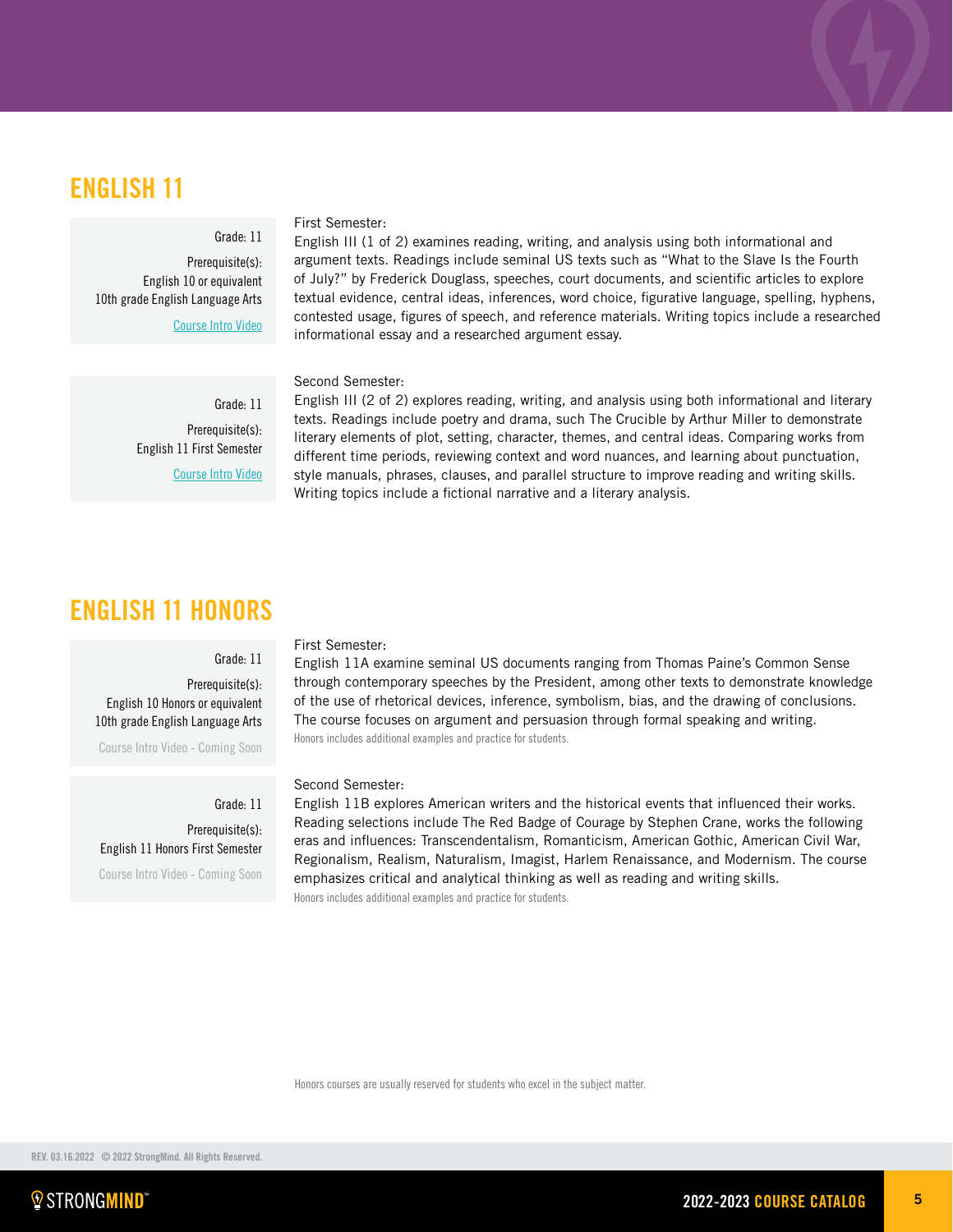## ENGLISH 11

Grade: 11

Prerequisite(s):
English 10 or equivalent
10th grade English Language Arts

Course Intro Video

First Semester:
English III (1 of 2) examines reading, writing, and analysis using both informational and argument texts. Readings include seminal US texts such as "What to the Slave Is the Fourth of July?" by Frederick Douglass, speeches, court documents, and scientific articles to explore textual evidence, central ideas, inferences, word choice, figurative language, spelling, hyphens, contested usage, figures of speech, and reference materials. Writing topics include a researched informational essay and a researched argument essay.

Grade: 11

Prerequisite(s):
English 11 First Semester

Course Intro Video

Second Semester:
English III (2 of 2) explores reading, writing, and analysis using both informational and literary texts. Readings include poetry and drama, such The Crucible by Arthur Miller to demonstrate literary elements of plot, setting, character, themes, and central ideas. Comparing works from different time periods, reviewing context and word nuances, and learning about punctuation, style manuals, phrases, clauses, and parallel structure to improve reading and writing skills. Writing topics include a fictional narrative and a literary analysis.

## ENGLISH 11 HONORS

Grade: 11

Prerequisite(s):
English 10 Honors or equivalent
10th grade English Language Arts

Course Intro Video - Coming Soon

First Semester:
English 11A examine seminal US documents ranging from Thomas Paine's Common Sense through contemporary speeches by the President, among other texts to demonstrate knowledge of the use of rhetorical devices, inference, symbolism, bias, and the drawing of conclusions. The course focuses on argument and persuasion through formal speaking and writing.
Honors includes additional examples and practice for students.

Grade: 11

Prerequisite(s):
English 11 Honors First Semester

Course Intro Video - Coming Soon

Second Semester:
English 11B explores American writers and the historical events that influenced their works. Reading selections include The Red Badge of Courage by Stephen Crane, works the following eras and influences: Transcendentalism, Romanticism, American Gothic, American Civil War, Regionalism, Realism, Naturalism, Imagist, Harlem Renaissance, and Modernism. The course emphasizes critical and analytical thinking as well as reading and writing skills.
Honors includes additional examples and practice for students.

Honors courses are usually reserved for students who excel in the subject matter.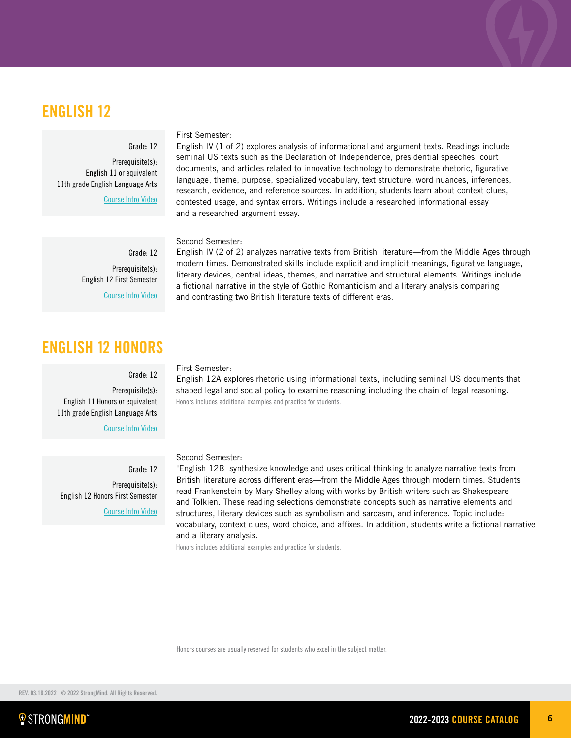## ENGLISH 12

Grade: 12

Prerequisite(s):
English 11 or equivalent
11th grade English Language Arts

Course Intro Video

First Semester:
English IV (1 of 2) explores analysis of informational and argument texts. Readings include seminal US texts such as the Declaration of Independence, presidential speeches, court documents, and articles related to innovative technology to demonstrate rhetoric, figurative language, theme, purpose, specialized vocabulary, text structure, word nuances, inferences, research, evidence, and reference sources. In addition, students learn about context clues, contested usage, and syntax errors. Writings include a researched informational essay and a researched argument essay.

Grade: 12

Prerequisite(s):
English 12 First Semester

Course Intro Video

Second Semester:
English IV (2 of 2) analyzes narrative texts from British literature—from the Middle Ages through modern times. Demonstrated skills include explicit and implicit meanings, figurative language, literary devices, central ideas, themes, and narrative and structural elements. Writings include a fictional narrative in the style of Gothic Romanticism and a literary analysis comparing and contrasting two British literature texts of different eras.

## ENGLISH 12 HONORS

Grade: 12

Prerequisite(s):
English 11 Honors or equivalent
11th grade English Language Arts

Course Intro Video

First Semester:
English 12A explores rhetoric using informational texts, including seminal US documents that shaped legal and social policy to examine reasoning including the chain of legal reasoning.

Honors includes additional examples and practice for students.

Grade: 12

Prerequisite(s):
English 12 Honors First Semester

Course Intro Video

Second Semester:
"English 12B synthesize knowledge and uses critical thinking to analyze narrative texts from British literature across different eras—from the Middle Ages through modern times. Students read Frankenstein by Mary Shelley along with works by British writers such as Shakespeare and Tolkien. These reading selections demonstrate concepts such as narrative elements and structures, literary devices such as symbolism and sarcasm, and inference. Topic include: vocabulary, context clues, word choice, and affixes. In addition, students write a fictional narrative and a literary analysis.

Honors includes additional examples and practice for students.

Honors courses are usually reserved for students who excel in the subject matter.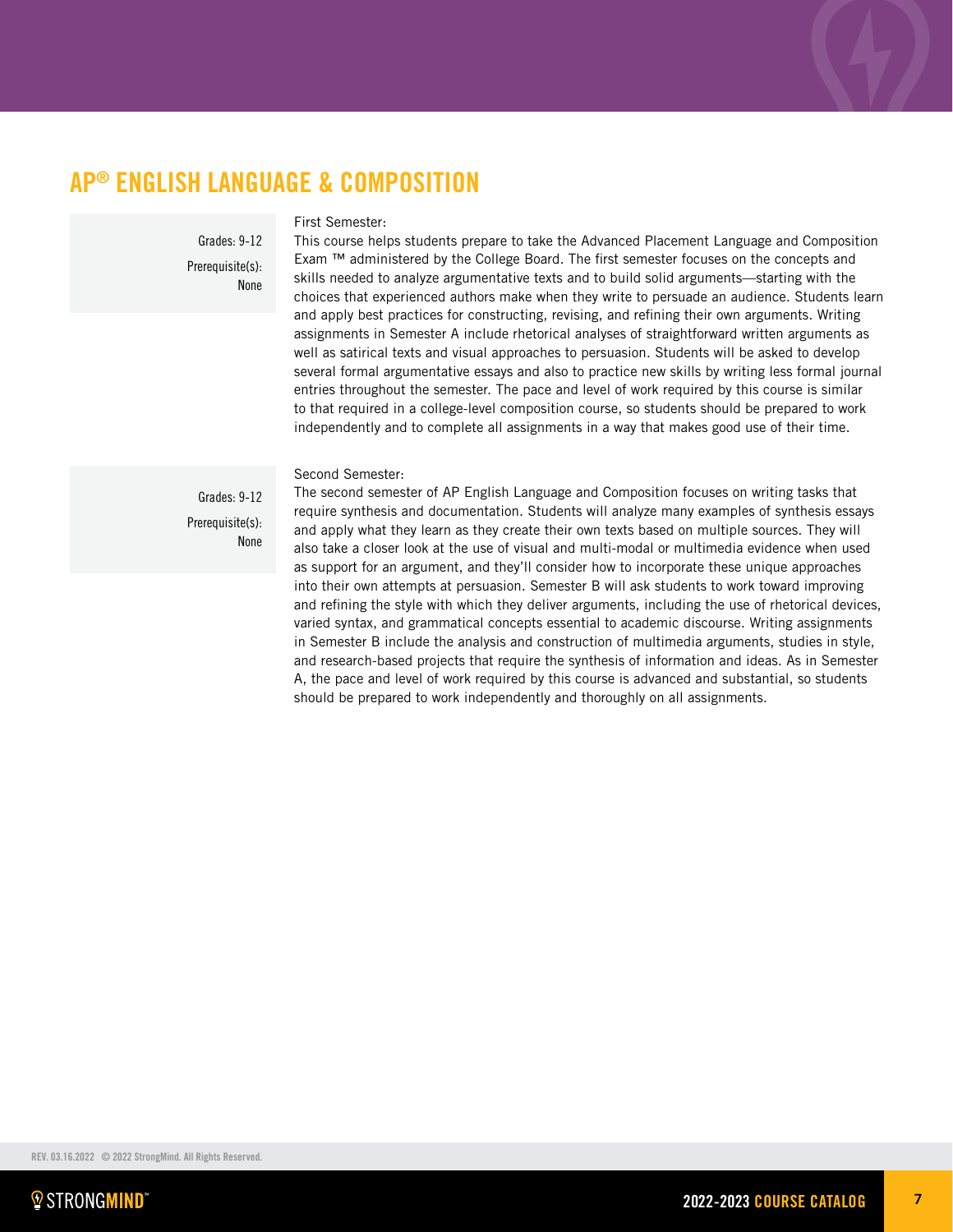# AP® ENGLISH LANGUAGE & COMPOSITION

Grades: 9-12

Prerequisite(s): None

First Semester:

This course helps students prepare to take the Advanced Placement Language and Composition Exam ™ administered by the College Board. The first semester focuses on the concepts and skills needed to analyze argumentative texts and to build solid arguments—starting with the choices that experienced authors make when they write to persuade an audience. Students learn and apply best practices for constructing, revising, and refining their own arguments. Writing assignments in Semester A include rhetorical analyses of straightforward written arguments as well as satirical texts and visual approaches to persuasion. Students will be asked to develop several formal argumentative essays and also to practice new skills by writing less formal journal entries throughout the semester. The pace and level of work required by this course is similar to that required in a college-level composition course, so students should be prepared to work independently and to complete all assignments in a way that makes good use of their time.

Grades: 9-12

Prerequisite(s): None

Second Semester:

The second semester of AP English Language and Composition focuses on writing tasks that require synthesis and documentation. Students will analyze many examples of synthesis essays and apply what they learn as they create their own texts based on multiple sources. They will also take a closer look at the use of visual and multi-modal or multimedia evidence when used as support for an argument, and they'll consider how to incorporate these unique approaches into their own attempts at persuasion. Semester B will ask students to work toward improving and refining the style with which they deliver arguments, including the use of rhetorical devices, varied syntax, and grammatical concepts essential to academic discourse. Writing assignments in Semester B include the analysis and construction of multimedia arguments, studies in style, and research-based projects that require the synthesis of information and ideas. As in Semester A, the pace and level of work required by this course is advanced and substantial, so students should be prepared to work independently and thoroughly on all assignments.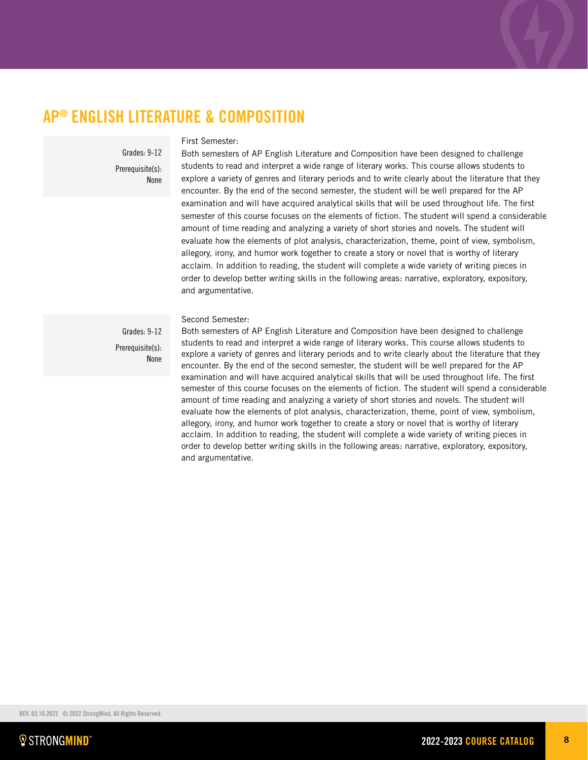# AP® ENGLISH LITERATURE & COMPOSITION

Grades: 9-12

Prerequisite(s): None

First Semester:

Both semesters of AP English Literature and Composition have been designed to challenge students to read and interpret a wide range of literary works. This course allows students to explore a variety of genres and literary periods and to write clearly about the literature that they encounter. By the end of the second semester, the student will be well prepared for the AP examination and will have acquired analytical skills that will be used throughout life. The first semester of this course focuses on the elements of fiction. The student will spend a considerable amount of time reading and analyzing a variety of short stories and novels. The student will evaluate how the elements of plot analysis, characterization, theme, point of view, symbolism, allegory, irony, and humor work together to create a story or novel that is worthy of literary acclaim. In addition to reading, the student will complete a wide variety of writing pieces in order to develop better writing skills in the following areas: narrative, exploratory, expository, and argumentative.

Grades: 9-12

Prerequisite(s): None

Second Semester:

Both semesters of AP English Literature and Composition have been designed to challenge students to read and interpret a wide range of literary works. This course allows students to explore a variety of genres and literary periods and to write clearly about the literature that they encounter. By the end of the second semester, the student will be well prepared for the AP examination and will have acquired analytical skills that will be used throughout life. The first semester of this course focuses on the elements of fiction. The student will spend a considerable amount of time reading and analyzing a variety of short stories and novels. The student will evaluate how the elements of plot analysis, characterization, theme, point of view, symbolism, allegory, irony, and humor work together to create a story or novel that is worthy of literary acclaim. In addition to reading, the student will complete a wide variety of writing pieces in order to develop better writing skills in the following areas: narrative, exploratory, expository, and argumentative.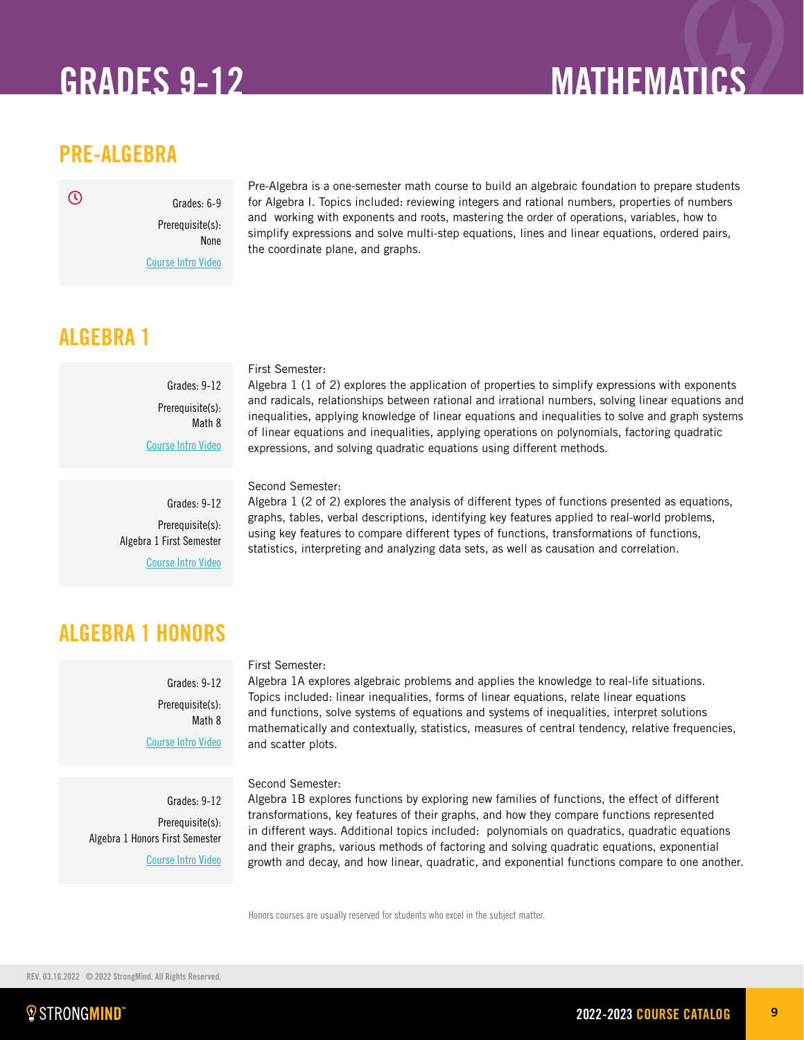# GRADES 9-12 MATHEMATICS

## PRE-ALGEBRA

Grades: 6-9

Prerequisite(s): None

Course Intro Video

Pre-Algebra is a one-semester math course to build an algebraic foundation to prepare students for Algebra I. Topics included: reviewing integers and rational numbers, properties of numbers and working with exponents and roots, mastering the order of operations, variables, how to simplify expressions and solve multi-step equations, lines and linear equations, ordered pairs, the coordinate plane, and graphs.

## ALGEBRA 1

Grades: 9-12

Prerequisite(s): Math 8

Course Intro Video

First Semester:
Algebra 1 (1 of 2) explores the application of properties to simplify expressions with exponents and radicals, relationships between rational and irrational numbers, solving linear equations and inequalities, applying knowledge of linear equations and inequalities to solve and graph systems of linear equations and inequalities, applying operations on polynomials, factoring quadratic expressions, and solving quadratic equations using different methods.

Grades: 9-12

Prerequisite(s): Algebra 1 First Semester

Course Intro Video

Second Semester:
Algebra 1 (2 of 2) explores the analysis of different types of functions presented as equations, graphs, tables, verbal descriptions, identifying key features applied to real-world problems, using key features to compare different types of functions, transformations of functions, statistics, interpreting and analyzing data sets, as well as causation and correlation.

## ALGEBRA 1 HONORS

Grades: 9-12

Prerequisite(s): Math 8

Course Intro Video

First Semester:
Algebra 1A explores algebraic problems and applies the knowledge to real-life situations. Topics included: linear inequalities, forms of linear equations, relate linear equations and functions, solve systems of equations and systems of inequalities, interpret solutions mathematically and contextually, statistics, measures of central tendency, relative frequencies, and scatter plots.

Grades: 9-12

Prerequisite(s): Algebra 1 Honors First Semester

Course Intro Video

Second Semester:
Algebra 1B explores functions by exploring new families of functions, the effect of different transformations, key features of their graphs, and how they compare functions represented in different ways. Additional topics included: polynomials on quadratics, quadratic equations and their graphs, various methods of factoring and solving quadratic equations, exponential growth and decay, and how linear, quadratic, and exponential functions compare to one another.

Honors courses are usually reserved for students who excel in the subject matter.

REV. 03.16.2022 © 2022 StrongMind. All Rights Reserved.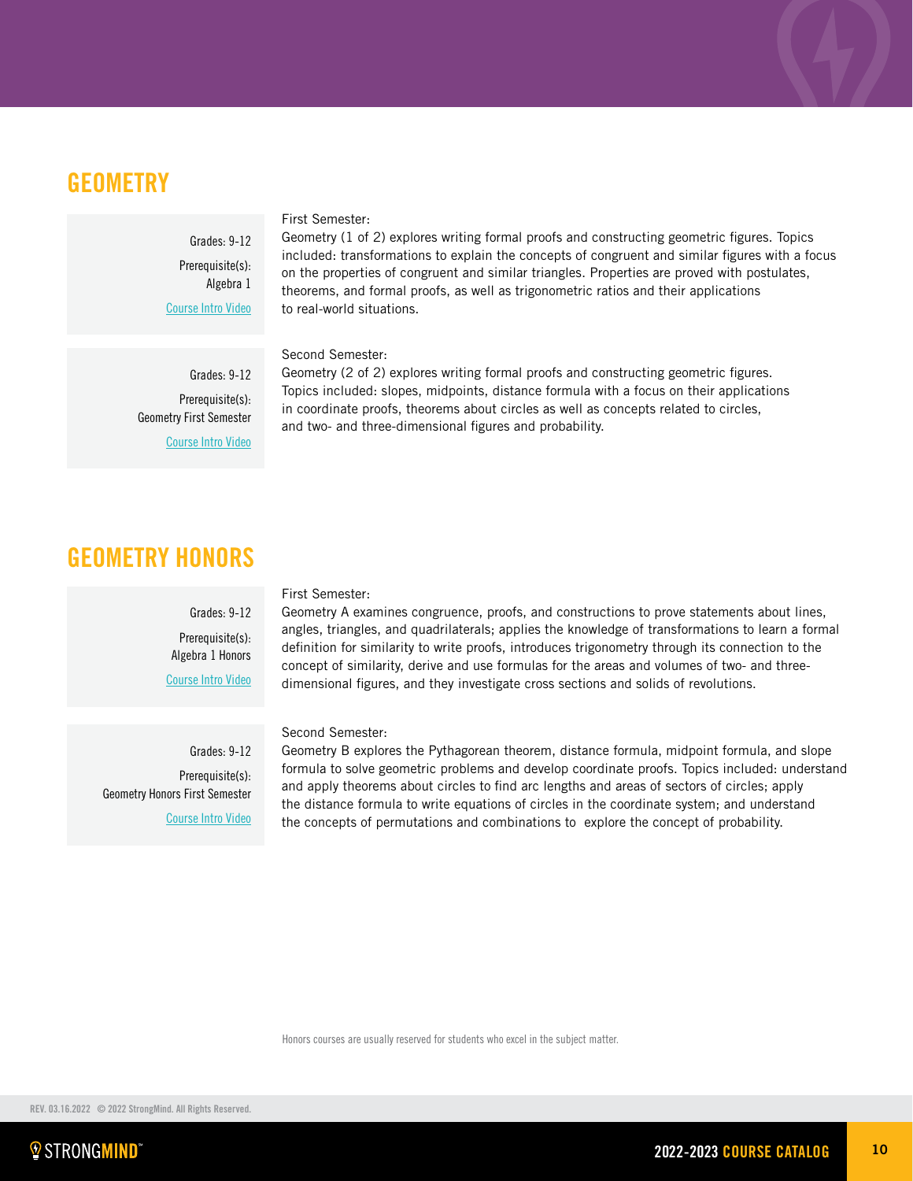## GEOMETRY

Grades: 9-12

Prerequisite(s): Algebra 1

Course Intro Video

First Semester:
Geometry (1 of 2) explores writing formal proofs and constructing geometric figures. Topics included: transformations to explain the concepts of congruent and similar figures with a focus on the properties of congruent and similar triangles. Properties are proved with postulates, theorems, and formal proofs, as well as trigonometric ratios and their applications to real-world situations.

Grades: 9-12

Prerequisite(s): Geometry First Semester

Course Intro Video

Second Semester:
Geometry (2 of 2) explores writing formal proofs and constructing geometric figures. Topics included: slopes, midpoints, distance formula with a focus on their applications in coordinate proofs, theorems about circles as well as concepts related to circles, and two- and three-dimensional figures and probability.

## GEOMETRY HONORS

Grades: 9-12

Prerequisite(s): Algebra 1 Honors

Course Intro Video

First Semester:
Geometry A examines congruence, proofs, and constructions to prove statements about lines, angles, triangles, and quadrilaterals; applies the knowledge of transformations to learn a formal definition for similarity to write proofs, introduces trigonometry through its connection to the concept of similarity, derive and use formulas for the areas and volumes of two- and three-dimensional figures, and they investigate cross sections and solids of revolutions.

Grades: 9-12

Prerequisite(s): Geometry Honors First Semester

Course Intro Video

Second Semester:
Geometry B explores the Pythagorean theorem, distance formula, midpoint formula, and slope formula to solve geometric problems and develop coordinate proofs. Topics included: understand and apply theorems about circles to find arc lengths and areas of sectors of circles; apply the distance formula to write equations of circles in the coordinate system; and understand the concepts of permutations and combinations to explore the concept of probability.

Honors courses are usually reserved for students who excel in the subject matter.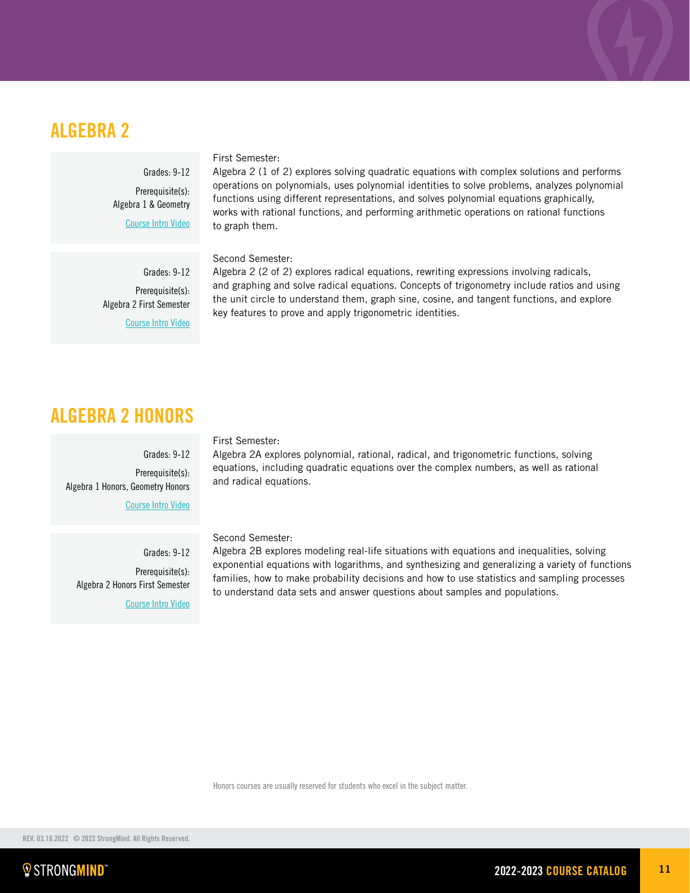## ALGEBRA 2

Grades: 9-12

Prerequisite(s):
Algebra 1 & Geometry

Course Intro Video

First Semester:
Algebra 2 (1 of 2) explores solving quadratic equations with complex solutions and performs operations on polynomials, uses polynomial identities to solve problems, analyzes polynomial functions using different representations, and solves polynomial equations graphically, works with rational functions, and performing arithmetic operations on rational functions to graph them.

Grades: 9-12

Prerequisite(s):
Algebra 2 First Semester

Course Intro Video

Second Semester:
Algebra 2 (2 of 2) explores radical equations, rewriting expressions involving radicals, and graphing and solve radical equations. Concepts of trigonometry include ratios and using the unit circle to understand them, graph sine, cosine, and tangent functions, and explore key features to prove and apply trigonometric identities.

## ALGEBRA 2 HONORS

Grades: 9-12

Prerequisite(s):
Algebra 1 Honors, Geometry Honors

Course Intro Video

First Semester:
Algebra 2A explores polynomial, rational, radical, and trigonometric functions, solving equations, including quadratic equations over the complex numbers, as well as rational and radical equations.

Grades: 9-12

Prerequisite(s):
Algebra 2 Honors First Semester

Course Intro Video

Second Semester:
Algebra 2B explores modeling real-life situations with equations and inequalities, solving exponential equations with logarithms, and synthesizing and generalizing a variety of functions families, how to make probability decisions and how to use statistics and sampling processes to understand data sets and answer questions about samples and populations.

Honors courses are usually reserved for students who excel in the subject matter.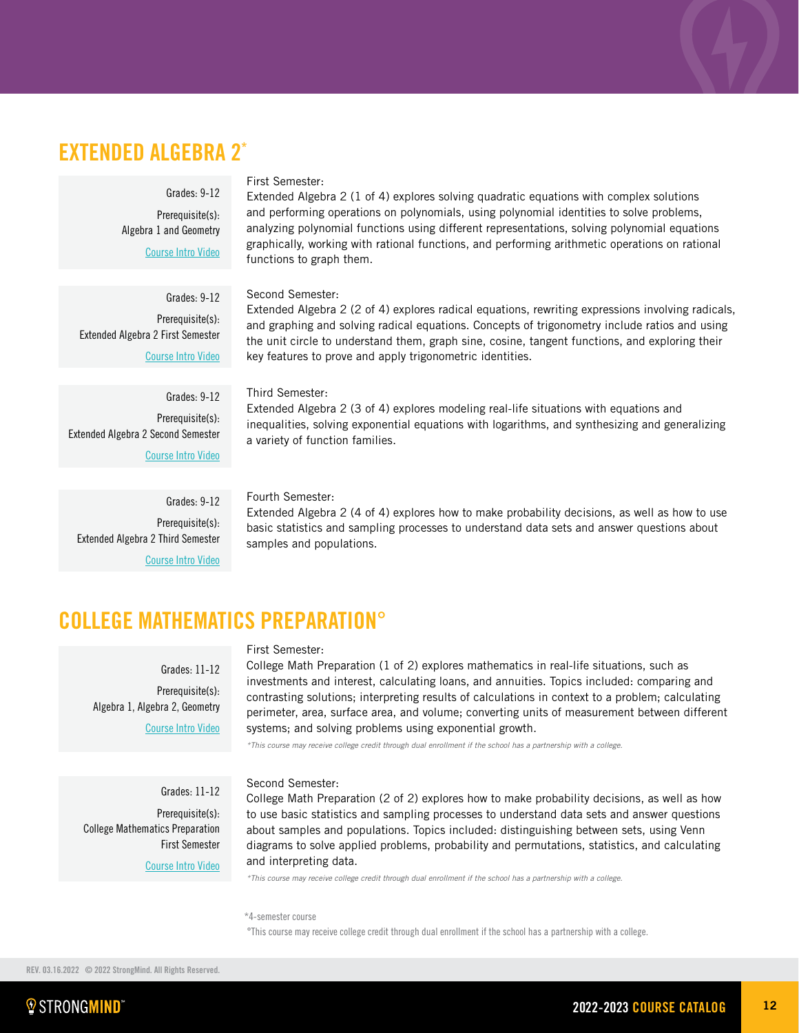## EXTENDED ALGEBRA 2*

Grades: 9-12

Prerequisite(s):
Algebra 1 and Geometry

Course Intro Video

First Semester:
Extended Algebra 2 (1 of 4) explores solving quadratic equations with complex solutions and performing operations on polynomials, using polynomial identities to solve problems, analyzing polynomial functions using different representations, solving polynomial equations graphically, working with rational functions, and performing arithmetic operations on rational functions to graph them.

Grades: 9-12

Prerequisite(s):
Extended Algebra 2 First Semester

Course Intro Video

Second Semester:
Extended Algebra 2 (2 of 4) explores radical equations, rewriting expressions involving radicals, and graphing and solving radical equations. Concepts of trigonometry include ratios and using the unit circle to understand them, graph sine, cosine, tangent functions, and exploring their key features to prove and apply trigonometric identities.

Grades: 9-12

Prerequisite(s):
Extended Algebra 2 Second Semester

Course Intro Video

Third Semester:
Extended Algebra 2 (3 of 4) explores modeling real-life situations with equations and inequalities, solving exponential equations with logarithms, and synthesizing and generalizing a variety of function families.

Grades: 9-12

Prerequisite(s):
Extended Algebra 2 Third Semester

Course Intro Video

Fourth Semester:
Extended Algebra 2 (4 of 4) explores how to make probability decisions, as well as how to use basic statistics and sampling processes to understand data sets and answer questions about samples and populations.

## COLLEGE MATHEMATICS PREPARATION°

Grades: 11-12

Prerequisite(s):
Algebra 1, Algebra 2, Geometry

Course Intro Video

First Semester:
College Math Preparation (1 of 2) explores mathematics in real-life situations, such as investments and interest, calculating loans, and annuities. Topics included: comparing and contrasting solutions; interpreting results of calculations in context to a problem; calculating perimeter, area, surface area, and volume; converting units of measurement between different systems; and solving problems using exponential growth.

*This course may receive college credit through dual enrollment if the school has a partnership with a college.*

Grades: 11-12

Prerequisite(s):
College Mathematics Preparation First Semester

Course Intro Video

Second Semester:
College Math Preparation (2 of 2) explores how to make probability decisions, as well as how to use basic statistics and sampling processes to understand data sets and answer questions about samples and populations. Topics included: distinguishing between sets, using Venn diagrams to solve applied problems, probability and permutations, statistics, and calculating and interpreting data.

*This course may receive college credit through dual enrollment if the school has a partnership with a college.*

*4-semester course

°This course may receive college credit through dual enrollment if the school has a partnership with a college.

REV. 03.16.2022 © 2022 StrongMind. All Rights Reserved.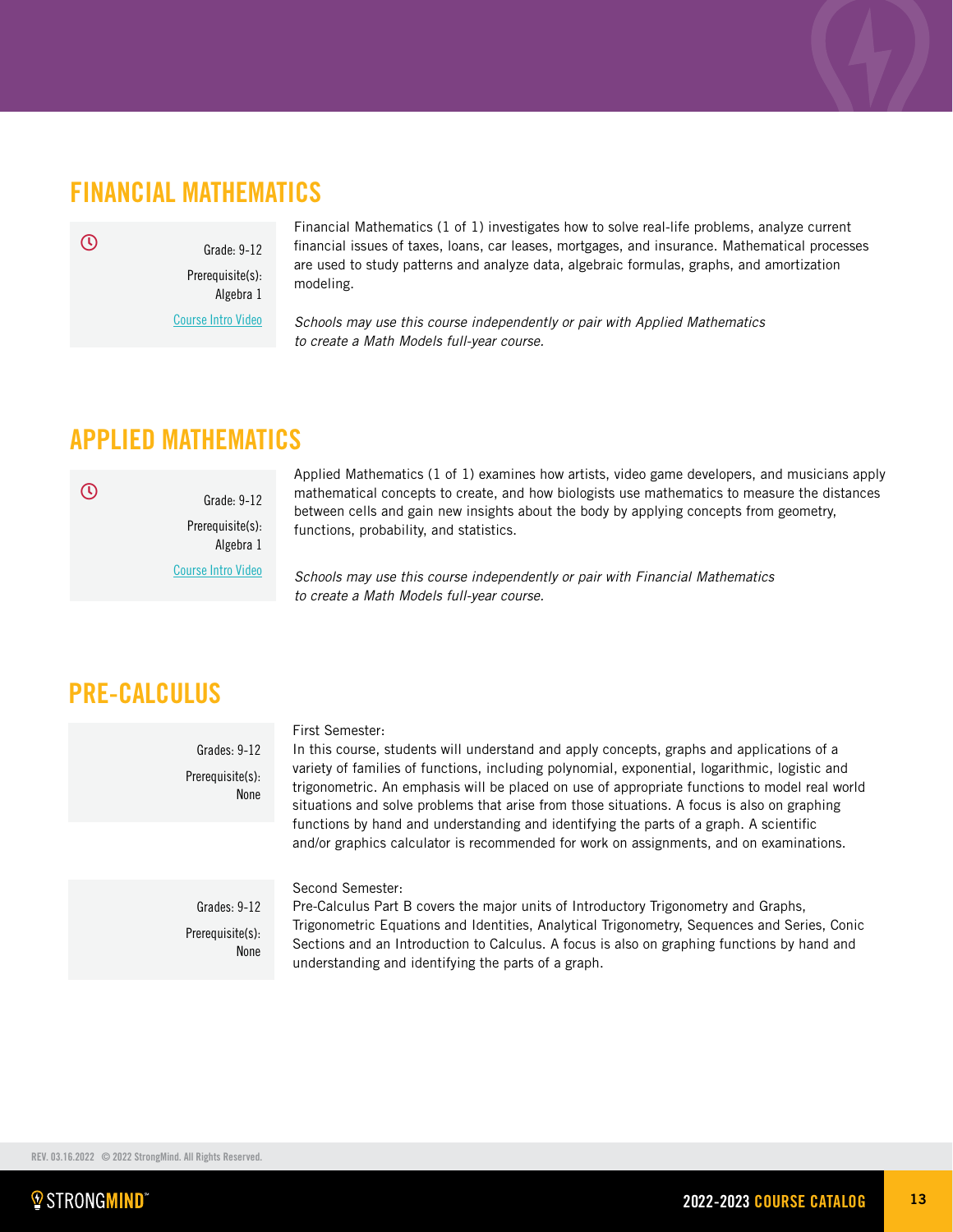## FINANCIAL MATHEMATICS

Grade: 9-12

Prerequisite(s): Algebra 1

Course Intro Video

Financial Mathematics (1 of 1) investigates how to solve real-life problems, analyze current financial issues of taxes, loans, car leases, mortgages, and insurance. Mathematical processes are used to study patterns and analyze data, algebraic formulas, graphs, and amortization modeling.

*Schools may use this course independently or pair with Applied Mathematics to create a Math Models full-year course.*

## APPLIED MATHEMATICS

Grade: 9-12

Prerequisite(s): Algebra 1

Course Intro Video

Applied Mathematics (1 of 1) examines how artists, video game developers, and musicians apply mathematical concepts to create, and how biologists use mathematics to measure the distances between cells and gain new insights about the body by applying concepts from geometry, functions, probability, and statistics.

*Schools may use this course independently or pair with Financial Mathematics to create a Math Models full-year course.*

## PRE-CALCULUS

Grades: 9-12

Prerequisite(s): None

First Semester:
In this course, students will understand and apply concepts, graphs and applications of a variety of families of functions, including polynomial, exponential, logarithmic, logistic and trigonometric. An emphasis will be placed on use of appropriate functions to model real world situations and solve problems that arise from those situations. A focus is also on graphing functions by hand and understanding and identifying the parts of a graph. A scientific and/or graphics calculator is recommended for work on assignments, and on examinations.

Grades: 9-12

Prerequisite(s): None

Second Semester:
Pre-Calculus Part B covers the major units of Introductory Trigonometry and Graphs, Trigonometric Equations and Identities, Analytical Trigonometry, Sequences and Series, Conic Sections and an Introduction to Calculus. A focus is also on graphing functions by hand and understanding and identifying the parts of a graph.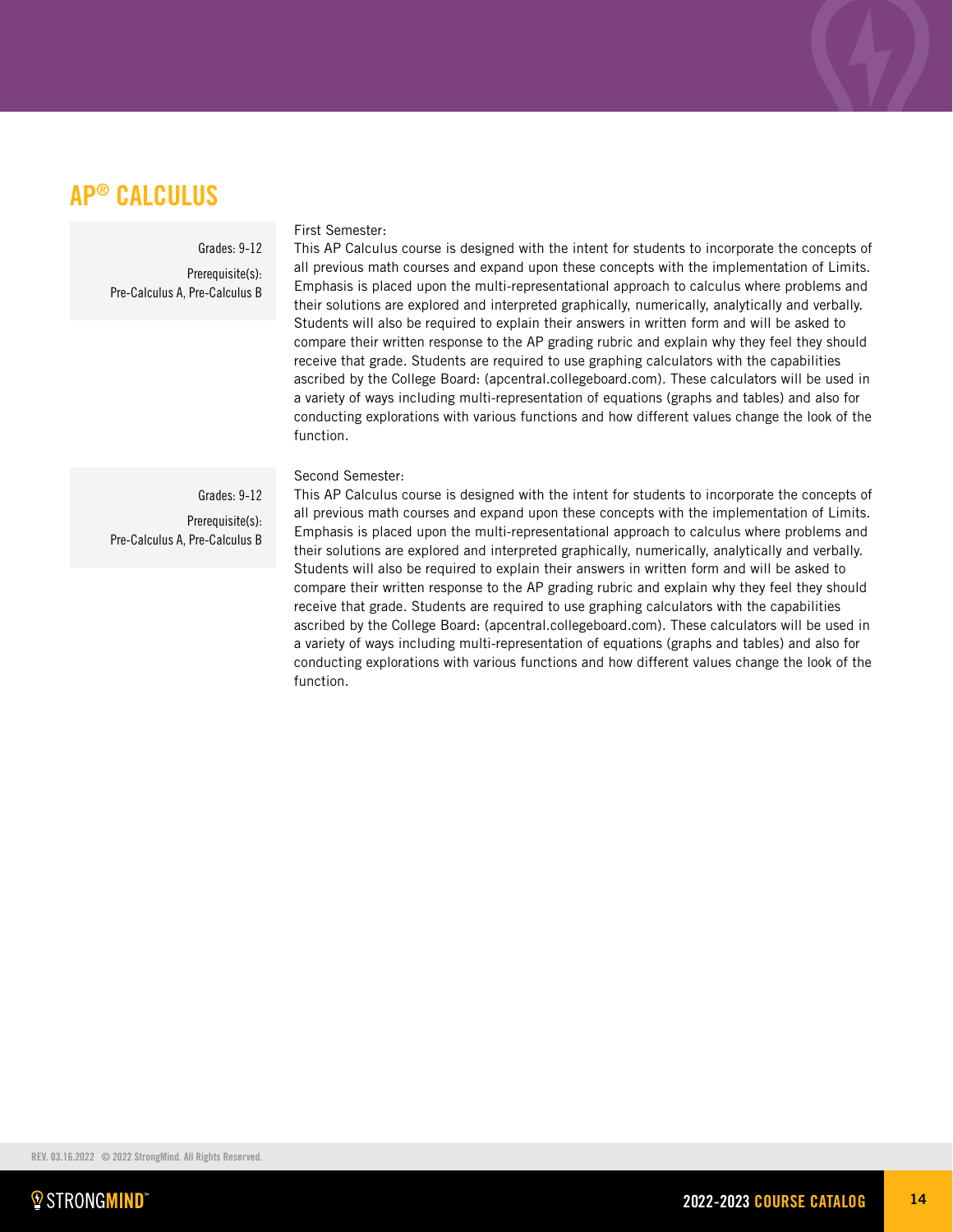## AP® CALCULUS

Grades: 9-12

Prerequisite(s):
Pre-Calculus A, Pre-Calculus B

First Semester:
This AP Calculus course is designed with the intent for students to incorporate the concepts of all previous math courses and expand upon these concepts with the implementation of Limits. Emphasis is placed upon the multi-representational approach to calculus where problems and their solutions are explored and interpreted graphically, numerically, analytically and verbally. Students will also be required to explain their answers in written form and will be asked to compare their written response to the AP grading rubric and explain why they feel they should receive that grade. Students are required to use graphing calculators with the capabilities ascribed by the College Board: (apcentral.collegeboard.com). These calculators will be used in a variety of ways including multi-representation of equations (graphs and tables) and also for conducting explorations with various functions and how different values change the look of the function.

Grades: 9-12

Prerequisite(s):
Pre-Calculus A, Pre-Calculus B

Second Semester:
This AP Calculus course is designed with the intent for students to incorporate the concepts of all previous math courses and expand upon these concepts with the implementation of Limits. Emphasis is placed upon the multi-representational approach to calculus where problems and their solutions are explored and interpreted graphically, numerically, analytically and verbally. Students will also be required to explain their answers in written form and will be asked to compare their written response to the AP grading rubric and explain why they feel they should receive that grade. Students are required to use graphing calculators with the capabilities ascribed by the College Board: (apcentral.collegeboard.com). These calculators will be used in a variety of ways including multi-representation of equations (graphs and tables) and also for conducting explorations with various functions and how different values change the look of the function.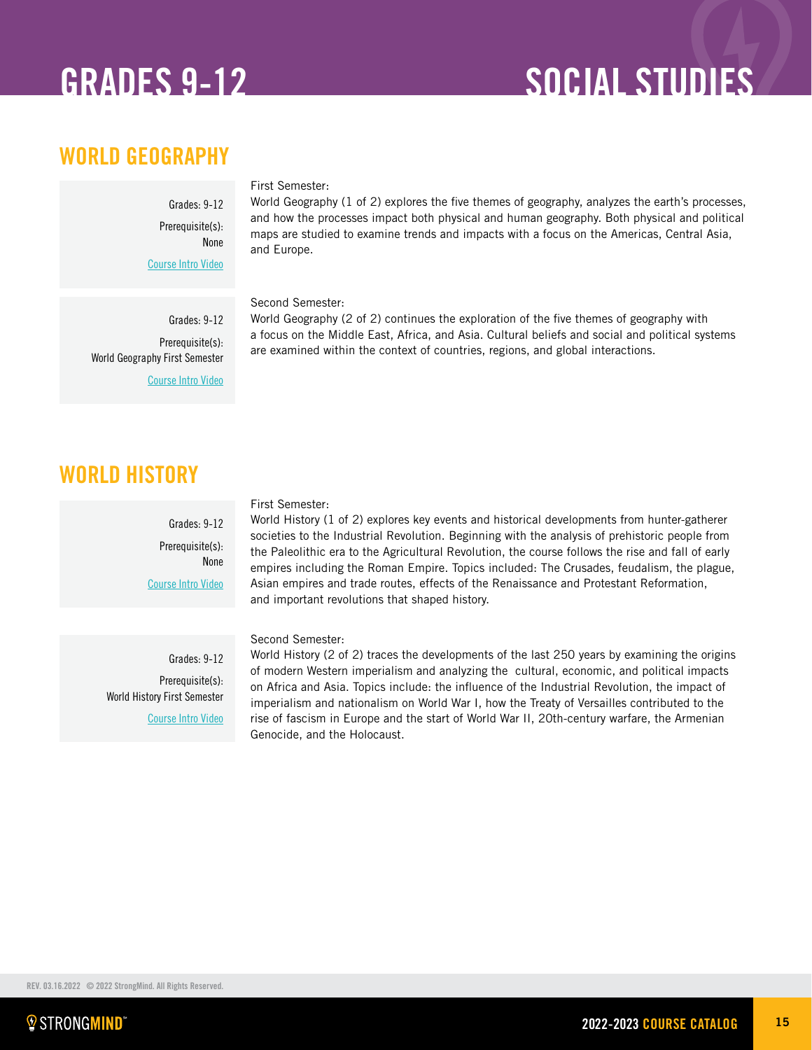# GRADES 9-12 SOCIAL STUDIES

## WORLD GEOGRAPHY

Grades: 9-12

Prerequisite(s): None

Course Intro Video

First Semester:
World Geography (1 of 2) explores the five themes of geography, analyzes the earth's processes, and how the processes impact both physical and human geography. Both physical and political maps are studied to examine trends and impacts with a focus on the Americas, Central Asia, and Europe.

Grades: 9-12

Prerequisite(s): World Geography First Semester

Course Intro Video

Second Semester:
World Geography (2 of 2) continues the exploration of the five themes of geography with a focus on the Middle East, Africa, and Asia. Cultural beliefs and social and political systems are examined within the context of countries, regions, and global interactions.

## WORLD HISTORY

Grades: 9-12

Prerequisite(s): None

Course Intro Video

First Semester:
World History (1 of 2) explores key events and historical developments from hunter-gatherer societies to the Industrial Revolution. Beginning with the analysis of prehistoric people from the Paleolithic era to the Agricultural Revolution, the course follows the rise and fall of early empires including the Roman Empire. Topics included: The Crusades, feudalism, the plague, Asian empires and trade routes, effects of the Renaissance and Protestant Reformation, and important revolutions that shaped history.

Grades: 9-12

Prerequisite(s): World History First Semester

Course Intro Video

Second Semester:
World History (2 of 2) traces the developments of the last 250 years by examining the origins of modern Western imperialism and analyzing the cultural, economic, and political impacts on Africa and Asia. Topics include: the influence of the Industrial Revolution, the impact of imperialism and nationalism on World War I, how the Treaty of Versailles contributed to the rise of fascism in Europe and the start of World War II, 20th-century warfare, the Armenian Genocide, and the Holocaust.

REV. 03.16.2022 © 2022 StrongMind. All Rights Reserved.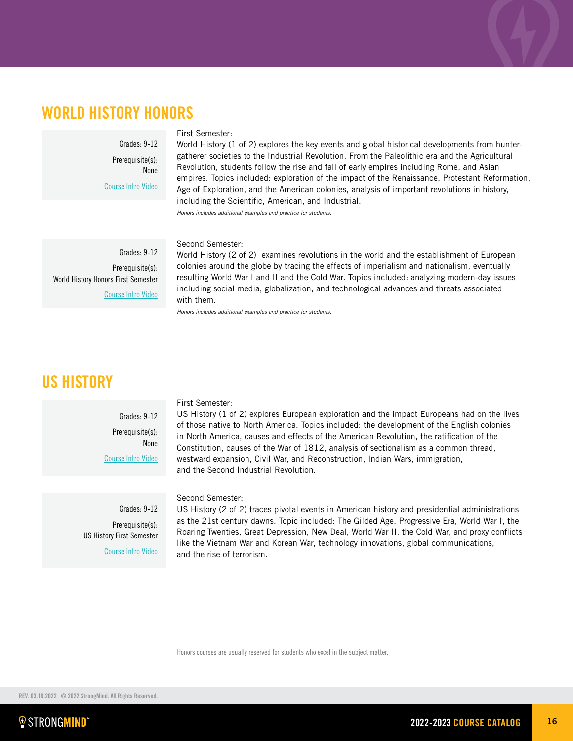## WORLD HISTORY HONORS

Grades: 9-12

Prerequisite(s): None

Course Intro Video

First Semester:
World History (1 of 2) explores the key events and global historical developments from hunter-gatherer societies to the Industrial Revolution. From the Paleolithic era and the Agricultural Revolution, students follow the rise and fall of early empires including Rome, and Asian empires. Topics included: exploration of the impact of the Renaissance, Protestant Reformation, Age of Exploration, and the American colonies, analysis of important revolutions in history, including the Scientific, American, and Industrial.

*Honors includes additional examples and practice for students.*

Grades: 9-12

Prerequisite(s): World History Honors First Semester

Course Intro Video

Second Semester:
World History (2 of 2) examines revolutions in the world and the establishment of European colonies around the globe by tracing the effects of imperialism and nationalism, eventually resulting World War I and II and the Cold War. Topics included: analyzing modern-day issues including social media, globalization, and technological advances and threats associated with them.

*Honors includes additional examples and practice for students.*

## US HISTORY

Grades: 9-12

Prerequisite(s): None

Course Intro Video

First Semester:
US History (1 of 2) explores European exploration and the impact Europeans had on the lives of those native to North America. Topics included: the development of the English colonies in North America, causes and effects of the American Revolution, the ratification of the Constitution, causes of the War of 1812, analysis of sectionalism as a common thread, westward expansion, Civil War, and Reconstruction, Indian Wars, immigration, and the Second Industrial Revolution.

Grades: 9-12

Prerequisite(s): US History First Semester

Course Intro Video

Second Semester:
US History (2 of 2) traces pivotal events in American history and presidential administrations as the 21st century dawns. Topic included: The Gilded Age, Progressive Era, World War I, the Roaring Twenties, Great Depression, New Deal, World War II, the Cold War, and proxy conflicts like the Vietnam War and Korean War, technology innovations, global communications, and the rise of terrorism.

Honors courses are usually reserved for students who excel in the subject matter.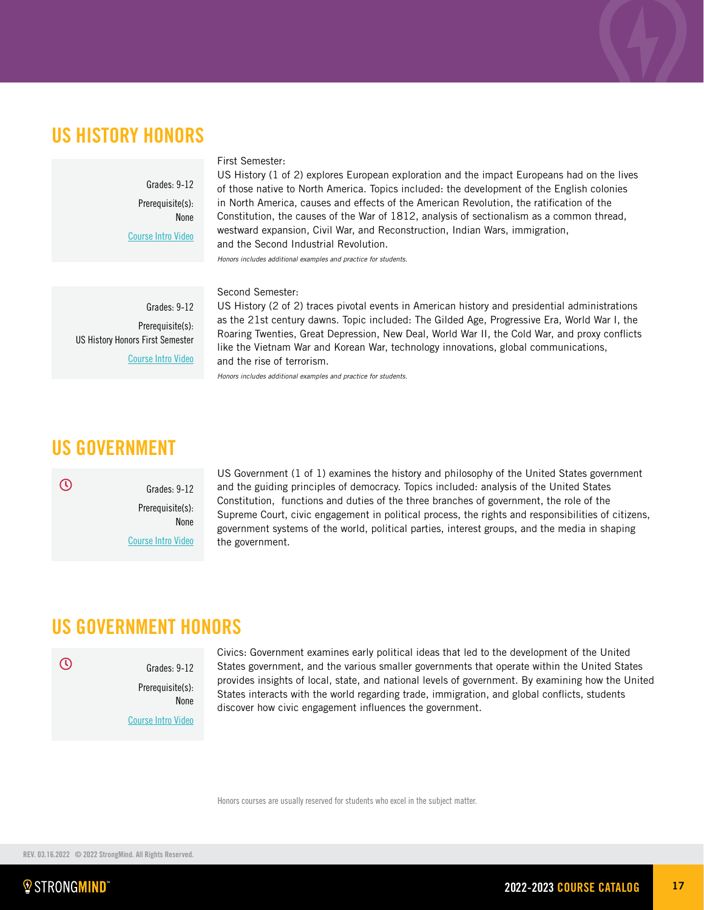## US HISTORY HONORS

Grades: 9-12

Prerequisite(s): None

Course Intro Video

First Semester:
US History (1 of 2) explores European exploration and the impact Europeans had on the lives of those native to North America. Topics included: the development of the English colonies in North America, causes and effects of the American Revolution, the ratification of the Constitution, the causes of the War of 1812, analysis of sectionalism as a common thread, westward expansion, Civil War, and Reconstruction, Indian Wars, immigration, and the Second Industrial Revolution.

*Honors includes additional examples and practice for students.*

Grades: 9-12

Prerequisite(s): US History Honors First Semester

Course Intro Video

Second Semester:
US History (2 of 2) traces pivotal events in American history and presidential administrations as the 21st century dawns. Topic included: The Gilded Age, Progressive Era, World War I, the Roaring Twenties, Great Depression, New Deal, World War II, the Cold War, and proxy conflicts like the Vietnam War and Korean War, technology innovations, global communications, and the rise of terrorism.

*Honors includes additional examples and practice for students.*

## US GOVERNMENT

Grades: 9-12

Prerequisite(s): None

Course Intro Video

US Government (1 of 1) examines the history and philosophy of the United States government and the guiding principles of democracy. Topics included: analysis of the United States Constitution, functions and duties of the three branches of government, the role of the Supreme Court, civic engagement in political process, the rights and responsibilities of citizens, government systems of the world, political parties, interest groups, and the media in shaping the government.

## US GOVERNMENT HONORS

Grades: 9-12

Prerequisite(s): None

Course Intro Video

Civics: Government examines early political ideas that led to the development of the United States government, and the various smaller governments that operate within the United States provides insights of local, state, and national levels of government. By examining how the United States interacts with the world regarding trade, immigration, and global conflicts, students discover how civic engagement influences the government.

Honors courses are usually reserved for students who excel in the subject matter.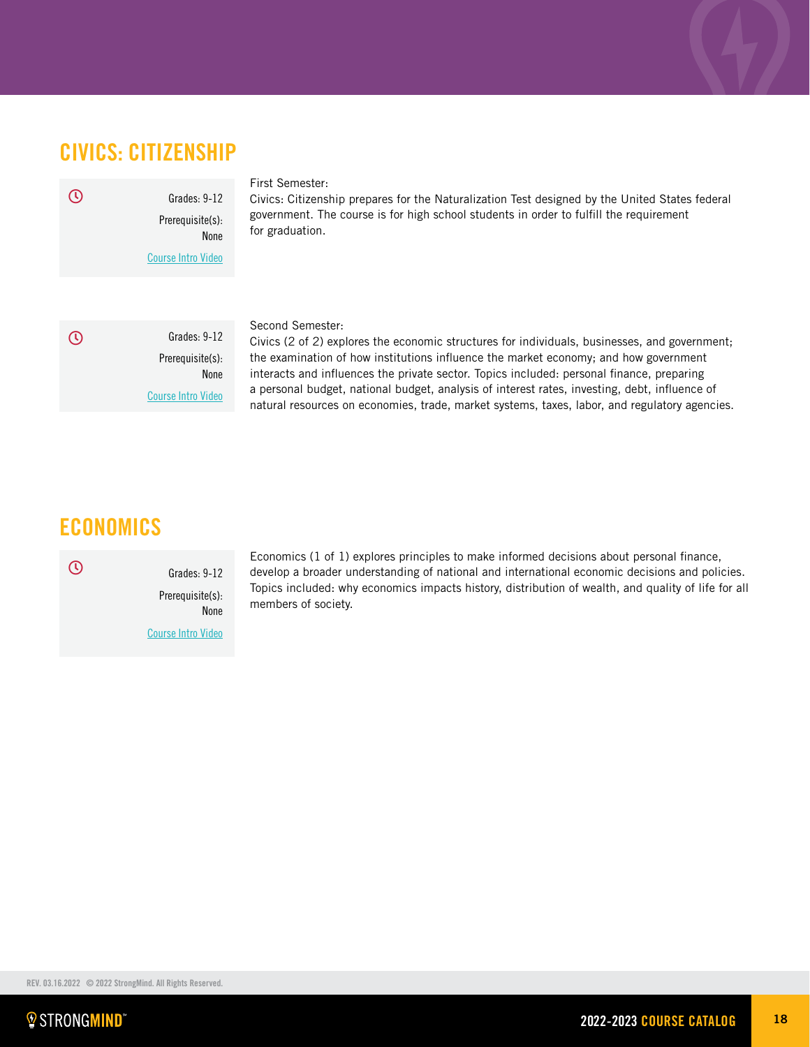## CIVICS: CITIZENSHIP

Grades: 9-12

Prerequisite(s): None

Course Intro Video

First Semester:
Civics: Citizenship prepares for the Naturalization Test designed by the United States federal government. The course is for high school students in order to fulfill the requirement for graduation.

Grades: 9-12

Prerequisite(s): None

Course Intro Video

Second Semester:
Civics (2 of 2) explores the economic structures for individuals, businesses, and government; the examination of how institutions influence the market economy; and how government interacts and influences the private sector. Topics included: personal finance, preparing a personal budget, national budget, analysis of interest rates, investing, debt, influence of natural resources on economies, trade, market systems, taxes, labor, and regulatory agencies.

## ECONOMICS

Grades: 9-12

Prerequisite(s): None

Course Intro Video

Economics (1 of 1) explores principles to make informed decisions about personal finance, develop a broader understanding of national and international economic decisions and policies. Topics included: why economics impacts history, distribution of wealth, and quality of life for all members of society.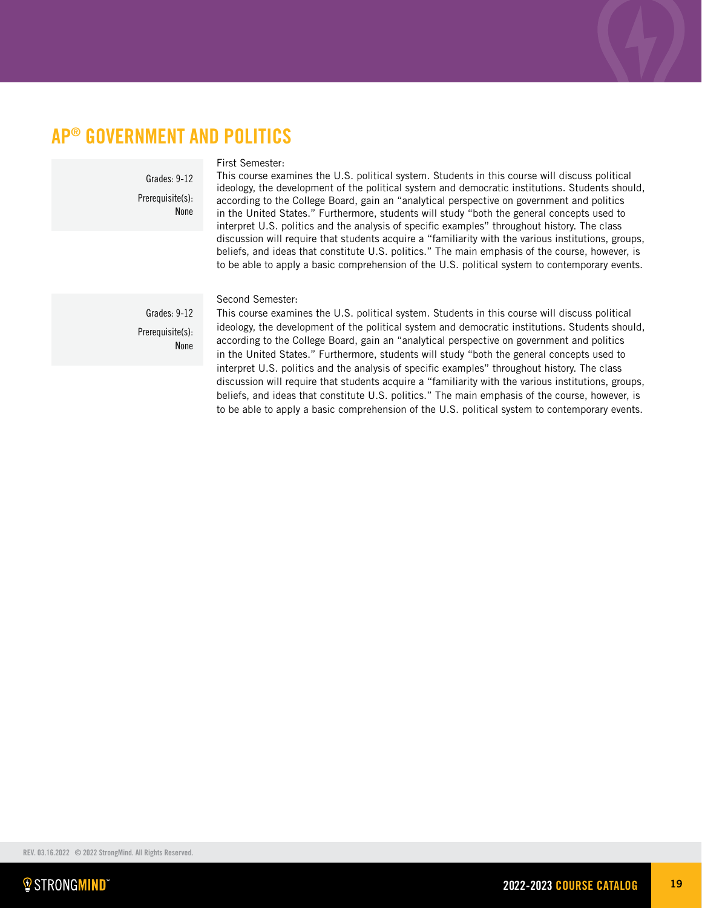## AP® GOVERNMENT AND POLITICS

Grades: 9-12

Prerequisite(s): None

First Semester:
This course examines the U.S. political system. Students in this course will discuss political ideology, the development of the political system and democratic institutions. Students should, according to the College Board, gain an "analytical perspective on government and politics in the United States." Furthermore, students will study "both the general concepts used to interpret U.S. politics and the analysis of specific examples" throughout history. The class discussion will require that students acquire a "familiarity with the various institutions, groups, beliefs, and ideas that constitute U.S. politics." The main emphasis of the course, however, is to be able to apply a basic comprehension of the U.S. political system to contemporary events.

Grades: 9-12

Prerequisite(s): None

Second Semester:
This course examines the U.S. political system. Students in this course will discuss political ideology, the development of the political system and democratic institutions. Students should, according to the College Board, gain an "analytical perspective on government and politics in the United States." Furthermore, students will study "both the general concepts used to interpret U.S. politics and the analysis of specific examples" throughout history. The class discussion will require that students acquire a "familiarity with the various institutions, groups, beliefs, and ideas that constitute U.S. politics." The main emphasis of the course, however, is to be able to apply a basic comprehension of the U.S. political system to contemporary events.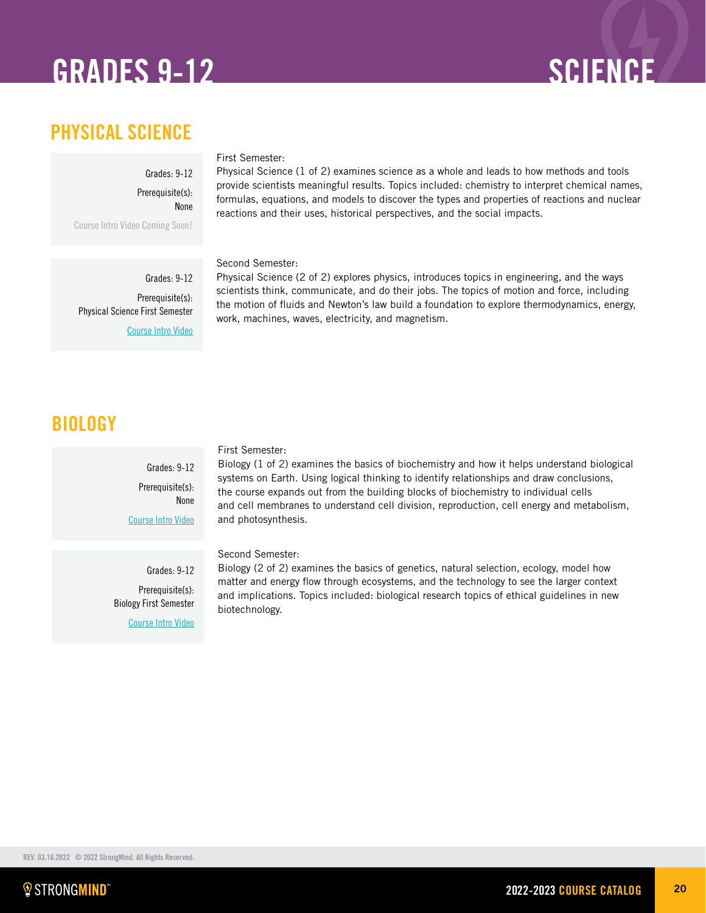# GRADES 9-12 SCIENCE

## PHYSICAL SCIENCE

Grades: 9-12

Prerequisite(s): None

Course Intro Video Coming Soon!

First Semester:
Physical Science (1 of 2) examines science as a whole and leads to how methods and tools provide scientists meaningful results. Topics included: chemistry to interpret chemical names, formulas, equations, and models to discover the types and properties of reactions and nuclear reactions and their uses, historical perspectives, and the social impacts.

Grades: 9-12

Prerequisite(s): Physical Science First Semester

Course Intro Video

Second Semester:
Physical Science (2 of 2) explores physics, introduces topics in engineering, and the ways scientists think, communicate, and do their jobs. The topics of motion and force, including the motion of fluids and Newton's law build a foundation to explore thermodynamics, energy, work, machines, waves, electricity, and magnetism.

## BIOLOGY

Grades: 9-12

Prerequisite(s): None

Course Intro Video

First Semester:
Biology (1 of 2) examines the basics of biochemistry and how it helps understand biological systems on Earth. Using logical thinking to identify relationships and draw conclusions, the course expands out from the building blocks of biochemistry to individual cells and cell membranes to understand cell division, reproduction, cell energy and metabolism, and photosynthesis.

Grades: 9-12

Prerequisite(s): Biology First Semester

Course Intro Video

Second Semester:
Biology (2 of 2) examines the basics of genetics, natural selection, ecology, model how matter and energy flow through ecosystems, and the technology to see the larger context and implications. Topics included: biological research topics of ethical guidelines in new biotechnology.

REV. 03.16.2022 © 2022 StrongMind. All Rights Reserved.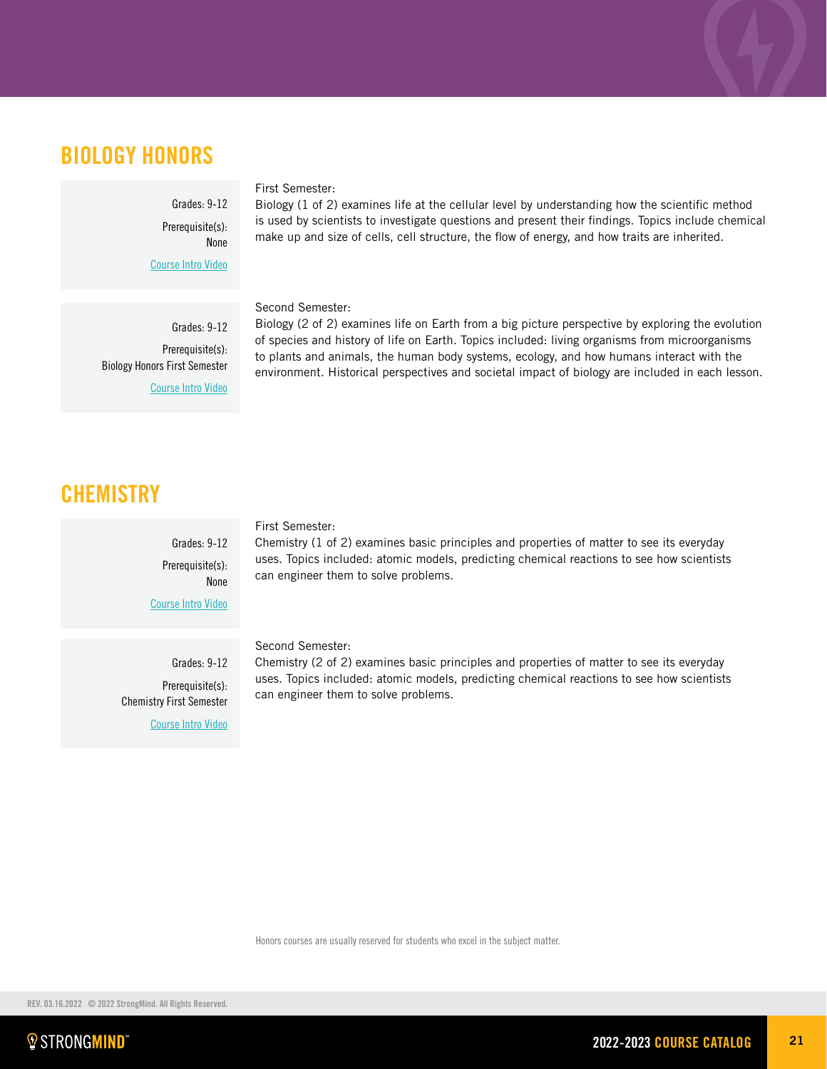## BIOLOGY HONORS

Grades: 9-12

Prerequisite(s): None

Course Intro Video

First Semester:
Biology (1 of 2) examines life at the cellular level by understanding how the scientific method is used by scientists to investigate questions and present their findings. Topics include chemical make up and size of cells, cell structure, the flow of energy, and how traits are inherited.

Grades: 9-12

Prerequisite(s): Biology Honors First Semester

Course Intro Video

Second Semester:
Biology (2 of 2) examines life on Earth from a big picture perspective by exploring the evolution of species and history of life on Earth. Topics included: living organisms from microorganisms to plants and animals, the human body systems, ecology, and how humans interact with the environment. Historical perspectives and societal impact of biology are included in each lesson.

## CHEMISTRY

Grades: 9-12

Prerequisite(s): None

Course Intro Video

First Semester:
Chemistry (1 of 2) examines basic principles and properties of matter to see its everyday uses. Topics included: atomic models, predicting chemical reactions to see how scientists can engineer them to solve problems.

Grades: 9-12

Prerequisite(s): Chemistry First Semester

Course Intro Video

Second Semester:
Chemistry (2 of 2) examines basic principles and properties of matter to see its everyday uses. Topics included: atomic models, predicting chemical reactions to see how scientists can engineer them to solve problems.

Honors courses are usually reserved for students who excel in the subject matter.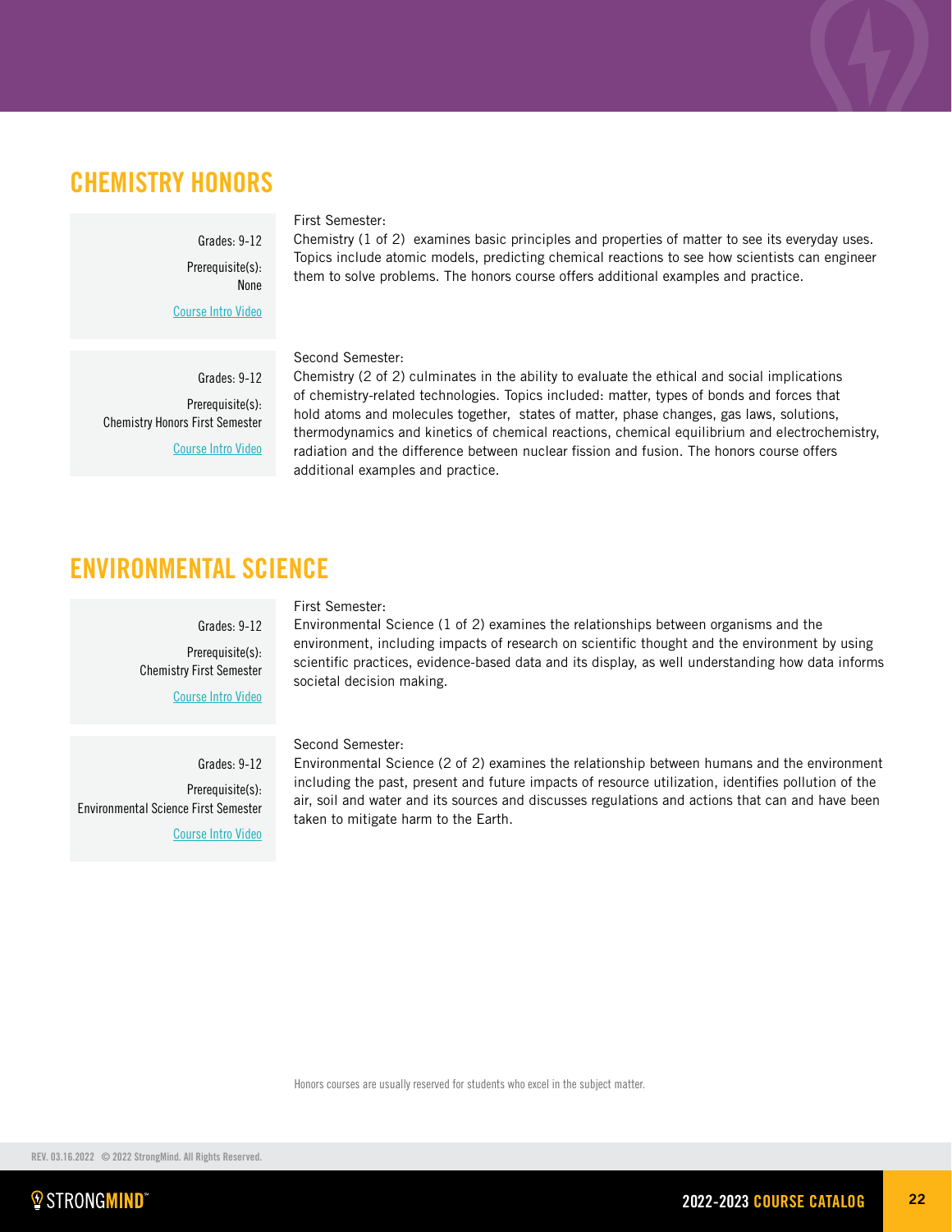## CHEMISTRY HONORS

Grades: 9-12

Prerequisite(s): None

Course Intro Video

First Semester:
Chemistry (1 of 2) examines basic principles and properties of matter to see its everyday uses. Topics include atomic models, predicting chemical reactions to see how scientists can engineer them to solve problems. The honors course offers additional examples and practice.

Grades: 9-12

Prerequisite(s): Chemistry Honors First Semester

Course Intro Video

Second Semester:
Chemistry (2 of 2) culminates in the ability to evaluate the ethical and social implications of chemistry-related technologies. Topics included: matter, types of bonds and forces that hold atoms and molecules together, states of matter, phase changes, gas laws, solutions, thermodynamics and kinetics of chemical reactions, chemical equilibrium and electrochemistry, radiation and the difference between nuclear fission and fusion. The honors course offers additional examples and practice.

## ENVIRONMENTAL SCIENCE

Grades: 9-12

Prerequisite(s): Chemistry First Semester

Course Intro Video

First Semester:
Environmental Science (1 of 2) examines the relationships between organisms and the environment, including impacts of research on scientific thought and the environment by using scientific practices, evidence-based data and its display, as well understanding how data informs societal decision making.

Grades: 9-12

Prerequisite(s): Environmental Science First Semester

Course Intro Video

Second Semester:
Environmental Science (2 of 2) examines the relationship between humans and the environment including the past, present and future impacts of resource utilization, identifies pollution of the air, soil and water and its sources and discusses regulations and actions that can and have been taken to mitigate harm to the Earth.

Honors courses are usually reserved for students who excel in the subject matter.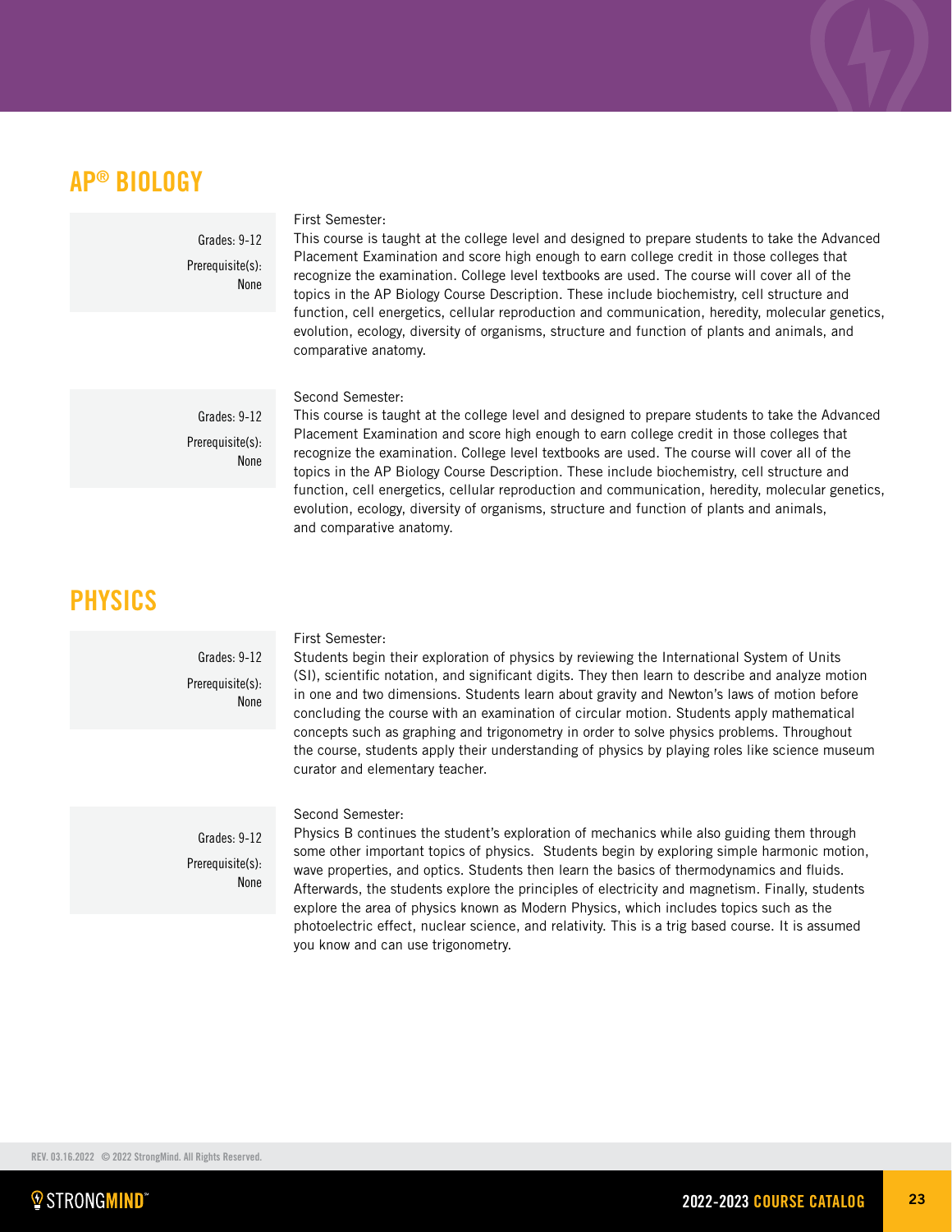## AP® BIOLOGY

Grades: 9-12

Prerequisite(s): None

First Semester:
This course is taught at the college level and designed to prepare students to take the Advanced Placement Examination and score high enough to earn college credit in those colleges that recognize the examination. College level textbooks are used. The course will cover all of the topics in the AP Biology Course Description. These include biochemistry, cell structure and function, cell energetics, cellular reproduction and communication, heredity, molecular genetics, evolution, ecology, diversity of organisms, structure and function of plants and animals, and comparative anatomy.

Grades: 9-12

Prerequisite(s): None

Second Semester:
This course is taught at the college level and designed to prepare students to take the Advanced Placement Examination and score high enough to earn college credit in those colleges that recognize the examination. College level textbooks are used. The course will cover all of the topics in the AP Biology Course Description. These include biochemistry, cell structure and function, cell energetics, cellular reproduction and communication, heredity, molecular genetics, evolution, ecology, diversity of organisms, structure and function of plants and animals, and comparative anatomy.

## PHYSICS

Grades: 9-12

Prerequisite(s): None

First Semester:
Students begin their exploration of physics by reviewing the International System of Units (SI), scientific notation, and significant digits. They then learn to describe and analyze motion in one and two dimensions. Students learn about gravity and Newton's laws of motion before concluding the course with an examination of circular motion. Students apply mathematical concepts such as graphing and trigonometry in order to solve physics problems. Throughout the course, students apply their understanding of physics by playing roles like science museum curator and elementary teacher.

Grades: 9-12

Prerequisite(s): None

Second Semester:
Physics B continues the student's exploration of mechanics while also guiding them through some other important topics of physics. Students begin by exploring simple harmonic motion, wave properties, and optics. Students then learn the basics of thermodynamics and fluids. Afterwards, the students explore the principles of electricity and magnetism. Finally, students explore the area of physics known as Modern Physics, which includes topics such as the photoelectric effect, nuclear science, and relativity. This is a trig based course. It is assumed you know and can use trigonometry.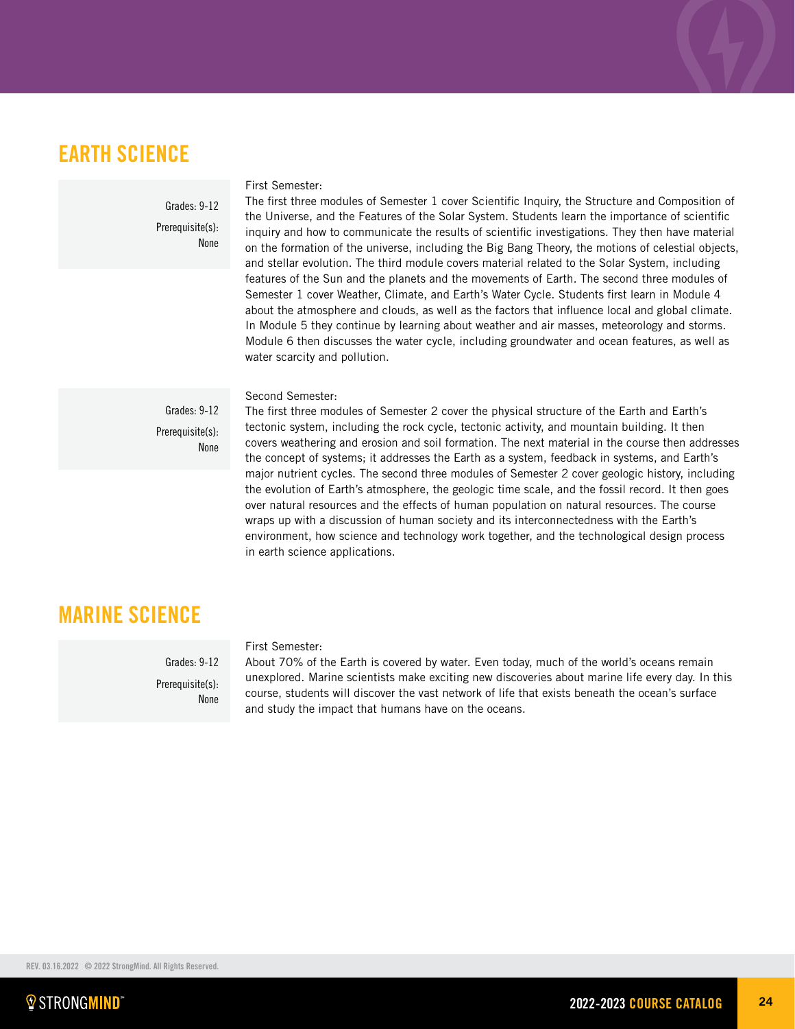## EARTH SCIENCE

Grades: 9-12

Prerequisite(s): None

First Semester:
The first three modules of Semester 1 cover Scientific Inquiry, the Structure and Composition of the Universe, and the Features of the Solar System. Students learn the importance of scientific inquiry and how to communicate the results of scientific investigations. They then have material on the formation of the universe, including the Big Bang Theory, the motions of celestial objects, and stellar evolution. The third module covers material related to the Solar System, including features of the Sun and the planets and the movements of Earth. The second three modules of Semester 1 cover Weather, Climate, and Earth's Water Cycle. Students first learn in Module 4 about the atmosphere and clouds, as well as the factors that influence local and global climate. In Module 5 they continue by learning about weather and air masses, meteorology and storms. Module 6 then discusses the water cycle, including groundwater and ocean features, as well as water scarcity and pollution.

Grades: 9-12

Prerequisite(s): None

Second Semester:
The first three modules of Semester 2 cover the physical structure of the Earth and Earth's tectonic system, including the rock cycle, tectonic activity, and mountain building. It then covers weathering and erosion and soil formation. The next material in the course then addresses the concept of systems; it addresses the Earth as a system, feedback in systems, and Earth's major nutrient cycles. The second three modules of Semester 2 cover geologic history, including the evolution of Earth's atmosphere, the geologic time scale, and the fossil record. It then goes over natural resources and the effects of human population on natural resources. The course wraps up with a discussion of human society and its interconnectedness with the Earth's environment, how science and technology work together, and the technological design process in earth science applications.

## MARINE SCIENCE

Grades: 9-12

Prerequisite(s): None

First Semester:
About 70% of the Earth is covered by water. Even today, much of the world's oceans remain unexplored. Marine scientists make exciting new discoveries about marine life every day. In this course, students will discover the vast network of life that exists beneath the ocean's surface and study the impact that humans have on the oceans.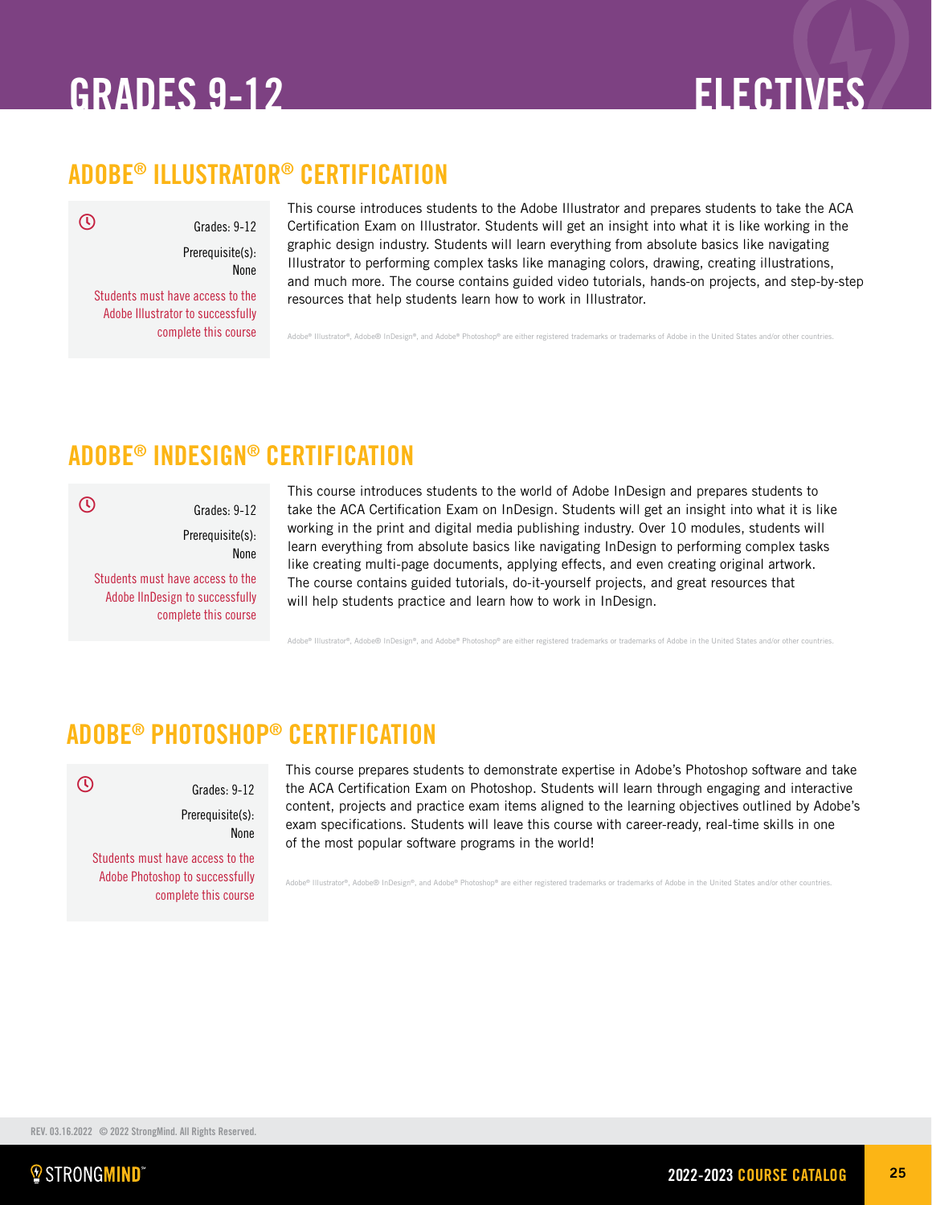# GRADES 9-12 ELECTIVES

## ADOBE® ILLUSTRATOR® CERTIFICATION

Grades: 9-12

Prerequisite(s): None

Students must have access to the Adobe Illustrator to successfully complete this course

This course introduces students to the Adobe Illustrator and prepares students to take the ACA Certification Exam on Illustrator. Students will get an insight into what it is like working in the graphic design industry. Students will learn everything from absolute basics like navigating Illustrator to performing complex tasks like managing colors, drawing, creating illustrations, and much more. The course contains guided video tutorials, hands-on projects, and step-by-step resources that help students learn how to work in Illustrator.

Adobe® Illustrator®, Adobe® InDesign®, and Adobe® Photoshop® are either registered trademarks or trademarks of Adobe in the United States and/or other countries.

## ADOBE® INDESIGN® CERTIFICATION

Grades: 9-12

Prerequisite(s): None

Students must have access to the Adobe IInDesign to successfully complete this course

This course introduces students to the world of Adobe InDesign and prepares students to take the ACA Certification Exam on InDesign. Students will get an insight into what it is like working in the print and digital media publishing industry. Over 10 modules, students will learn everything from absolute basics like navigating InDesign to performing complex tasks like creating multi-page documents, applying effects, and even creating original artwork. The course contains guided tutorials, do-it-yourself projects, and great resources that will help students practice and learn how to work in InDesign.

Adobe® Illustrator®, Adobe® InDesign®, and Adobe® Photoshop® are either registered trademarks or trademarks of Adobe in the United States and/or other countries.

## ADOBE® PHOTOSHOP® CERTIFICATION

Grades: 9-12

Prerequisite(s): None

Students must have access to the Adobe Photoshop to successfully complete this course

This course prepares students to demonstrate expertise in Adobe's Photoshop software and take the ACA Certification Exam on Photoshop. Students will learn through engaging and interactive content, projects and practice exam items aligned to the learning objectives outlined by Adobe's exam specifications. Students will leave this course with career-ready, real-time skills in one of the most popular software programs in the world!

Adobe® Illustrator®, Adobe® InDesign®, and Adobe® Photoshop® are either registered trademarks or trademarks of Adobe in the United States and/or other countries.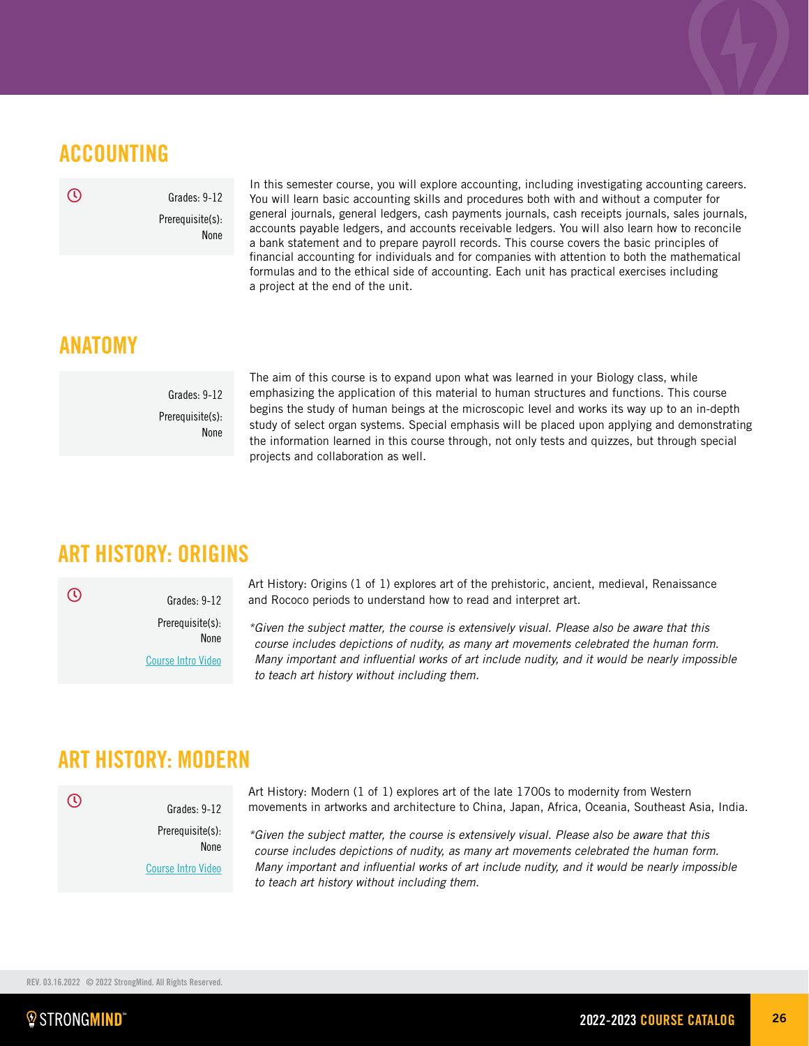## ACCOUNTING

Grades: 9-12

Prerequisite(s): None

In this semester course, you will explore accounting, including investigating accounting careers. You will learn basic accounting skills and procedures both with and without a computer for general journals, general ledgers, cash payments journals, cash receipts journals, sales journals, accounts payable ledgers, and accounts receivable ledgers. You will also learn how to reconcile a bank statement and to prepare payroll records. This course covers the basic principles of financial accounting for individuals and for companies with attention to both the mathematical formulas and to the ethical side of accounting. Each unit has practical exercises including a project at the end of the unit.

## ANATOMY

Grades: 9-12

Prerequisite(s): None

The aim of this course is to expand upon what was learned in your Biology class, while emphasizing the application of this material to human structures and functions. This course begins the study of human beings at the microscopic level and works its way up to an in-depth study of select organ systems. Special emphasis will be placed upon applying and demonstrating the information learned in this course through, not only tests and quizzes, but through special projects and collaboration as well.

## ART HISTORY: ORIGINS

Grades: 9-12

Prerequisite(s): None

Course Intro Video

Art History: Origins (1 of 1) explores art of the prehistoric, ancient, medieval, Renaissance and Rococo periods to understand how to read and interpret art.

*Given the subject matter, the course is extensively visual. Please also be aware that this course includes depictions of nudity, as many art movements celebrated the human form. Many important and influential works of art include nudity, and it would be nearly impossible to teach art history without including them.*

## ART HISTORY: MODERN

Grades: 9-12

Prerequisite(s): None

Course Intro Video

Art History: Modern (1 of 1) explores art of the late 1700s to modernity from Western movements in artworks and architecture to China, Japan, Africa, Oceania, Southeast Asia, India.

*Given the subject matter, the course is extensively visual. Please also be aware that this course includes depictions of nudity, as many art movements celebrated the human form. Many important and influential works of art include nudity, and it would be nearly impossible to teach art history without including them.*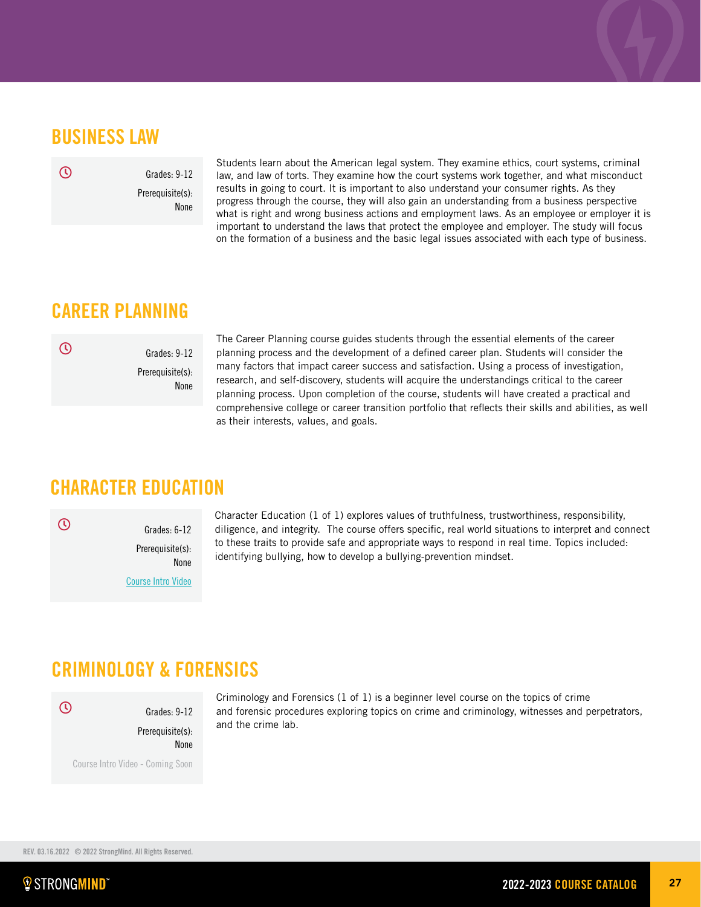## BUSINESS LAW

Grades: 9-12

Prerequisite(s): None

Students learn about the American legal system. They examine ethics, court systems, criminal law, and law of torts. They examine how the court systems work together, and what misconduct results in going to court. It is important to also understand your consumer rights. As they progress through the course, they will also gain an understanding from a business perspective what is right and wrong business actions and employment laws. As an employee or employer it is important to understand the laws that protect the employee and employer. The study will focus on the formation of a business and the basic legal issues associated with each type of business.

## CAREER PLANNING

Grades: 9-12

Prerequisite(s): None

The Career Planning course guides students through the essential elements of the career planning process and the development of a defined career plan. Students will consider the many factors that impact career success and satisfaction. Using a process of investigation, research, and self-discovery, students will acquire the understandings critical to the career planning process. Upon completion of the course, students will have created a practical and comprehensive college or career transition portfolio that reflects their skills and abilities, as well as their interests, values, and goals.

## CHARACTER EDUCATION

Grades: 6-12

Prerequisite(s): None

Course Intro Video

Character Education (1 of 1) explores values of truthfulness, trustworthiness, responsibility, diligence, and integrity. The course offers specific, real world situations to interpret and connect to these traits to provide safe and appropriate ways to respond in real time. Topics included: identifying bullying, how to develop a bullying-prevention mindset.

## CRIMINOLOGY & FORENSICS

Grades: 9-12

Prerequisite(s): None

Course Intro Video - Coming Soon

Criminology and Forensics (1 of 1) is a beginner level course on the topics of crime and forensic procedures exploring topics on crime and criminology, witnesses and perpetrators, and the crime lab.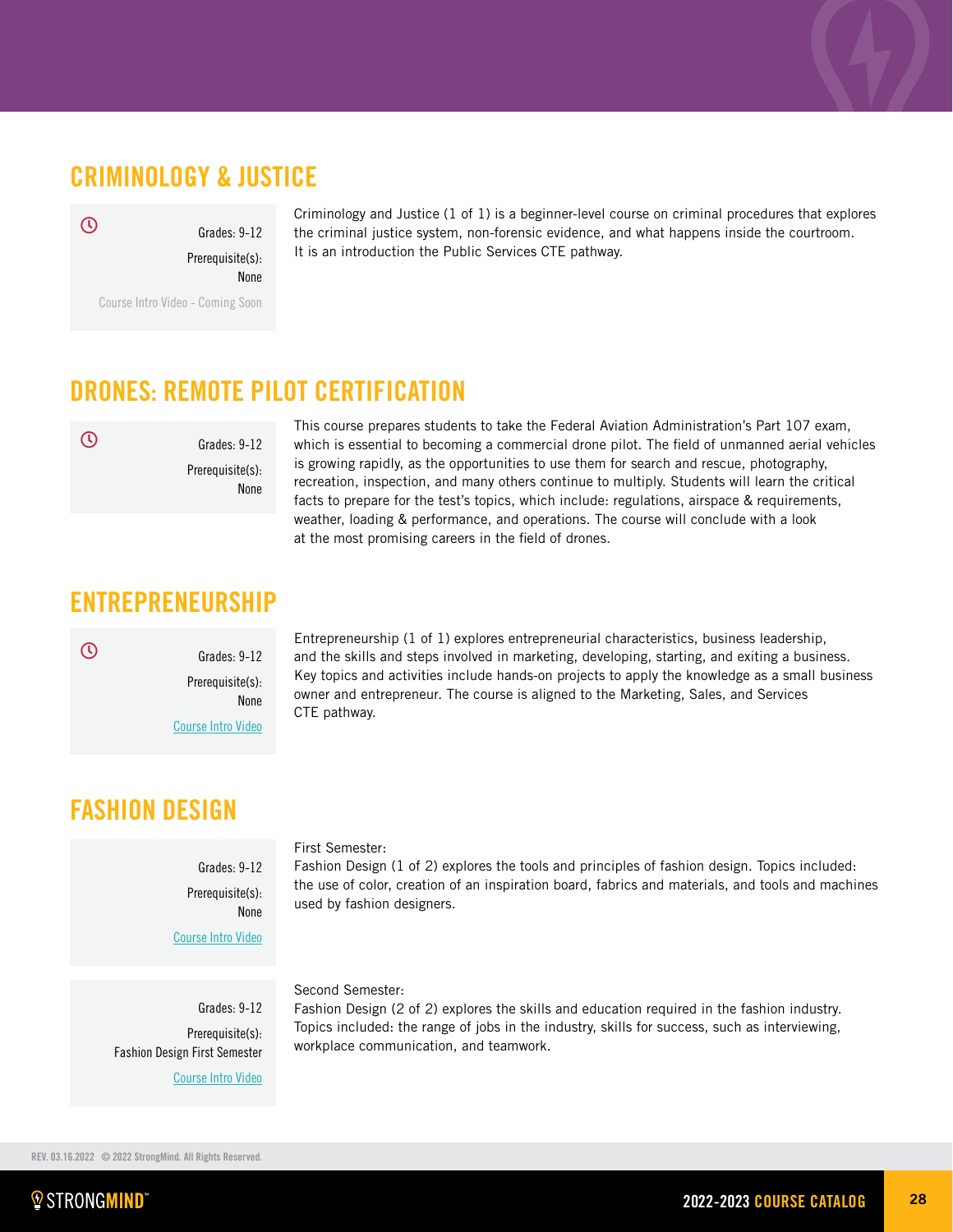## CRIMINOLOGY & JUSTICE

Grades: 9-12

Prerequisite(s): None

Course Intro Video - Coming Soon

Criminology and Justice (1 of 1) is a beginner-level course on criminal procedures that explores the criminal justice system, non-forensic evidence, and what happens inside the courtroom. It is an introduction the Public Services CTE pathway.

## DRONES: REMOTE PILOT CERTIFICATION

Grades: 9-12

Prerequisite(s): None

This course prepares students to take the Federal Aviation Administration's Part 107 exam, which is essential to becoming a commercial drone pilot. The field of unmanned aerial vehicles is growing rapidly, as the opportunities to use them for search and rescue, photography, recreation, inspection, and many others continue to multiply. Students will learn the critical facts to prepare for the test's topics, which include: regulations, airspace & requirements, weather, loading & performance, and operations. The course will conclude with a look at the most promising careers in the field of drones.

## ENTREPRENEURSHIP

Grades: 9-12

Prerequisite(s): None

Course Intro Video

Entrepreneurship (1 of 1) explores entrepreneurial characteristics, business leadership, and the skills and steps involved in marketing, developing, starting, and exiting a business. Key topics and activities include hands-on projects to apply the knowledge as a small business owner and entrepreneur. The course is aligned to the Marketing, Sales, and Services CTE pathway.

## FASHION DESIGN

Grades: 9-12

Prerequisite(s): None

Course Intro Video

First Semester:
Fashion Design (1 of 2) explores the tools and principles of fashion design. Topics included: the use of color, creation of an inspiration board, fabrics and materials, and tools and machines used by fashion designers.

Grades: 9-12

Prerequisite(s): Fashion Design First Semester

Course Intro Video

Second Semester:
Fashion Design (2 of 2) explores the skills and education required in the fashion industry. Topics included: the range of jobs in the industry, skills for success, such as interviewing, workplace communication, and teamwork.

REV. 03.16.2022 © 2022 StrongMind. All Rights Reserved.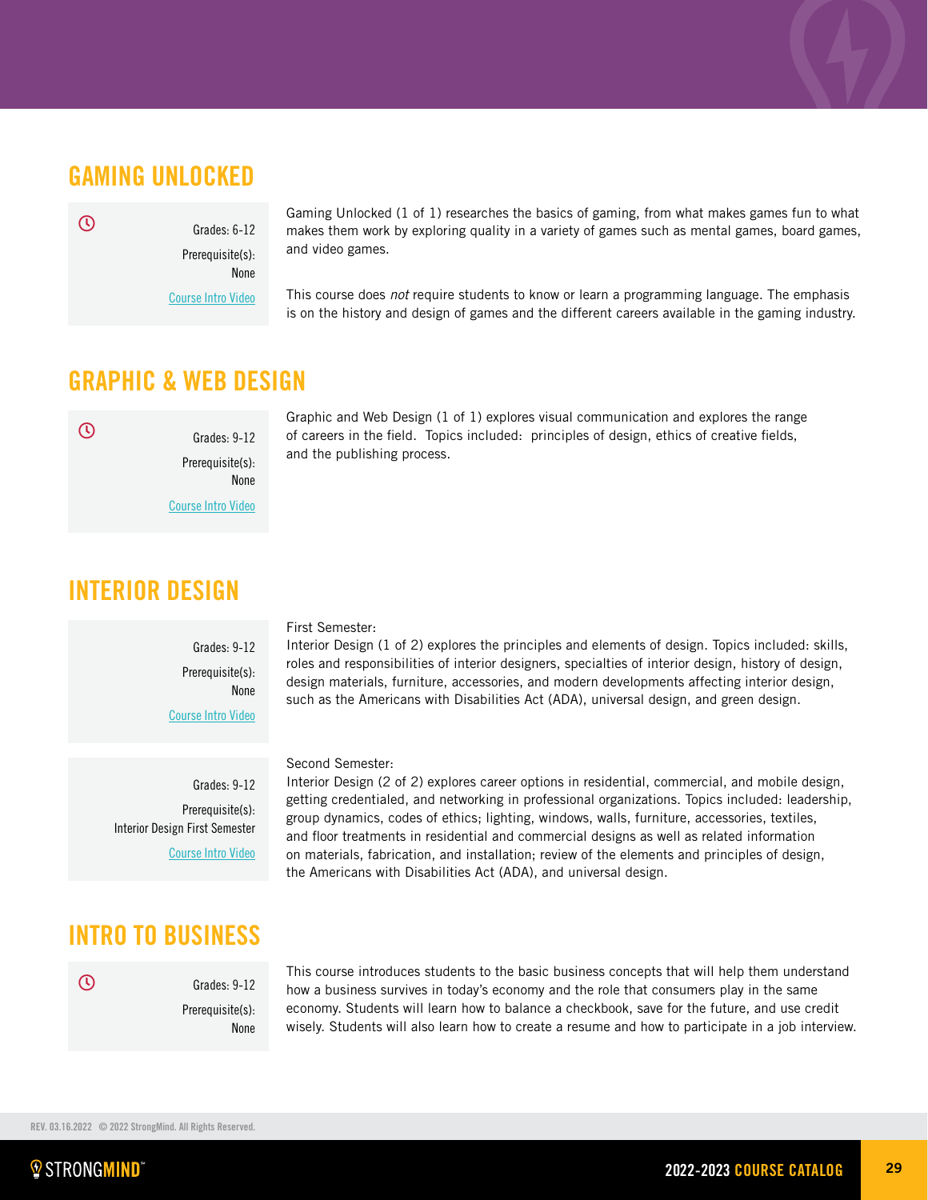## GAMING UNLOCKED

Grades: 6-12

Prerequisite(s): None

Course Intro Video

Gaming Unlocked (1 of 1) researches the basics of gaming, from what makes games fun to what makes them work by exploring quality in a variety of games such as mental games, board games, and video games.

This course does *not* require students to know or learn a programming language. The emphasis is on the history and design of games and the different careers available in the gaming industry.

## GRAPHIC & WEB DESIGN

Grades: 9-12

Prerequisite(s): None

Course Intro Video

Graphic and Web Design (1 of 1) explores visual communication and explores the range of careers in the field. Topics included: principles of design, ethics of creative fields, and the publishing process.

## INTERIOR DESIGN

Grades: 9-12

Prerequisite(s): None

Course Intro Video

First Semester:
Interior Design (1 of 2) explores the principles and elements of design. Topics included: skills, roles and responsibilities of interior designers, specialties of interior design, history of design, design materials, furniture, accessories, and modern developments affecting interior design, such as the Americans with Disabilities Act (ADA), universal design, and green design.

Grades: 9-12

Prerequisite(s): Interior Design First Semester

Course Intro Video

Second Semester:
Interior Design (2 of 2) explores career options in residential, commercial, and mobile design, getting credentialed, and networking in professional organizations. Topics included: leadership, group dynamics, codes of ethics; lighting, windows, walls, furniture, accessories, textiles, and floor treatments in residential and commercial designs as well as related information on materials, fabrication, and installation; review of the elements and principles of design, the Americans with Disabilities Act (ADA), and universal design.

## INTRO TO BUSINESS

Grades: 9-12

Prerequisite(s): None

This course introduces students to the basic business concepts that will help them understand how a business survives in today's economy and the role that consumers play in the same economy. Students will learn how to balance a checkbook, save for the future, and use credit wisely. Students will also learn how to create a resume and how to participate in a job interview.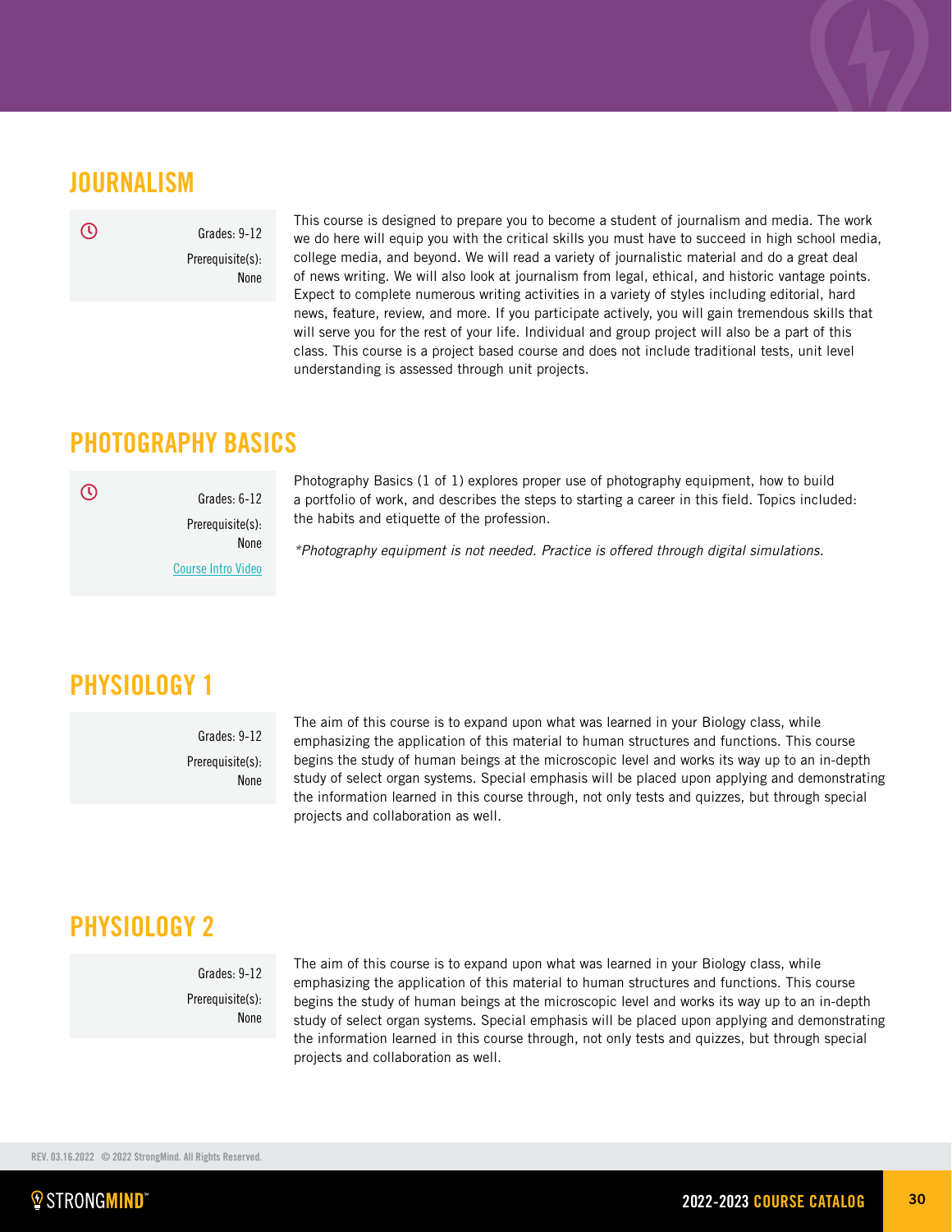## JOURNALISM

Grades: 9-12

Prerequisite(s): None

This course is designed to prepare you to become a student of journalism and media. The work we do here will equip you with the critical skills you must have to succeed in high school media, college media, and beyond. We will read a variety of journalistic material and do a great deal of news writing. We will also look at journalism from legal, ethical, and historic vantage points. Expect to complete numerous writing activities in a variety of styles including editorial, hard news, feature, review, and more. If you participate actively, you will gain tremendous skills that will serve you for the rest of your life. Individual and group project will also be a part of this class. This course is a project based course and does not include traditional tests, unit level understanding is assessed through unit projects.

## PHOTOGRAPHY BASICS

Grades: 6-12

Prerequisite(s): None

Course Intro Video

Photography Basics (1 of 1) explores proper use of photography equipment, how to build a portfolio of work, and describes the steps to starting a career in this field. Topics included: the habits and etiquette of the profession.

*\*Photography equipment is not needed. Practice is offered through digital simulations.*

## PHYSIOLOGY 1

Grades: 9-12

Prerequisite(s): None

The aim of this course is to expand upon what was learned in your Biology class, while emphasizing the application of this material to human structures and functions. This course begins the study of human beings at the microscopic level and works its way up to an in-depth study of select organ systems. Special emphasis will be placed upon applying and demonstrating the information learned in this course through, not only tests and quizzes, but through special projects and collaboration as well.

## PHYSIOLOGY 2

Grades: 9-12

Prerequisite(s): None

The aim of this course is to expand upon what was learned in your Biology class, while emphasizing the application of this material to human structures and functions. This course begins the study of human beings at the microscopic level and works its way up to an in-depth study of select organ systems. Special emphasis will be placed upon applying and demonstrating the information learned in this course through, not only tests and quizzes, but through special projects and collaboration as well.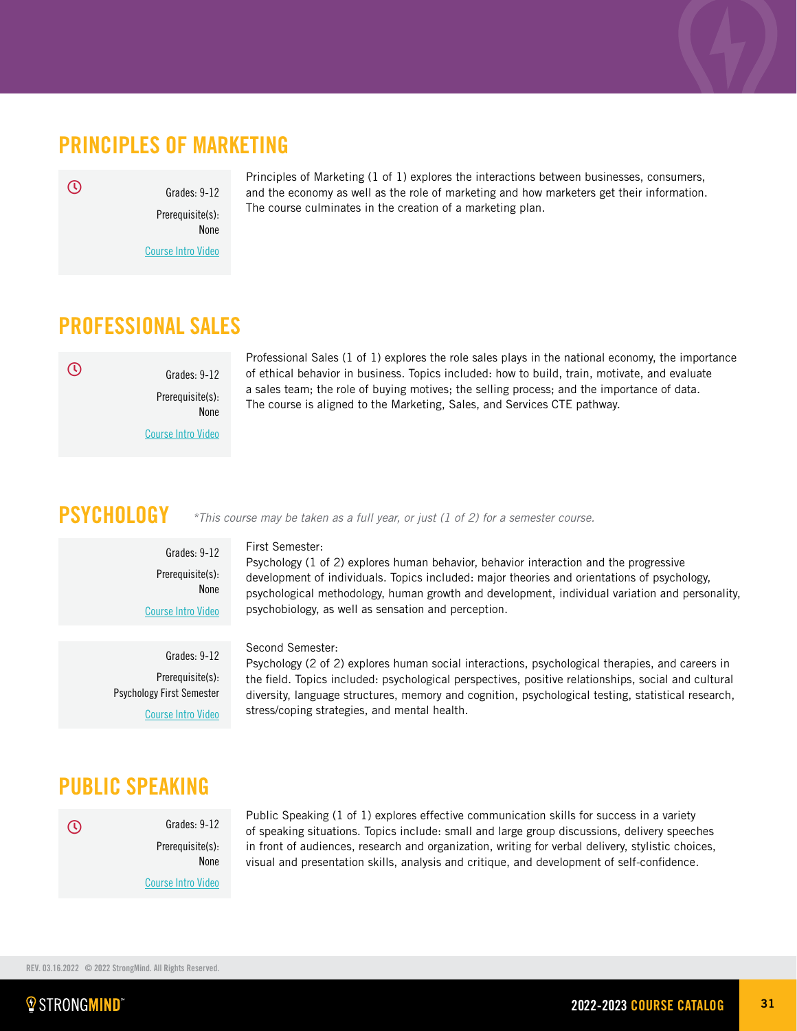## PRINCIPLES OF MARKETING

Grades: 9-12

Prerequisite(s): None

Course Intro Video

Principles of Marketing (1 of 1) explores the interactions between businesses, consumers, and the economy as well as the role of marketing and how marketers get their information. The course culminates in the creation of a marketing plan.

## PROFESSIONAL SALES

Grades: 9-12

Prerequisite(s): None

Course Intro Video

Professional Sales (1 of 1) explores the role sales plays in the national economy, the importance of ethical behavior in business. Topics included: how to build, train, motivate, and evaluate a sales team; the role of buying motives; the selling process; and the importance of data. The course is aligned to the Marketing, Sales, and Services CTE pathway.

## PSYCHOLOGY

*\*This course may be taken as a full year, or just (1 of 2) for a semester course.*

Grades: 9-12

Prerequisite(s): None

Course Intro Video

First Semester:
Psychology (1 of 2) explores human behavior, behavior interaction and the progressive development of individuals. Topics included: major theories and orientations of psychology, psychological methodology, human growth and development, individual variation and personality, psychobiology, as well as sensation and perception.

Grades: 9-12

Prerequisite(s): Psychology First Semester

Course Intro Video

Second Semester:
Psychology (2 of 2) explores human social interactions, psychological therapies, and careers in the field. Topics included: psychological perspectives, positive relationships, social and cultural diversity, language structures, memory and cognition, psychological testing, statistical research, stress/coping strategies, and mental health.

## PUBLIC SPEAKING

Grades: 9-12

Prerequisite(s): None

Course Intro Video

Public Speaking (1 of 1) explores effective communication skills for success in a variety of speaking situations. Topics include: small and large group discussions, delivery speeches in front of audiences, research and organization, writing for verbal delivery, stylistic choices, visual and presentation skills, analysis and critique, and development of self-confidence.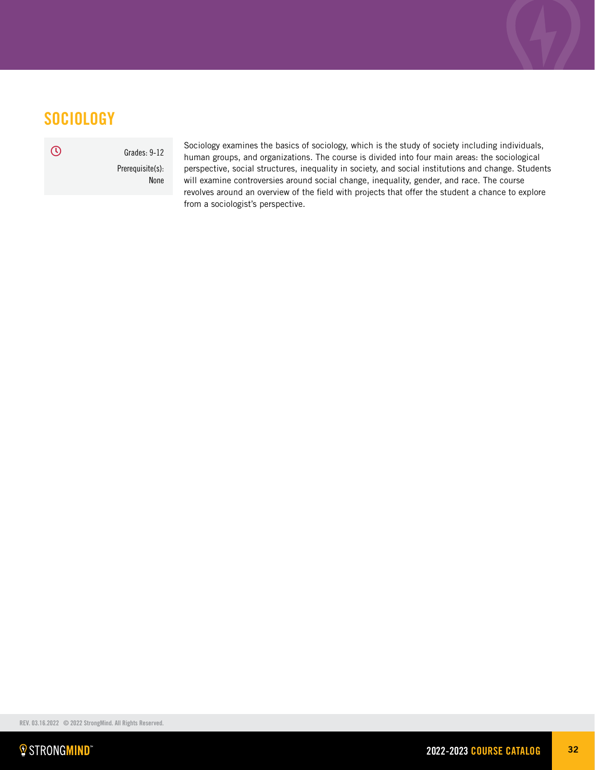## SOCIOLOGY

Grades: 9-12

Prerequisite(s): None

Sociology examines the basics of sociology, which is the study of society including individuals, human groups, and organizations. The course is divided into four main areas: the sociological perspective, social structures, inequality in society, and social institutions and change. Students will examine controversies around social change, inequality, gender, and race. The course revolves around an overview of the field with projects that offer the student a chance to explore from a sociologist's perspective.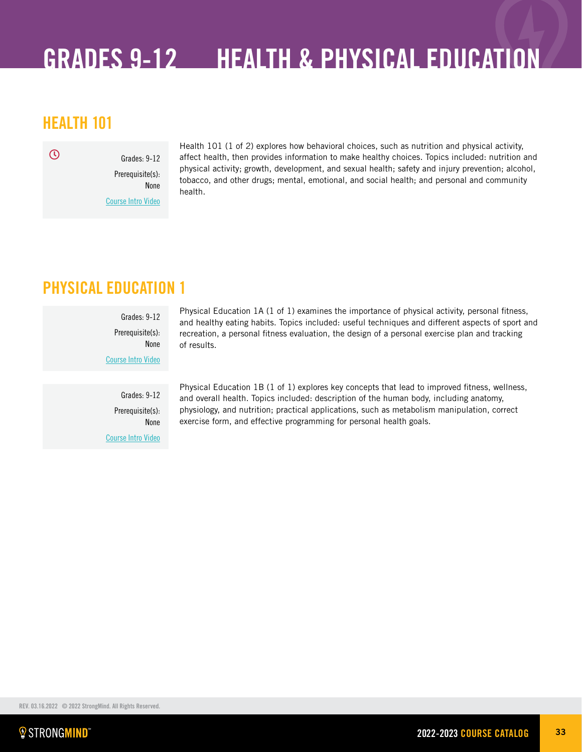# GRADES 9-12 HEALTH & PHYSICAL EDUCATION

## HEALTH 101

Grades: 9-12

Prerequisite(s): None

Course Intro Video

Health 101 (1 of 2) explores how behavioral choices, such as nutrition and physical activity, affect health, then provides information to make healthy choices. Topics included: nutrition and physical activity; growth, development, and sexual health; safety and injury prevention; alcohol, tobacco, and other drugs; mental, emotional, and social health; and personal and community health.

## PHYSICAL EDUCATION 1

Grades: 9-12

Prerequisite(s): None

Course Intro Video

Physical Education 1A (1 of 1) examines the importance of physical activity, personal fitness, and healthy eating habits. Topics included: useful techniques and different aspects of sport and recreation, a personal fitness evaluation, the design of a personal exercise plan and tracking of results.

Grades: 9-12

Prerequisite(s): None

Course Intro Video

Physical Education 1B (1 of 1) explores key concepts that lead to improved fitness, wellness, and overall health. Topics included: description of the human body, including anatomy, physiology, and nutrition; practical applications, such as metabolism manipulation, correct exercise form, and effective programming for personal health goals.

REV. 03.16.2022 © 2022 StrongMind. All Rights Reserved.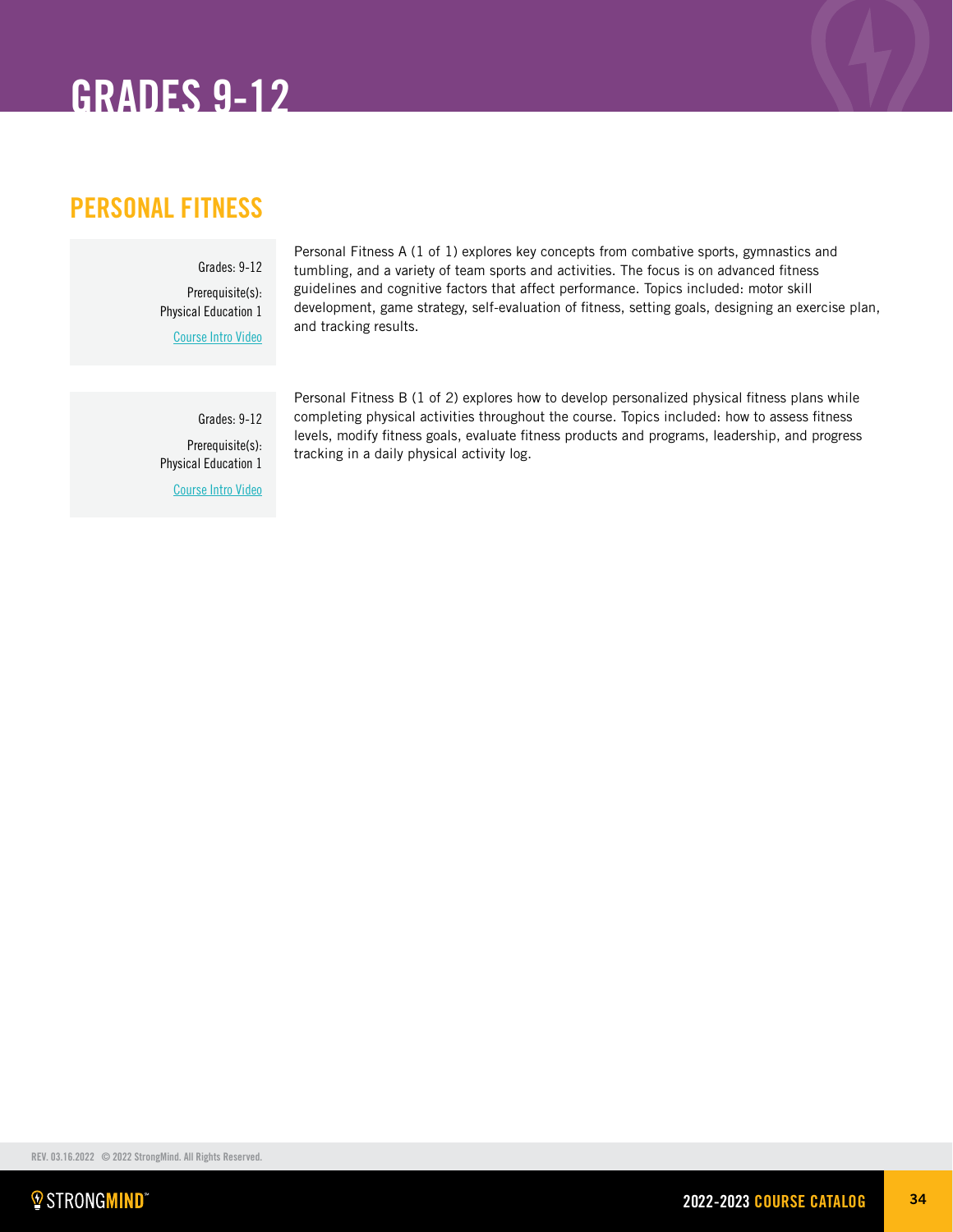# GRADES 9-12

## PERSONAL FITNESS

Grades: 9-12

Prerequisite(s): Physical Education 1

Course Intro Video

Personal Fitness A (1 of 1) explores key concepts from combative sports, gymnastics and tumbling, and a variety of team sports and activities. The focus is on advanced fitness guidelines and cognitive factors that affect performance. Topics included: motor skill development, game strategy, self-evaluation of fitness, setting goals, designing an exercise plan, and tracking results.

Grades: 9-12

Prerequisite(s): Physical Education 1

Course Intro Video

Personal Fitness B (1 of 2) explores how to develop personalized physical fitness plans while completing physical activities throughout the course. Topics included: how to assess fitness levels, modify fitness goals, evaluate fitness products and programs, leadership, and progress tracking in a daily physical activity log.

REV. 03.16.2022 © 2022 StrongMind. All Rights Reserved.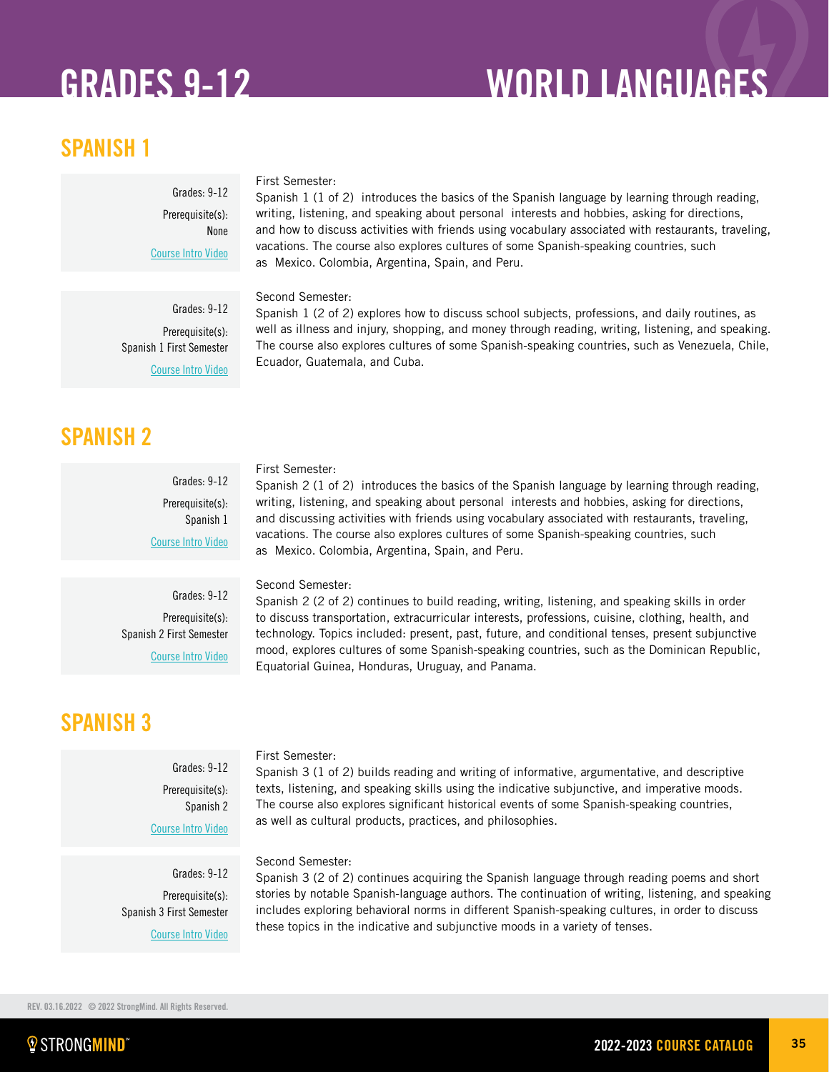# GRADES 9-12 — WORLD LANGUAGES

## SPANISH 1

Grades: 9-12
Prerequisite(s): None
Course Intro Video

First Semester:
Spanish 1 (1 of 2) introduces the basics of the Spanish language by learning through reading, writing, listening, and speaking about personal interests and hobbies, asking for directions, and how to discuss activities with friends using vocabulary associated with restaurants, traveling, vacations. The course also explores cultures of some Spanish-speaking countries, such as Mexico. Colombia, Argentina, Spain, and Peru.

Grades: 9-12
Prerequisite(s): Spanish 1 First Semester
Course Intro Video

Second Semester:
Spanish 1 (2 of 2) explores how to discuss school subjects, professions, and daily routines, as well as illness and injury, shopping, and money through reading, writing, listening, and speaking. The course also explores cultures of some Spanish-speaking countries, such as Venezuela, Chile, Ecuador, Guatemala, and Cuba.

## SPANISH 2

Grades: 9-12
Prerequisite(s): Spanish 1
Course Intro Video

First Semester:
Spanish 2 (1 of 2) introduces the basics of the Spanish language by learning through reading, writing, listening, and speaking about personal interests and hobbies, asking for directions, and discussing activities with friends using vocabulary associated with restaurants, traveling, vacations. The course also explores cultures of some Spanish-speaking countries, such as Mexico. Colombia, Argentina, Spain, and Peru.

Grades: 9-12
Prerequisite(s): Spanish 2 First Semester
Course Intro Video

Second Semester:
Spanish 2 (2 of 2) continues to build reading, writing, listening, and speaking skills in order to discuss transportation, extracurricular interests, professions, cuisine, clothing, health, and technology. Topics included: present, past, future, and conditional tenses, present subjunctive mood, explores cultures of some Spanish-speaking countries, such as the Dominican Republic, Equatorial Guinea, Honduras, Uruguay, and Panama.

## SPANISH 3

Grades: 9-12
Prerequisite(s): Spanish 2
Course Intro Video

First Semester:
Spanish 3 (1 of 2) builds reading and writing of informative, argumentative, and descriptive texts, listening, and speaking skills using the indicative subjunctive, and imperative moods. The course also explores significant historical events of some Spanish-speaking countries, as well as cultural products, practices, and philosophies.

Grades: 9-12
Prerequisite(s): Spanish 3 First Semester
Course Intro Video

Second Semester:
Spanish 3 (2 of 2) continues acquiring the Spanish language through reading poems and short stories by notable Spanish-language authors. The continuation of writing, listening, and speaking includes exploring behavioral norms in different Spanish-speaking cultures, in order to discuss these topics in the indicative and subjunctive moods in a variety of tenses.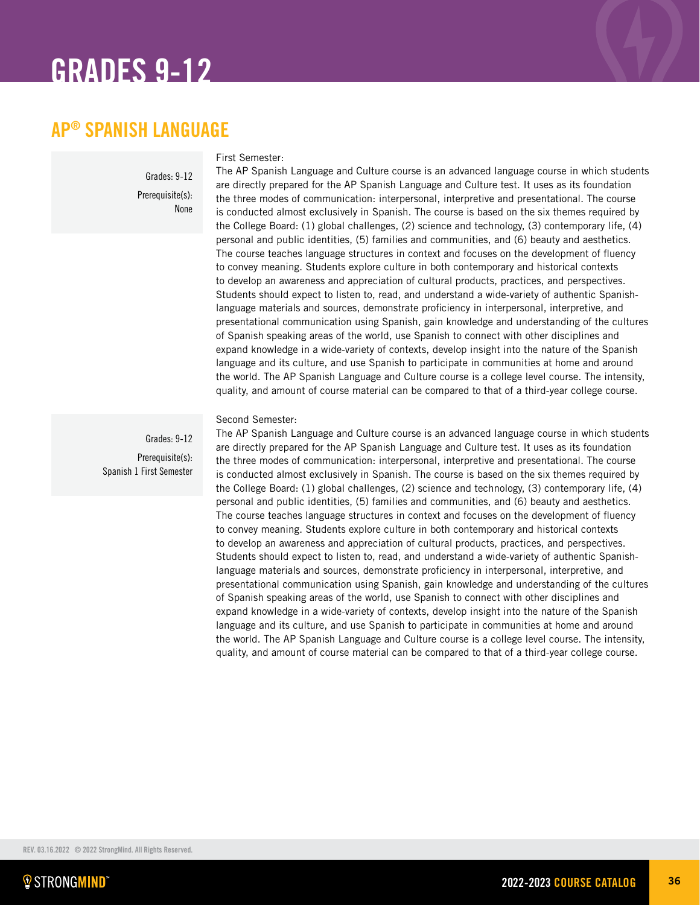# GRADES 9-12

## AP® SPANISH LANGUAGE

Grades: 9-12

Prerequisite(s): None

First Semester:

The AP Spanish Language and Culture course is an advanced language course in which students are directly prepared for the AP Spanish Language and Culture test. It uses as its foundation the three modes of communication: interpersonal, interpretive and presentational. The course is conducted almost exclusively in Spanish. The course is based on the six themes required by the College Board: (1) global challenges, (2) science and technology, (3) contemporary life, (4) personal and public identities, (5) families and communities, and (6) beauty and aesthetics. The course teaches language structures in context and focuses on the development of fluency to convey meaning. Students explore culture in both contemporary and historical contexts to develop an awareness and appreciation of cultural products, practices, and perspectives. Students should expect to listen to, read, and understand a wide-variety of authentic Spanish-language materials and sources, demonstrate proficiency in interpersonal, interpretive, and presentational communication using Spanish, gain knowledge and understanding of the cultures of Spanish speaking areas of the world, use Spanish to connect with other disciplines and expand knowledge in a wide-variety of contexts, develop insight into the nature of the Spanish language and its culture, and use Spanish to participate in communities at home and around the world. The AP Spanish Language and Culture course is a college level course. The intensity, quality, and amount of course material can be compared to that of a third-year college course.

Grades: 9-12

Prerequisite(s): Spanish 1 First Semester

Second Semester:

The AP Spanish Language and Culture course is an advanced language course in which students are directly prepared for the AP Spanish Language and Culture test. It uses as its foundation the three modes of communication: interpersonal, interpretive and presentational. The course is conducted almost exclusively in Spanish. The course is based on the six themes required by the College Board: (1) global challenges, (2) science and technology, (3) contemporary life, (4) personal and public identities, (5) families and communities, and (6) beauty and aesthetics. The course teaches language structures in context and focuses on the development of fluency to convey meaning. Students explore culture in both contemporary and historical contexts to develop an awareness and appreciation of cultural products, practices, and perspectives. Students should expect to listen to, read, and understand a wide-variety of authentic Spanish-language materials and sources, demonstrate proficiency in interpersonal, interpretive, and presentational communication using Spanish, gain knowledge and understanding of the cultures of Spanish speaking areas of the world, use Spanish to connect with other disciplines and expand knowledge in a wide-variety of contexts, develop insight into the nature of the Spanish language and its culture, and use Spanish to participate in communities at home and around the world. The AP Spanish Language and Culture course is a college level course. The intensity, quality, and amount of course material can be compared to that of a third-year college course.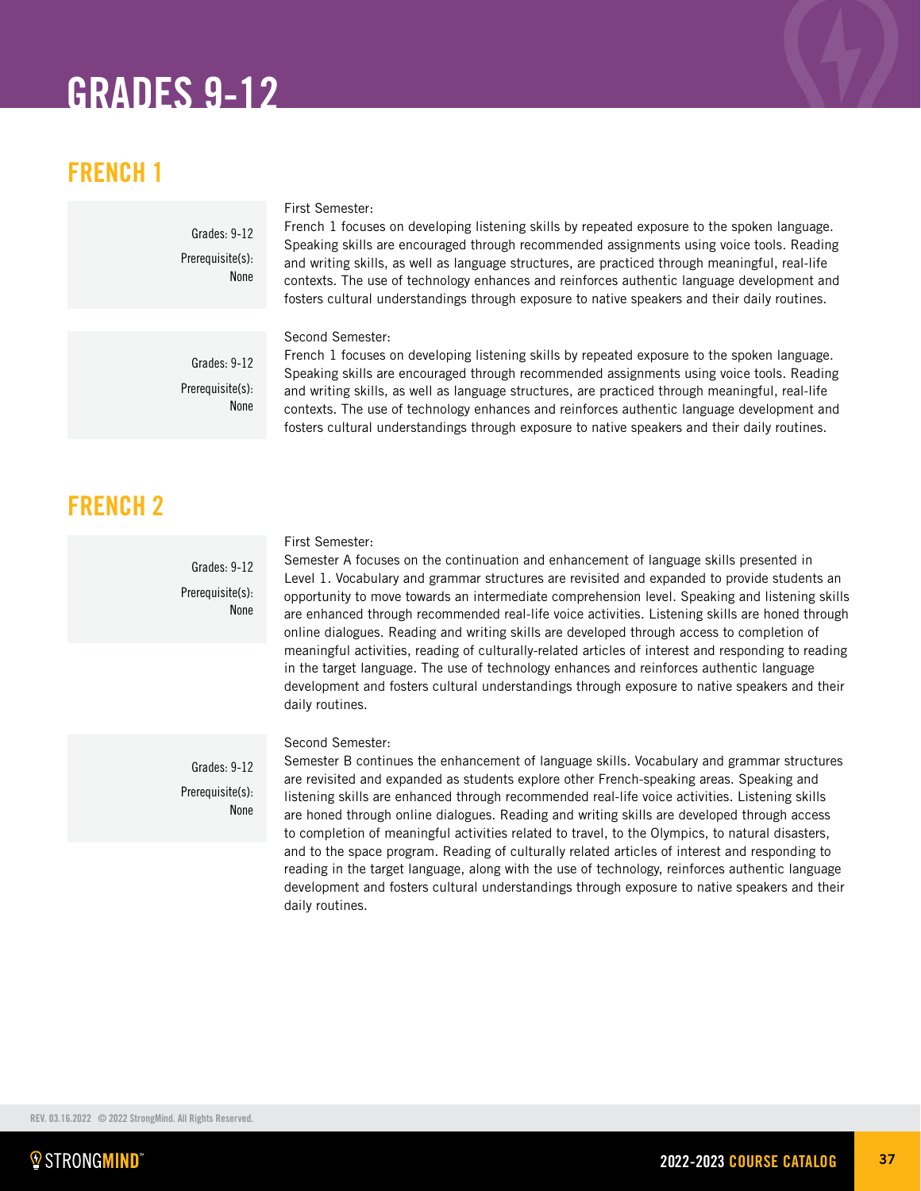# GRADES 9-12

## FRENCH 1

Grades: 9-12

Prerequisite(s): None

First Semester:
French 1 focuses on developing listening skills by repeated exposure to the spoken language. Speaking skills are encouraged through recommended assignments using voice tools. Reading and writing skills, as well as language structures, are practiced through meaningful, real-life contexts. The use of technology enhances and reinforces authentic language development and fosters cultural understandings through exposure to native speakers and their daily routines.

Grades: 9-12

Prerequisite(s): None

Second Semester:
French 1 focuses on developing listening skills by repeated exposure to the spoken language. Speaking skills are encouraged through recommended assignments using voice tools. Reading and writing skills, as well as language structures, are practiced through meaningful, real-life contexts. The use of technology enhances and reinforces authentic language development and fosters cultural understandings through exposure to native speakers and their daily routines.

## FRENCH 2

Grades: 9-12

Prerequisite(s): None

First Semester:
Semester A focuses on the continuation and enhancement of language skills presented in Level 1. Vocabulary and grammar structures are revisited and expanded to provide students an opportunity to move towards an intermediate comprehension level. Speaking and listening skills are enhanced through recommended real-life voice activities. Listening skills are honed through online dialogues. Reading and writing skills are developed through access to completion of meaningful activities, reading of culturally-related articles of interest and responding to reading in the target language. The use of technology enhances and reinforces authentic language development and fosters cultural understandings through exposure to native speakers and their daily routines.

Grades: 9-12

Prerequisite(s): None

Second Semester:
Semester B continues the enhancement of language skills. Vocabulary and grammar structures are revisited and expanded as students explore other French-speaking areas. Speaking and listening skills are enhanced through recommended real-life voice activities. Listening skills are honed through online dialogues. Reading and writing skills are developed through access to completion of meaningful activities related to travel, to the Olympics, to natural disasters, and to the space program. Reading of culturally related articles of interest and responding to reading in the target language, along with the use of technology, reinforces authentic language development and fosters cultural understandings through exposure to native speakers and their daily routines.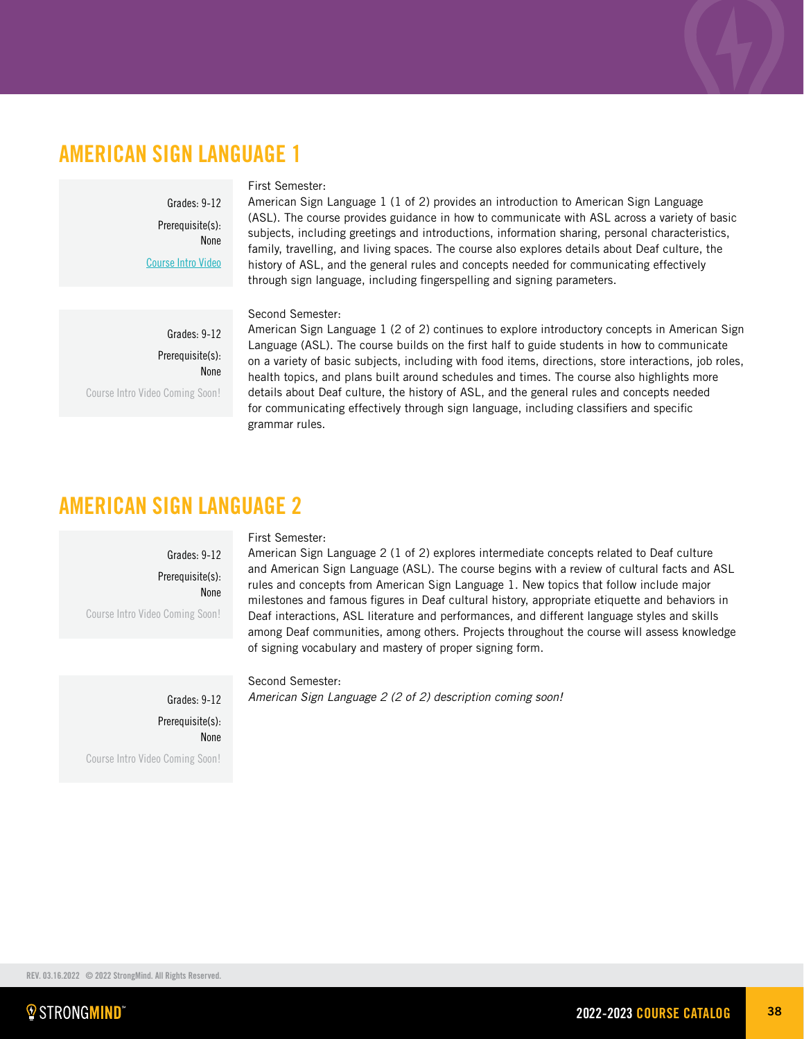## AMERICAN SIGN LANGUAGE 1

Grades: 9-12

Prerequisite(s): None

Course Intro Video

First Semester:
American Sign Language 1 (1 of 2) provides an introduction to American Sign Language (ASL). The course provides guidance in how to communicate with ASL across a variety of basic subjects, including greetings and introductions, information sharing, personal characteristics, family, travelling, and living spaces. The course also explores details about Deaf culture, the history of ASL, and the general rules and concepts needed for communicating effectively through sign language, including fingerspelling and signing parameters.

Grades: 9-12

Prerequisite(s): None

Course Intro Video Coming Soon!

Second Semester:
American Sign Language 1 (2 of 2) continues to explore introductory concepts in American Sign Language (ASL). The course builds on the first half to guide students in how to communicate on a variety of basic subjects, including with food items, directions, store interactions, job roles, health topics, and plans built around schedules and times. The course also highlights more details about Deaf culture, the history of ASL, and the general rules and concepts needed for communicating effectively through sign language, including classifiers and specific grammar rules.

## AMERICAN SIGN LANGUAGE 2

Grades: 9-12

Prerequisite(s): None

Course Intro Video Coming Soon!

First Semester:
American Sign Language 2 (1 of 2) explores intermediate concepts related to Deaf culture and American Sign Language (ASL). The course begins with a review of cultural facts and ASL rules and concepts from American Sign Language 1. New topics that follow include major milestones and famous figures in Deaf cultural history, appropriate etiquette and behaviors in Deaf interactions, ASL literature and performances, and different language styles and skills among Deaf communities, among others. Projects throughout the course will assess knowledge of signing vocabulary and mastery of proper signing form.

Grades: 9-12

Prerequisite(s): None

Course Intro Video Coming Soon!

Second Semester:
*American Sign Language 2 (2 of 2) description coming soon!*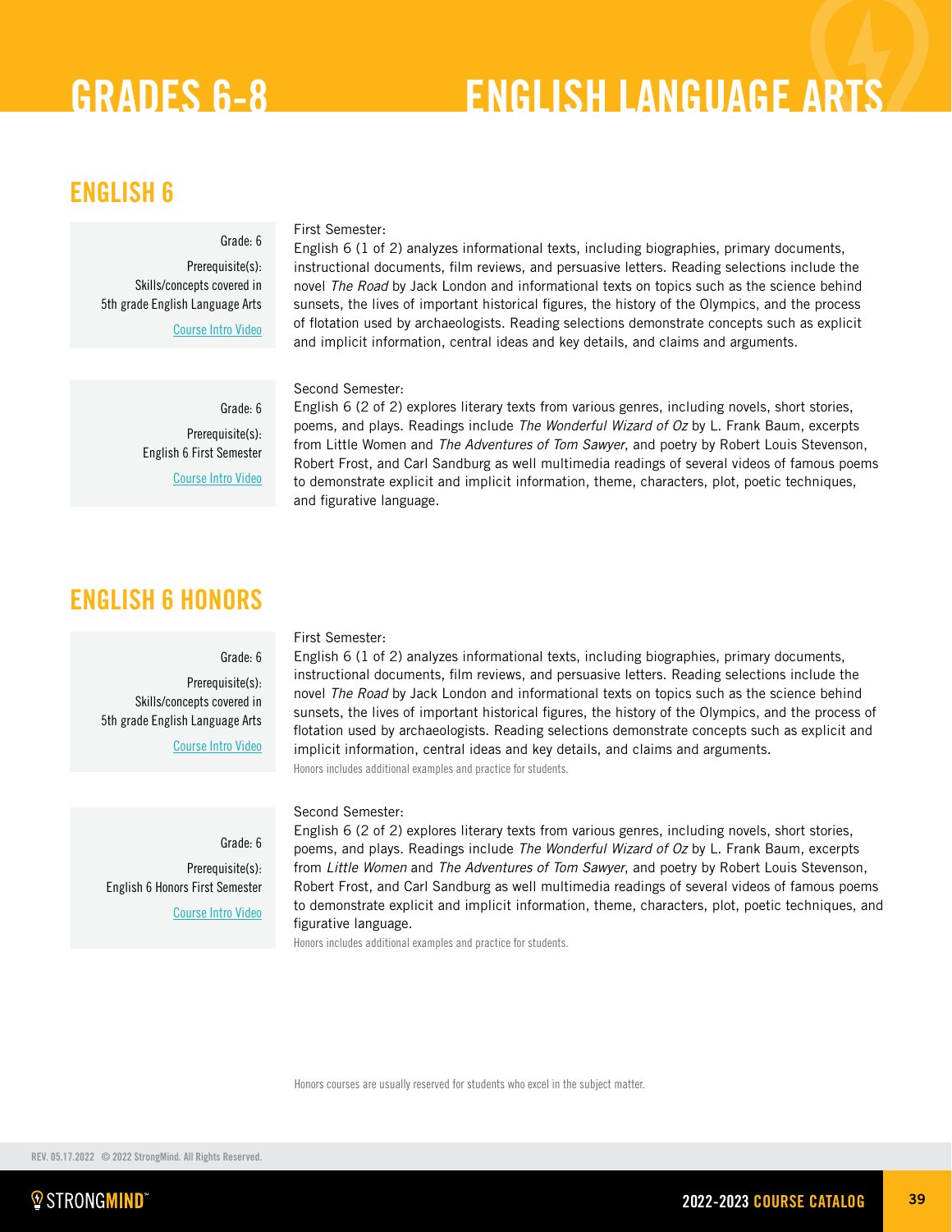# GRADES 6-8 ENGLISH LANGUAGE ARTS

## ENGLISH 6

Grade: 6

Prerequisite(s): Skills/concepts covered in 5th grade English Language Arts

Course Intro Video

First Semester:
English 6 (1 of 2) analyzes informational texts, including biographies, primary documents, instructional documents, film reviews, and persuasive letters. Reading selections include the novel *The Road* by Jack London and informational texts on topics such as the science behind sunsets, the lives of important historical figures, the history of the Olympics, and the process of flotation used by archaeologists. Reading selections demonstrate concepts such as explicit and implicit information, central ideas and key details, and claims and arguments.

Grade: 6

Prerequisite(s): English 6 First Semester

Course Intro Video

Second Semester:
English 6 (2 of 2) explores literary texts from various genres, including novels, short stories, poems, and plays. Readings include *The Wonderful Wizard of Oz* by L. Frank Baum, excerpts from Little Women and *The Adventures of Tom Sawyer*, and poetry by Robert Louis Stevenson, Robert Frost, and Carl Sandburg as well multimedia readings of several videos of famous poems to demonstrate explicit and implicit information, theme, characters, plot, poetic techniques, and figurative language.

## ENGLISH 6 HONORS

Grade: 6

Prerequisite(s): Skills/concepts covered in 5th grade English Language Arts

Course Intro Video

First Semester:
English 6 (1 of 2) analyzes informational texts, including biographies, primary documents, instructional documents, film reviews, and persuasive letters. Reading selections include the novel *The Road* by Jack London and informational texts on topics such as the science behind sunsets, the lives of important historical figures, the history of the Olympics, and the process of flotation used by archaeologists. Reading selections demonstrate concepts such as explicit and implicit information, central ideas and key details, and claims and arguments.

Honors includes additional examples and practice for students.

Grade: 6

Prerequisite(s): English 6 Honors First Semester

Course Intro Video

Second Semester:
English 6 (2 of 2) explores literary texts from various genres, including novels, short stories, poems, and plays. Readings include *The Wonderful Wizard of Oz* by L. Frank Baum, excerpts from *Little Women* and *The Adventures of Tom Sawyer*, and poetry by Robert Louis Stevenson, Robert Frost, and Carl Sandburg as well multimedia readings of several videos of famous poems to demonstrate explicit and implicit information, theme, characters, plot, poetic techniques, and figurative language.

Honors includes additional examples and practice for students.

Honors courses are usually reserved for students who excel in the subject matter.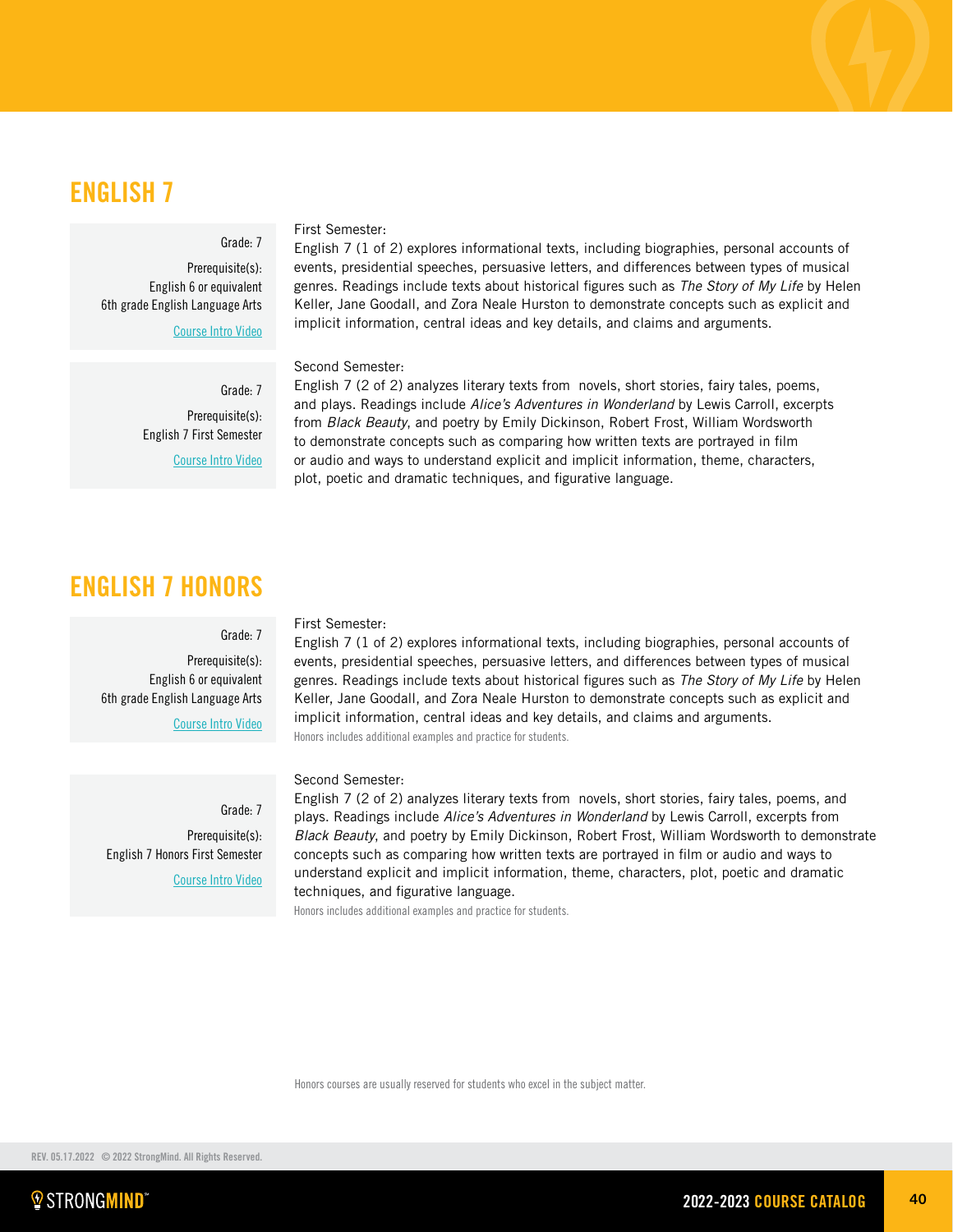## ENGLISH 7

Grade: 7

Prerequisite(s):
English 6 or equivalent
6th grade English Language Arts

Course Intro Video

First Semester:
English 7 (1 of 2) explores informational texts, including biographies, personal accounts of events, presidential speeches, persuasive letters, and differences between types of musical genres. Readings include texts about historical figures such as *The Story of My Life* by Helen Keller, Jane Goodall, and Zora Neale Hurston to demonstrate concepts such as explicit and implicit information, central ideas and key details, and claims and arguments.

Grade: 7

Prerequisite(s):
English 7 First Semester

Course Intro Video

Second Semester:
English 7 (2 of 2) analyzes literary texts from novels, short stories, fairy tales, poems, and plays. Readings include *Alice's Adventures in Wonderland* by Lewis Carroll, excerpts from *Black Beauty*, and poetry by Emily Dickinson, Robert Frost, William Wordsworth to demonstrate concepts such as comparing how written texts are portrayed in film or audio and ways to understand explicit and implicit information, theme, characters, plot, poetic and dramatic techniques, and figurative language.

## ENGLISH 7 HONORS

Grade: 7

Prerequisite(s):
English 6 or equivalent
6th grade English Language Arts

Course Intro Video

First Semester:
English 7 (1 of 2) explores informational texts, including biographies, personal accounts of events, presidential speeches, persuasive letters, and differences between types of musical genres. Readings include texts about historical figures such as *The Story of My Life* by Helen Keller, Jane Goodall, and Zora Neale Hurston to demonstrate concepts such as explicit and implicit information, central ideas and key details, and claims and arguments.
Honors includes additional examples and practice for students.

Grade: 7

Prerequisite(s):
English 7 Honors First Semester

Course Intro Video

Second Semester:
English 7 (2 of 2) analyzes literary texts from novels, short stories, fairy tales, poems, and plays. Readings include *Alice's Adventures in Wonderland* by Lewis Carroll, excerpts from *Black Beauty*, and poetry by Emily Dickinson, Robert Frost, William Wordsworth to demonstrate concepts such as comparing how written texts are portrayed in film or audio and ways to understand explicit and implicit information, theme, characters, plot, poetic and dramatic techniques, and figurative language.
Honors includes additional examples and practice for students.

Honors courses are usually reserved for students who excel in the subject matter.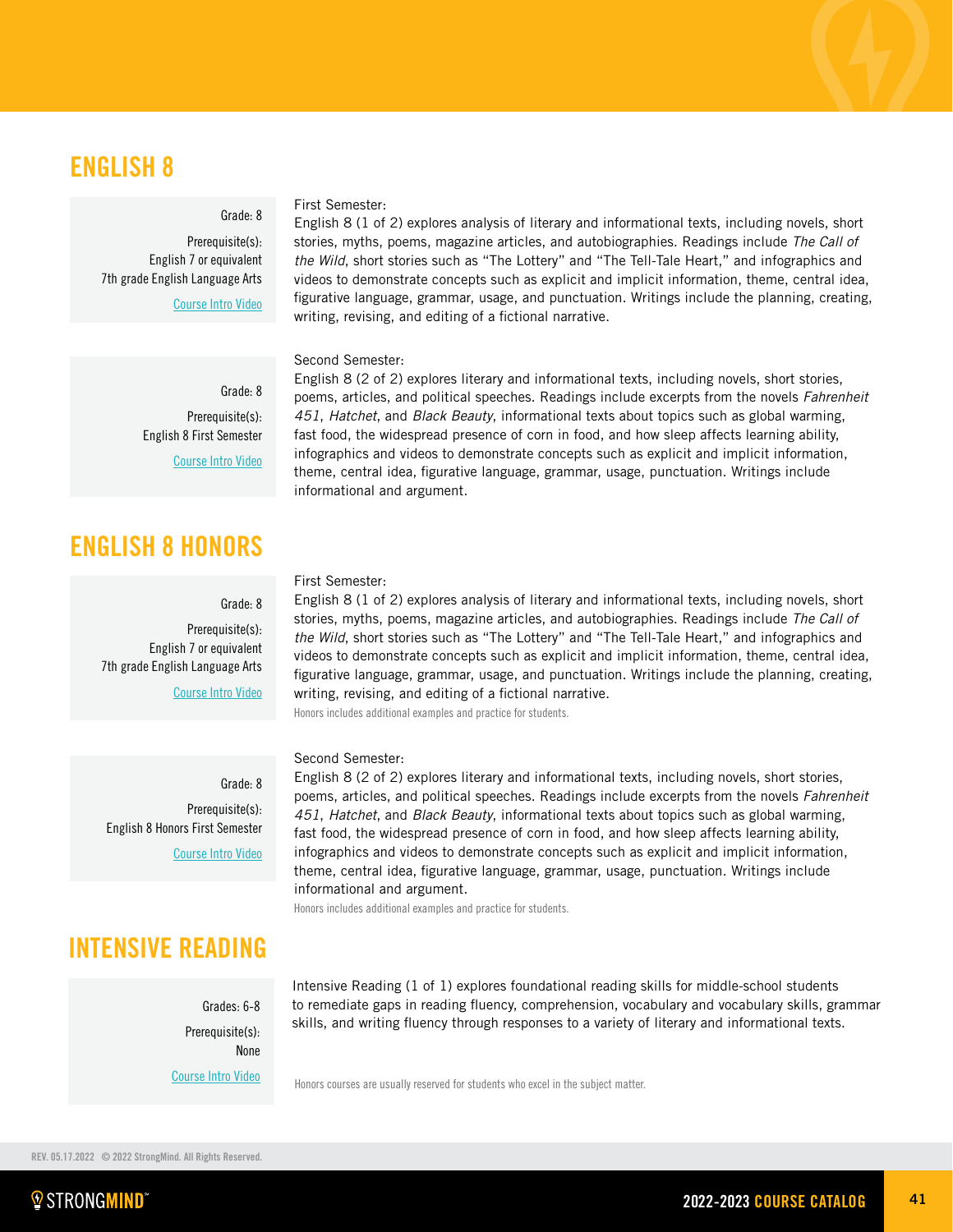## ENGLISH 8

Grade: 8

Prerequisite(s):
English 7 or equivalent
7th grade English Language Arts

Course Intro Video

First Semester:
English 8 (1 of 2) explores analysis of literary and informational texts, including novels, short stories, myths, poems, magazine articles, and autobiographies. Readings include *The Call of the Wild*, short stories such as "The Lottery" and "The Tell-Tale Heart," and infographics and videos to demonstrate concepts such as explicit and implicit information, theme, central idea, figurative language, grammar, usage, and punctuation. Writings include the planning, creating, writing, revising, and editing of a fictional narrative.

Grade: 8

Prerequisite(s):
English 8 First Semester

Course Intro Video

Second Semester:
English 8 (2 of 2) explores literary and informational texts, including novels, short stories, poems, articles, and political speeches. Readings include excerpts from the novels *Fahrenheit 451*, *Hatchet*, and *Black Beauty*, informational texts about topics such as global warming, fast food, the widespread presence of corn in food, and how sleep affects learning ability, infographics and videos to demonstrate concepts such as explicit and implicit information, theme, central idea, figurative language, grammar, usage, punctuation. Writings include informational and argument.

## ENGLISH 8 HONORS

Grade: 8

Prerequisite(s):
English 7 or equivalent
7th grade English Language Arts

Course Intro Video

First Semester:
English 8 (1 of 2) explores analysis of literary and informational texts, including novels, short stories, myths, poems, magazine articles, and autobiographies. Readings include *The Call of the Wild*, short stories such as "The Lottery" and "The Tell-Tale Heart," and infographics and videos to demonstrate concepts such as explicit and implicit information, theme, central idea, figurative language, grammar, usage, and punctuation. Writings include the planning, creating, writing, revising, and editing of a fictional narrative.
Honors includes additional examples and practice for students.

Grade: 8

Prerequisite(s):
English 8 Honors First Semester

Course Intro Video

Second Semester:
English 8 (2 of 2) explores literary and informational texts, including novels, short stories, poems, articles, and political speeches. Readings include excerpts from the novels *Fahrenheit 451*, *Hatchet*, and *Black Beauty*, informational texts about topics such as global warming, fast food, the widespread presence of corn in food, and how sleep affects learning ability, infographics and videos to demonstrate concepts such as explicit and implicit information, theme, central idea, figurative language, grammar, usage, punctuation. Writings include informational and argument.
Honors includes additional examples and practice for students.

## INTENSIVE READING

Grades: 6-8

Prerequisite(s):
None

Course Intro Video

Intensive Reading (1 of 1) explores foundational reading skills for middle-school students to remediate gaps in reading fluency, comprehension, vocabulary and vocabulary skills, grammar skills, and writing fluency through responses to a variety of literary and informational texts.

Honors courses are usually reserved for students who excel in the subject matter.

REV. 05.17.2022 © 2022 StrongMind. All Rights Reserved.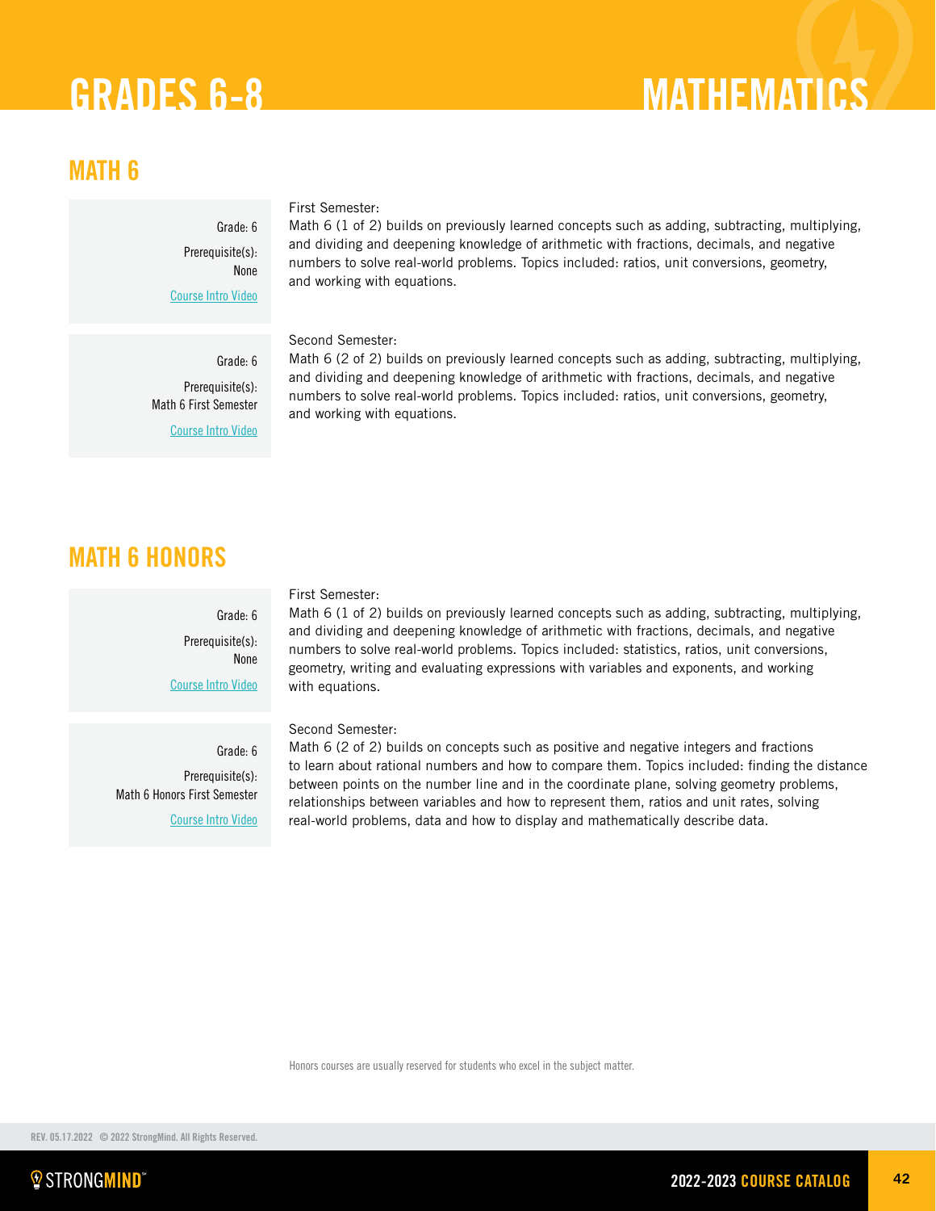# GRADES 6-8 MATHEMATICS

## MATH 6

Grade: 6

Prerequisite(s): None

Course Intro Video

First Semester:
Math 6 (1 of 2) builds on previously learned concepts such as adding, subtracting, multiplying, and dividing and deepening knowledge of arithmetic with fractions, decimals, and negative numbers to solve real-world problems. Topics included: ratios, unit conversions, geometry, and working with equations.

Grade: 6

Prerequisite(s): Math 6 First Semester

Course Intro Video

Second Semester:
Math 6 (2 of 2) builds on previously learned concepts such as adding, subtracting, multiplying, and dividing and deepening knowledge of arithmetic with fractions, decimals, and negative numbers to solve real-world problems. Topics included: ratios, unit conversions, geometry, and working with equations.

## MATH 6 HONORS

Grade: 6

Prerequisite(s): None

Course Intro Video

First Semester:
Math 6 (1 of 2) builds on previously learned concepts such as adding, subtracting, multiplying, and dividing and deepening knowledge of arithmetic with fractions, decimals, and negative numbers to solve real-world problems. Topics included: statistics, ratios, unit conversions, geometry, writing and evaluating expressions with variables and exponents, and working with equations.

Grade: 6

Prerequisite(s): Math 6 Honors First Semester

Course Intro Video

Second Semester:
Math 6 (2 of 2) builds on concepts such as positive and negative integers and fractions to learn about rational numbers and how to compare them. Topics included: finding the distance between points on the number line and in the coordinate plane, solving geometry problems, relationships between variables and how to represent them, ratios and unit rates, solving real-world problems, data and how to display and mathematically describe data.

Honors courses are usually reserved for students who excel in the subject matter.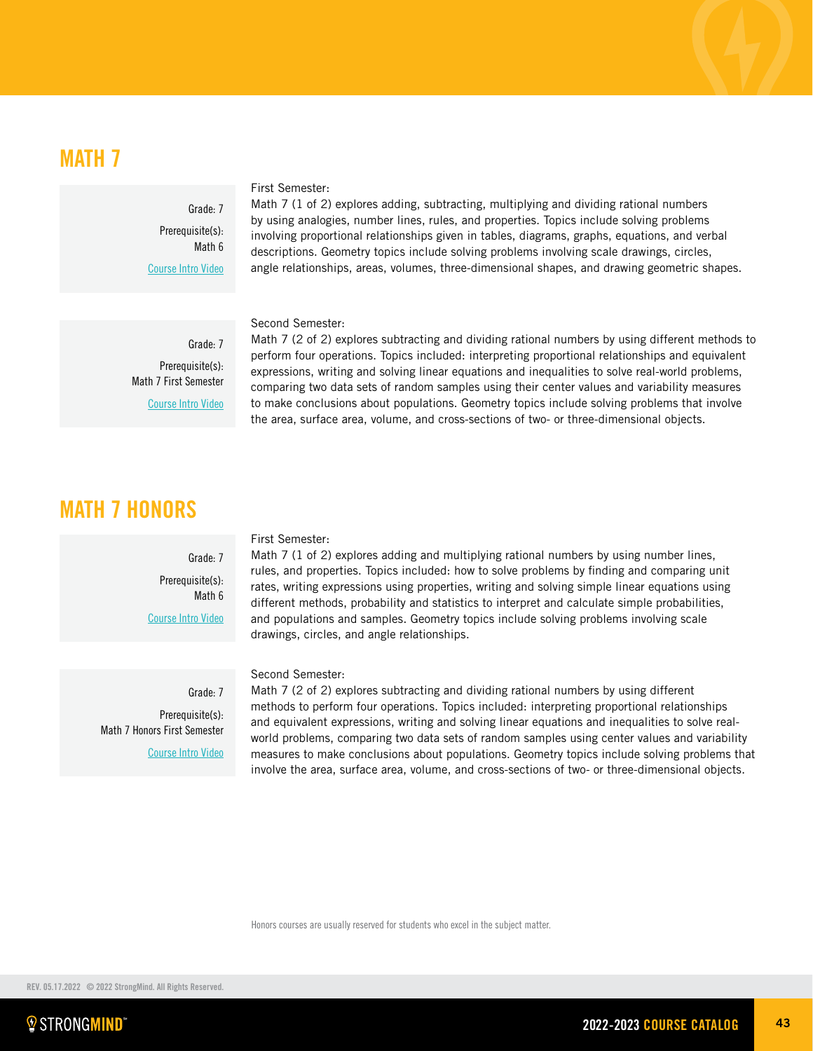## MATH 7

Grade: 7

Prerequisite(s): Math 6

Course Intro Video

First Semester:
Math 7 (1 of 2) explores adding, subtracting, multiplying and dividing rational numbers by using analogies, number lines, rules, and properties. Topics include solving problems involving proportional relationships given in tables, diagrams, graphs, equations, and verbal descriptions. Geometry topics include solving problems involving scale drawings, circles, angle relationships, areas, volumes, three-dimensional shapes, and drawing geometric shapes.

Grade: 7

Prerequisite(s): Math 7 First Semester

Course Intro Video

Second Semester:
Math 7 (2 of 2) explores subtracting and dividing rational numbers by using different methods to perform four operations. Topics included: interpreting proportional relationships and equivalent expressions, writing and solving linear equations and inequalities to solve real-world problems, comparing two data sets of random samples using their center values and variability measures to make conclusions about populations. Geometry topics include solving problems that involve the area, surface area, volume, and cross-sections of two- or three-dimensional objects.

## MATH 7 HONORS

Grade: 7

Prerequisite(s): Math 6

Course Intro Video

First Semester:
Math 7 (1 of 2) explores adding and multiplying rational numbers by using number lines, rules, and properties. Topics included: how to solve problems by finding and comparing unit rates, writing expressions using properties, writing and solving simple linear equations using different methods, probability and statistics to interpret and calculate simple probabilities, and populations and samples. Geometry topics include solving problems involving scale drawings, circles, and angle relationships.

Grade: 7

Prerequisite(s): Math 7 Honors First Semester

Course Intro Video

Second Semester:
Math 7 (2 of 2) explores subtracting and dividing rational numbers by using different methods to perform four operations. Topics included: interpreting proportional relationships and equivalent expressions, writing and solving linear equations and inequalities to solve real-world problems, comparing two data sets of random samples using center values and variability measures to make conclusions about populations. Geometry topics include solving problems that involve the area, surface area, volume, and cross-sections of two- or three-dimensional objects.

Honors courses are usually reserved for students who excel in the subject matter.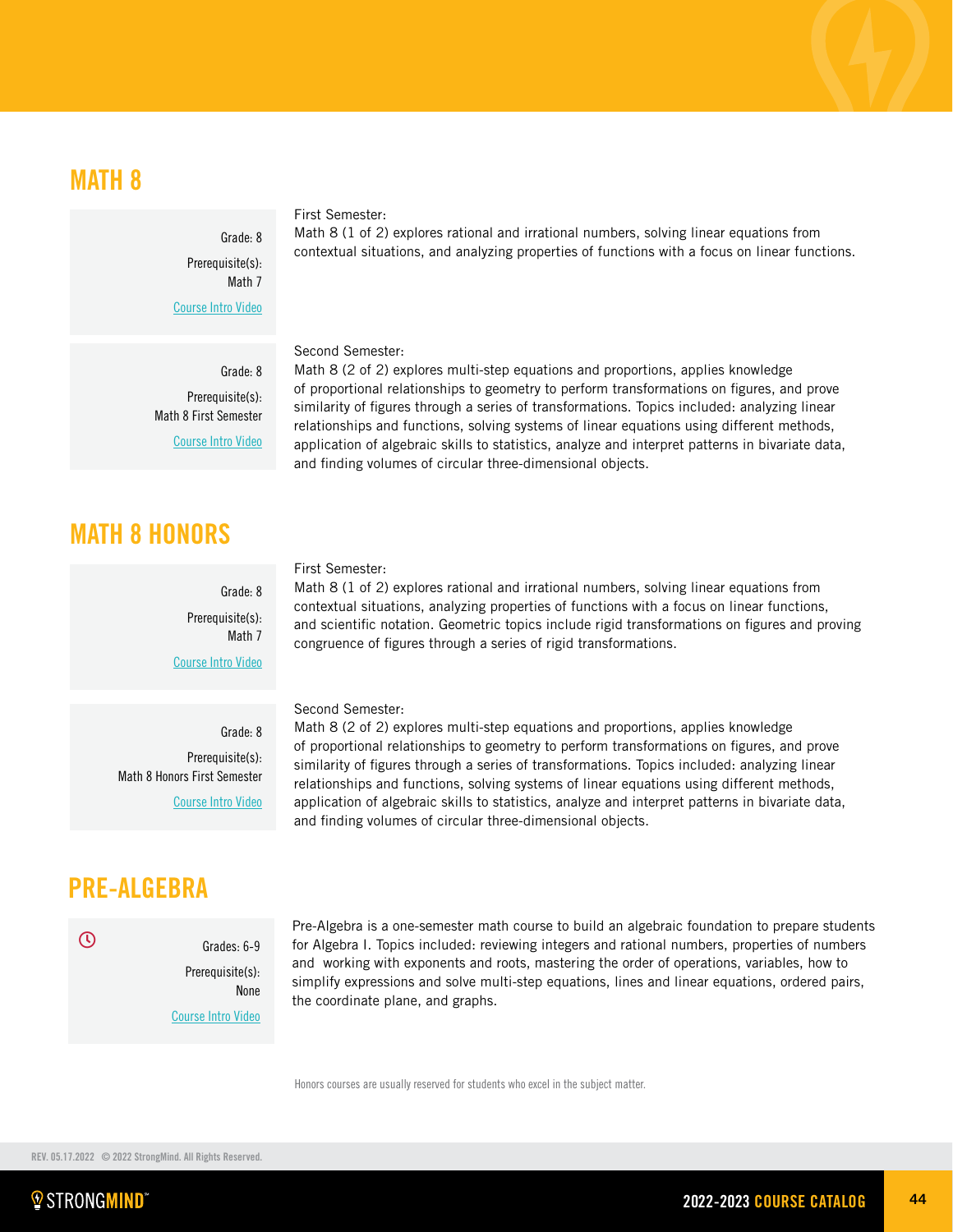## MATH 8

Grade: 8

Prerequisite(s): Math 7

Course Intro Video

First Semester:
Math 8 (1 of 2) explores rational and irrational numbers, solving linear equations from contextual situations, and analyzing properties of functions with a focus on linear functions.

Grade: 8

Prerequisite(s): Math 8 First Semester

Course Intro Video

Second Semester:
Math 8 (2 of 2) explores multi-step equations and proportions, applies knowledge of proportional relationships to geometry to perform transformations on figures, and prove similarity of figures through a series of transformations. Topics included: analyzing linear relationships and functions, solving systems of linear equations using different methods, application of algebraic skills to statistics, analyze and interpret patterns in bivariate data, and finding volumes of circular three-dimensional objects.

## MATH 8 HONORS

Grade: 8

Prerequisite(s): Math 7

Course Intro Video

First Semester:
Math 8 (1 of 2) explores rational and irrational numbers, solving linear equations from contextual situations, analyzing properties of functions with a focus on linear functions, and scientific notation. Geometric topics include rigid transformations on figures and proving congruence of figures through a series of rigid transformations.

Grade: 8

Prerequisite(s): Math 8 Honors First Semester

Course Intro Video

Second Semester:
Math 8 (2 of 2) explores multi-step equations and proportions, applies knowledge of proportional relationships to geometry to perform transformations on figures, and prove similarity of figures through a series of transformations. Topics included: analyzing linear relationships and functions, solving systems of linear equations using different methods, application of algebraic skills to statistics, analyze and interpret patterns in bivariate data, and finding volumes of circular three-dimensional objects.

## PRE-ALGEBRA

Grades: 6-9

Prerequisite(s): None

Course Intro Video

Pre-Algebra is a one-semester math course to build an algebraic foundation to prepare students for Algebra I. Topics included: reviewing integers and rational numbers, properties of numbers and working with exponents and roots, mastering the order of operations, variables, how to simplify expressions and solve multi-step equations, lines and linear equations, ordered pairs, the coordinate plane, and graphs.

Honors courses are usually reserved for students who excel in the subject matter.

REV. 05.17.2022 © 2022 StrongMind. All Rights Reserved.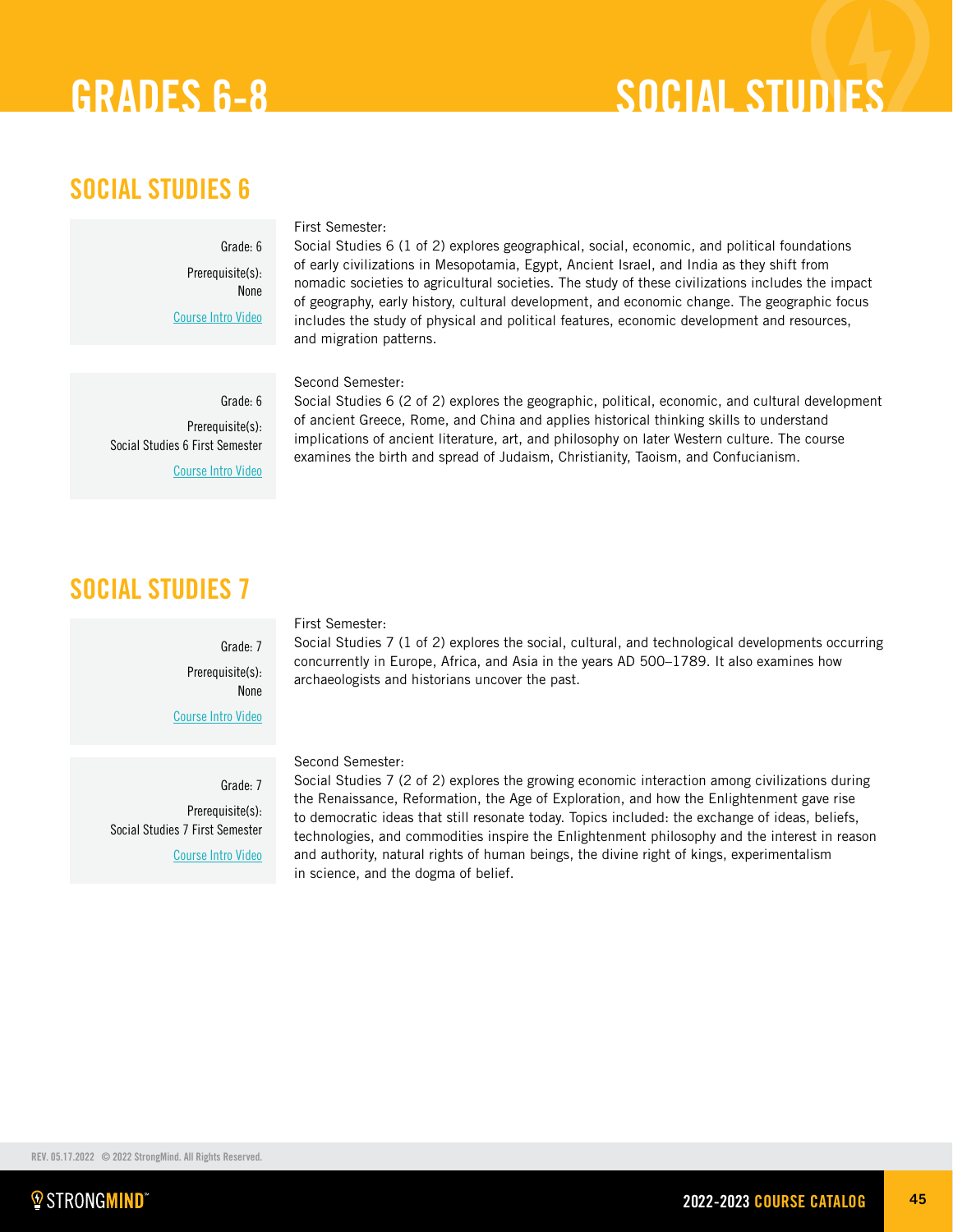# GRADES 6-8 SOCIAL STUDIES

## SOCIAL STUDIES 6

Grade: 6

Prerequisite(s): None

Course Intro Video

First Semester:
Social Studies 6 (1 of 2) explores geographical, social, economic, and political foundations of early civilizations in Mesopotamia, Egypt, Ancient Israel, and India as they shift from nomadic societies to agricultural societies. The study of these civilizations includes the impact of geography, early history, cultural development, and economic change. The geographic focus includes the study of physical and political features, economic development and resources, and migration patterns.

Grade: 6

Prerequisite(s): Social Studies 6 First Semester

Course Intro Video

Second Semester:
Social Studies 6 (2 of 2) explores the geographic, political, economic, and cultural development of ancient Greece, Rome, and China and applies historical thinking skills to understand implications of ancient literature, art, and philosophy on later Western culture. The course examines the birth and spread of Judaism, Christianity, Taoism, and Confucianism.

## SOCIAL STUDIES 7

Grade: 7

Prerequisite(s): None

Course Intro Video

First Semester:
Social Studies 7 (1 of 2) explores the social, cultural, and technological developments occurring concurrently in Europe, Africa, and Asia in the years AD 500–1789. It also examines how archaeologists and historians uncover the past.

Grade: 7

Prerequisite(s): Social Studies 7 First Semester

Course Intro Video

Second Semester:
Social Studies 7 (2 of 2) explores the growing economic interaction among civilizations during the Renaissance, Reformation, the Age of Exploration, and how the Enlightenment gave rise to democratic ideas that still resonate today. Topics included: the exchange of ideas, beliefs, technologies, and commodities inspire the Enlightenment philosophy and the interest in reason and authority, natural rights of human beings, the divine right of kings, experimentalism in science, and the dogma of belief.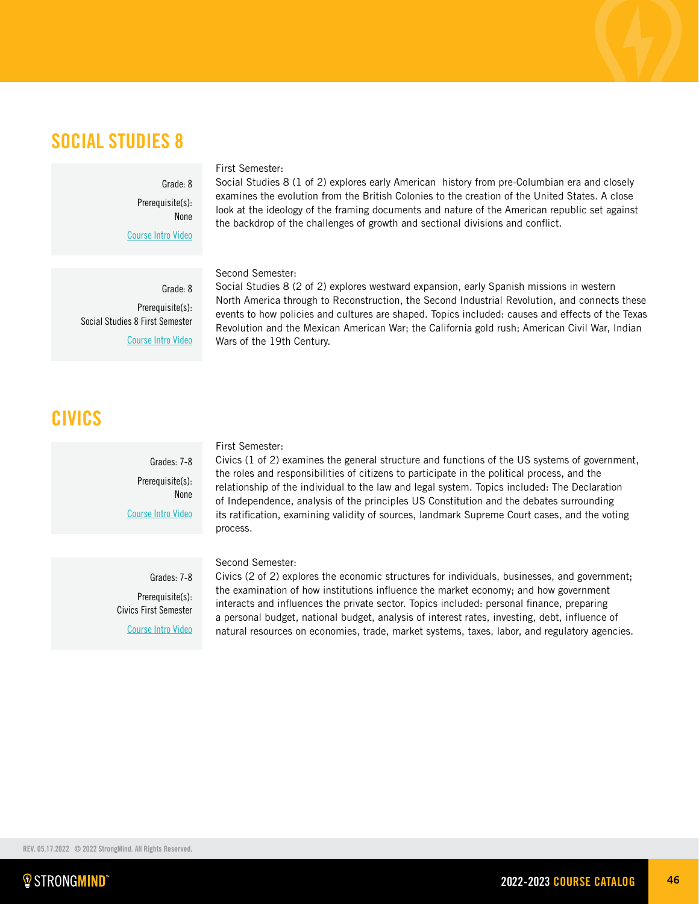## SOCIAL STUDIES 8

Grade: 8

Prerequisite(s): None

Course Intro Video

First Semester:
Social Studies 8 (1 of 2) explores early American history from pre-Columbian era and closely examines the evolution from the British Colonies to the creation of the United States. A close look at the ideology of the framing documents and nature of the American republic set against the backdrop of the challenges of growth and sectional divisions and conflict.

Grade: 8

Prerequisite(s): Social Studies 8 First Semester

Course Intro Video

Second Semester:
Social Studies 8 (2 of 2) explores westward expansion, early Spanish missions in western North America through to Reconstruction, the Second Industrial Revolution, and connects these events to how policies and cultures are shaped. Topics included: causes and effects of the Texas Revolution and the Mexican American War; the California gold rush; American Civil War, Indian Wars of the 19th Century.

## CIVICS

Grades: 7-8

Prerequisite(s): None

Course Intro Video

First Semester:
Civics (1 of 2) examines the general structure and functions of the US systems of government, the roles and responsibilities of citizens to participate in the political process, and the relationship of the individual to the law and legal system. Topics included: The Declaration of Independence, analysis of the principles US Constitution and the debates surrounding its ratification, examining validity of sources, landmark Supreme Court cases, and the voting process.

Grades: 7-8

Prerequisite(s): Civics First Semester

Course Intro Video

Second Semester:
Civics (2 of 2) explores the economic structures for individuals, businesses, and government; the examination of how institutions influence the market economy; and how government interacts and influences the private sector. Topics included: personal finance, preparing a personal budget, national budget, analysis of interest rates, investing, debt, influence of natural resources on economies, trade, market systems, taxes, labor, and regulatory agencies.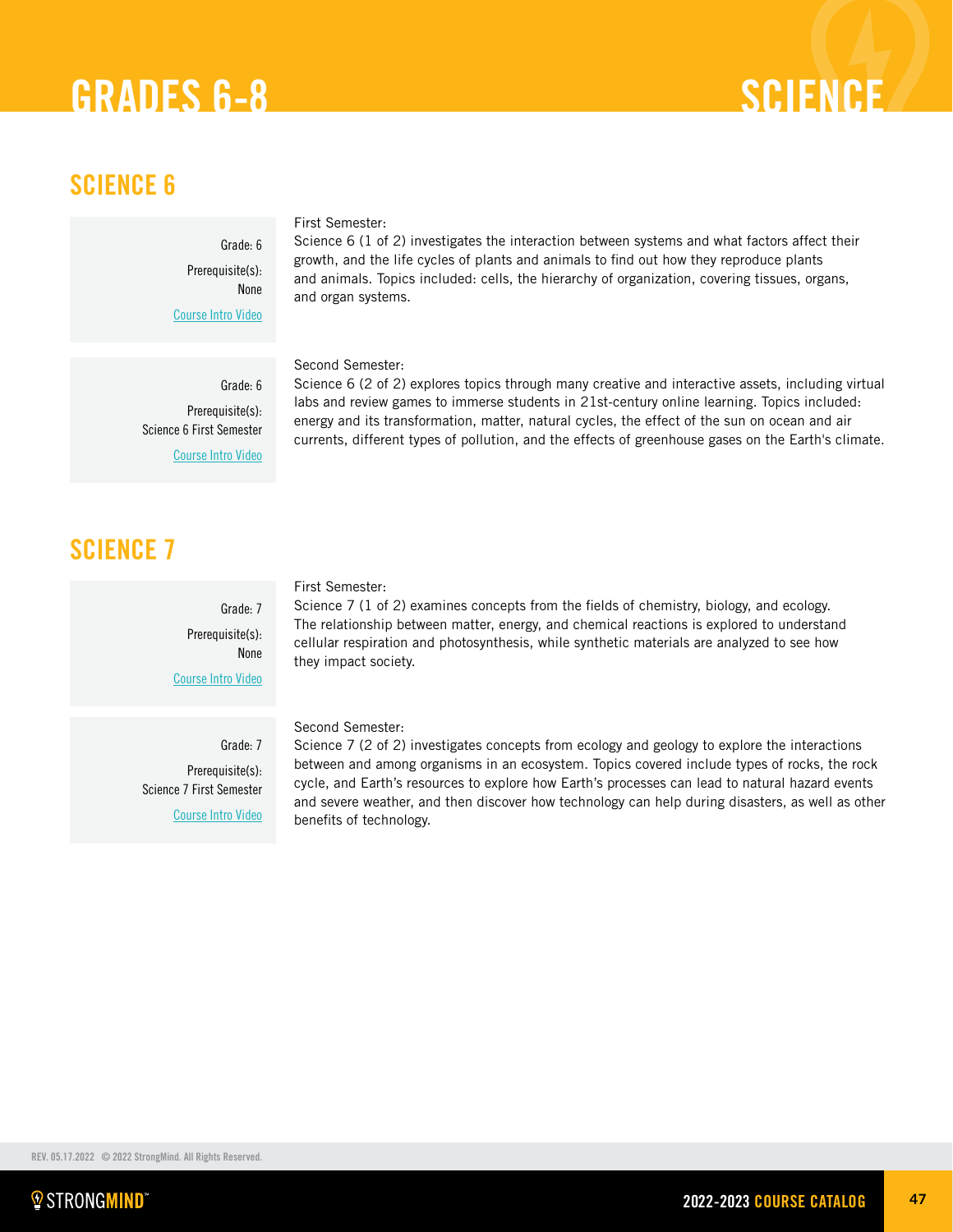# GRADES 6-8

# SCIENCE

## SCIENCE 6

Grade: 6

Prerequisite(s): None

Course Intro Video

First Semester:
Science 6 (1 of 2) investigates the interaction between systems and what factors affect their growth, and the life cycles of plants and animals to find out how they reproduce plants and animals. Topics included: cells, the hierarchy of organization, covering tissues, organs, and organ systems.

Grade: 6

Prerequisite(s): Science 6 First Semester

Course Intro Video

Second Semester:
Science 6 (2 of 2) explores topics through many creative and interactive assets, including virtual labs and review games to immerse students in 21st-century online learning. Topics included: energy and its transformation, matter, natural cycles, the effect of the sun on ocean and air currents, different types of pollution, and the effects of greenhouse gases on the Earth's climate.

## SCIENCE 7

Grade: 7

Prerequisite(s): None

Course Intro Video

First Semester:
Science 7 (1 of 2) examines concepts from the fields of chemistry, biology, and ecology. The relationship between matter, energy, and chemical reactions is explored to understand cellular respiration and photosynthesis, while synthetic materials are analyzed to see how they impact society.

Grade: 7

Prerequisite(s): Science 7 First Semester

Course Intro Video

Second Semester:
Science 7 (2 of 2) investigates concepts from ecology and geology to explore the interactions between and among organisms in an ecosystem. Topics covered include types of rocks, the rock cycle, and Earth's resources to explore how Earth's processes can lead to natural hazard events and severe weather, and then discover how technology can help during disasters, as well as other benefits of technology.

REV. 05.17.2022 © 2022 StrongMind. All Rights Reserved.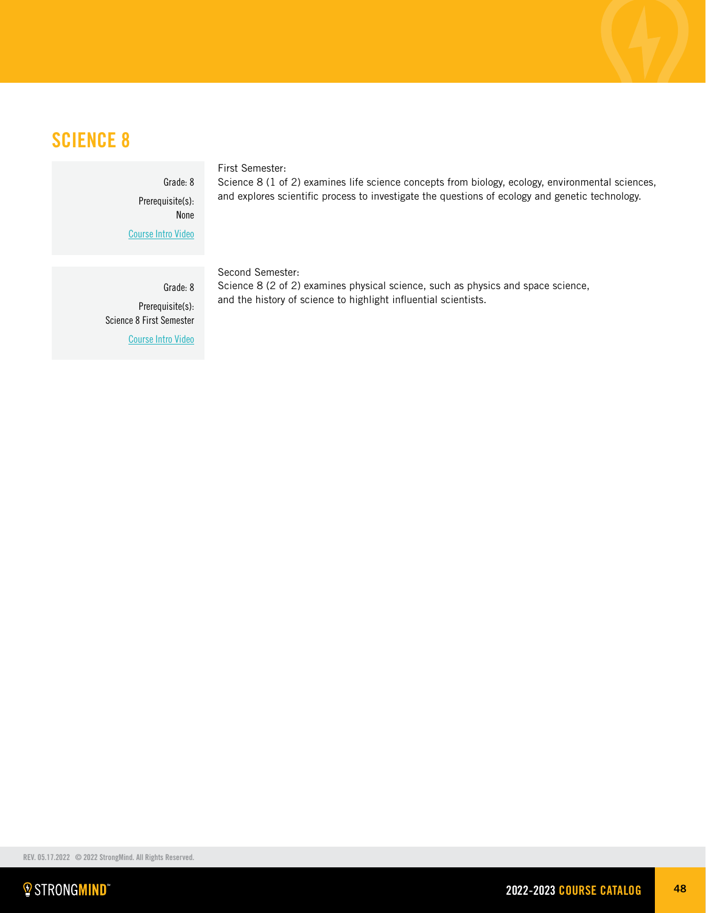# SCIENCE 8

Grade: 8

Prerequisite(s): None

Course Intro Video

First Semester:
Science 8 (1 of 2) examines life science concepts from biology, ecology, environmental sciences, and explores scientific process to investigate the questions of ecology and genetic technology.

Grade: 8

Prerequisite(s): Science 8 First Semester

Course Intro Video

Second Semester:
Science 8 (2 of 2) examines physical science, such as physics and space science, and the history of science to highlight influential scientists.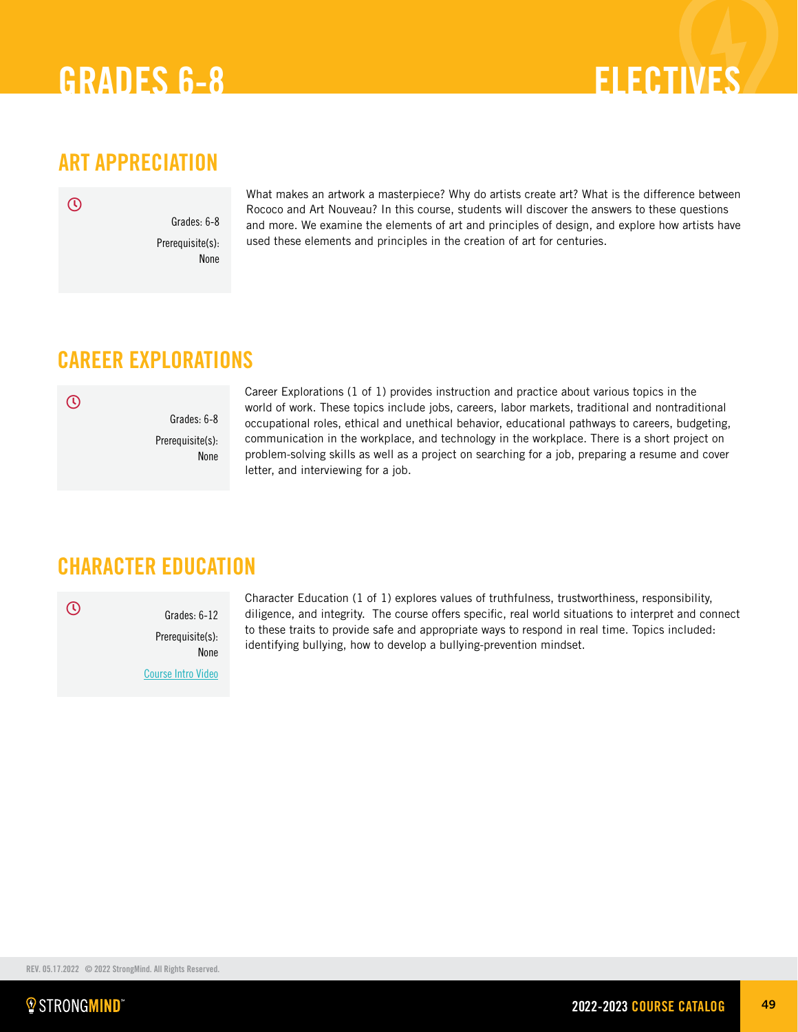# GRADES 6-8 ELECTIVES

## ART APPRECIATION

Grades: 6-8

Prerequisite(s): None

What makes an artwork a masterpiece? Why do artists create art? What is the difference between Rococo and Art Nouveau? In this course, students will discover the answers to these questions and more. We examine the elements of art and principles of design, and explore how artists have used these elements and principles in the creation of art for centuries.

## CAREER EXPLORATIONS

Grades: 6-8

Prerequisite(s): None

Career Explorations (1 of 1) provides instruction and practice about various topics in the world of work. These topics include jobs, careers, labor markets, traditional and nontraditional occupational roles, ethical and unethical behavior, educational pathways to careers, budgeting, communication in the workplace, and technology in the workplace. There is a short project on problem-solving skills as well as a project on searching for a job, preparing a resume and cover letter, and interviewing for a job.

## CHARACTER EDUCATION

Grades: 6-12

Prerequisite(s): None

Course Intro Video

Character Education (1 of 1) explores values of truthfulness, trustworthiness, responsibility, diligence, and integrity. The course offers specific, real world situations to interpret and connect to these traits to provide safe and appropriate ways to respond in real time. Topics included: identifying bullying, how to develop a bullying-prevention mindset.

REV. 05.17.2022 © 2022 StrongMind. All Rights Reserved.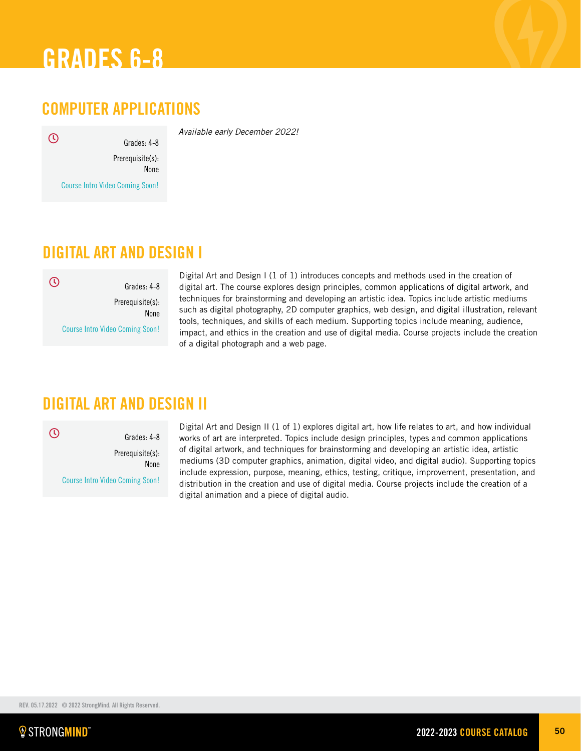# GRADES 6-8

## COMPUTER APPLICATIONS

Grades: 4-8

Prerequisite(s): None

Course Intro Video Coming Soon!

*Available early December 2022!*

## DIGITAL ART AND DESIGN I

Grades: 4-8

Prerequisite(s): None

Course Intro Video Coming Soon!

Digital Art and Design I (1 of 1) introduces concepts and methods used in the creation of digital art. The course explores design principles, common applications of digital artwork, and techniques for brainstorming and developing an artistic idea. Topics include artistic mediums such as digital photography, 2D computer graphics, web design, and digital illustration, relevant tools, techniques, and skills of each medium. Supporting topics include meaning, audience, impact, and ethics in the creation and use of digital media. Course projects include the creation of a digital photograph and a web page.

## DIGITAL ART AND DESIGN II

Grades: 4-8

Prerequisite(s): None

Course Intro Video Coming Soon!

Digital Art and Design II (1 of 1) explores digital art, how life relates to art, and how individual works of art are interpreted. Topics include design principles, types and common applications of digital artwork, and techniques for brainstorming and developing an artistic idea, artistic mediums (3D computer graphics, animation, digital video, and digital audio). Supporting topics include expression, purpose, meaning, ethics, testing, critique, improvement, presentation, and distribution in the creation and use of digital media. Course projects include the creation of a digital animation and a piece of digital audio.

REV. 05.17.2022 © 2022 StrongMind. All Rights Reserved.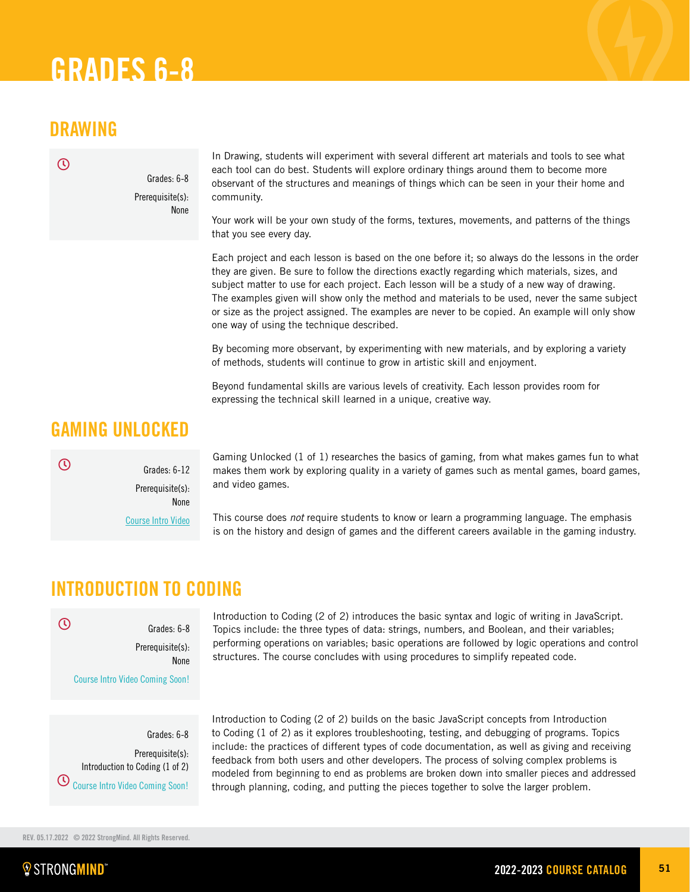# GRADES 6-8

## DRAWING

Grades: 6-8

Prerequisite(s): None

In Drawing, students will experiment with several different art materials and tools to see what each tool can do best. Students will explore ordinary things around them to become more observant of the structures and meanings of things which can be seen in your their home and community.

Your work will be your own study of the forms, textures, movements, and patterns of the things that you see every day.

Each project and each lesson is based on the one before it; so always do the lessons in the order they are given. Be sure to follow the directions exactly regarding which materials, sizes, and subject matter to use for each project. Each lesson will be a study of a new way of drawing. The examples given will show only the method and materials to be used, never the same subject or size as the project assigned. The examples are never to be copied. An example will only show one way of using the technique described.

By becoming more observant, by experimenting with new materials, and by exploring a variety of methods, students will continue to grow in artistic skill and enjoyment.

Beyond fundamental skills are various levels of creativity. Each lesson provides room for expressing the technical skill learned in a unique, creative way.

## GAMING UNLOCKED

Grades: 6-12

Prerequisite(s): None

Course Intro Video

Gaming Unlocked (1 of 1) researches the basics of gaming, from what makes games fun to what makes them work by exploring quality in a variety of games such as mental games, board games, and video games.

This course does *not* require students to know or learn a programming language. The emphasis is on the history and design of games and the different careers available in the gaming industry.

## INTRODUCTION TO CODING

Grades: 6-8

Prerequisite(s): None

Course Intro Video Coming Soon!

Introduction to Coding (2 of 2) introduces the basic syntax and logic of writing in JavaScript. Topics include: the three types of data: strings, numbers, and Boolean, and their variables; performing operations on variables; basic operations are followed by logic operations and control structures. The course concludes with using procedures to simplify repeated code.

Grades: 6-8

Prerequisite(s): Introduction to Coding (1 of 2)

Course Intro Video Coming Soon!

Introduction to Coding (2 of 2) builds on the basic JavaScript concepts from Introduction to Coding (1 of 2) as it explores troubleshooting, testing, and debugging of programs. Topics include: the practices of different types of code documentation, as well as giving and receiving feedback from both users and other developers. The process of solving complex problems is modeled from beginning to end as problems are broken down into smaller pieces and addressed through planning, coding, and putting the pieces together to solve the larger problem.

REV. 05.17.2022 © 2022 StrongMind. All Rights Reserved.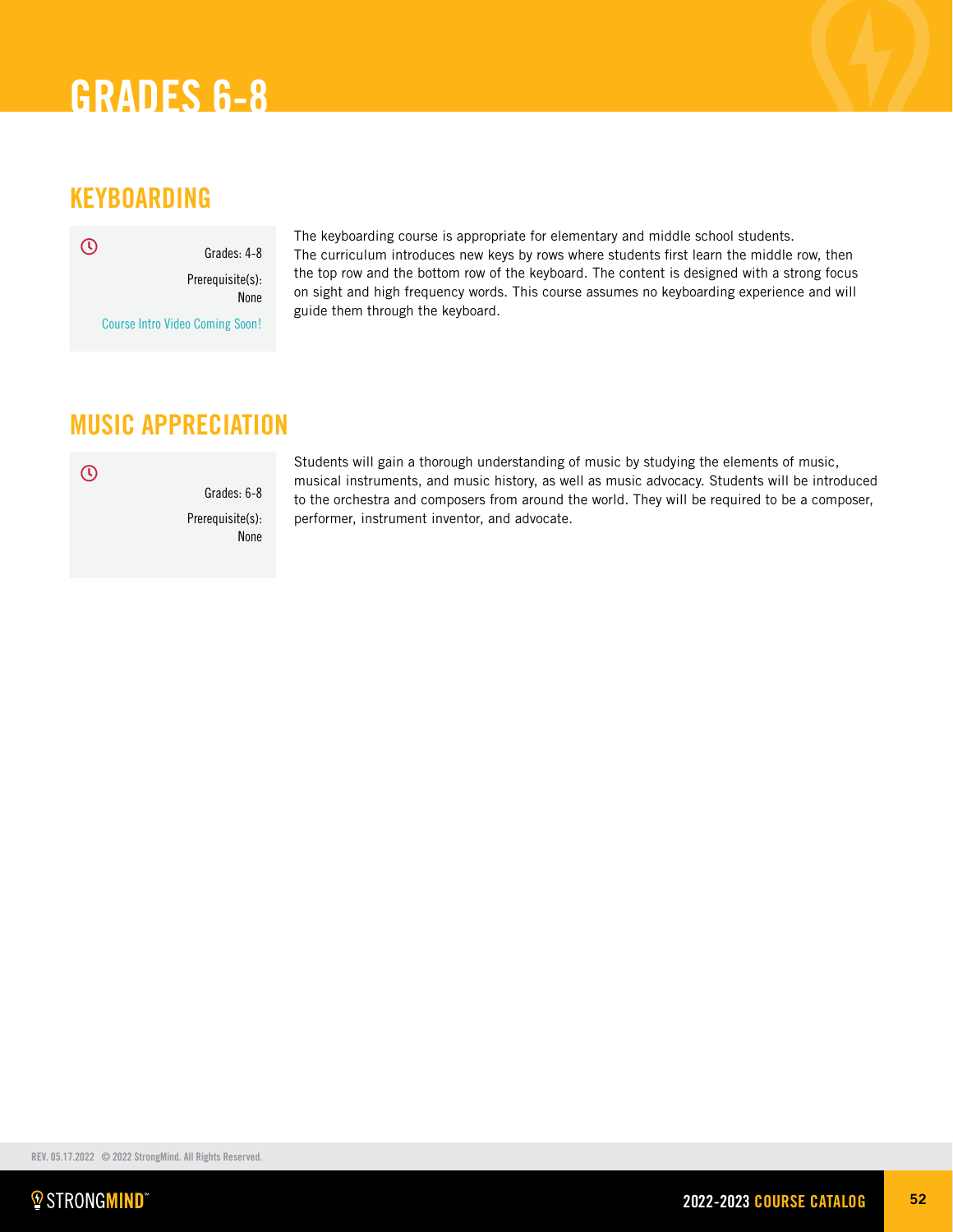# GRADES 6-8

## KEYBOARDING

Grades: 4-8

Prerequisite(s): None

Course Intro Video Coming Soon!

The keyboarding course is appropriate for elementary and middle school students. The curriculum introduces new keys by rows where students first learn the middle row, then the top row and the bottom row of the keyboard. The content is designed with a strong focus on sight and high frequency words. This course assumes no keyboarding experience and will guide them through the keyboard.

## MUSIC APPRECIATION

Grades: 6-8

Prerequisite(s): None

Students will gain a thorough understanding of music by studying the elements of music, musical instruments, and music history, as well as music advocacy. Students will be introduced to the orchestra and composers from around the world. They will be required to be a composer, performer, instrument inventor, and advocate.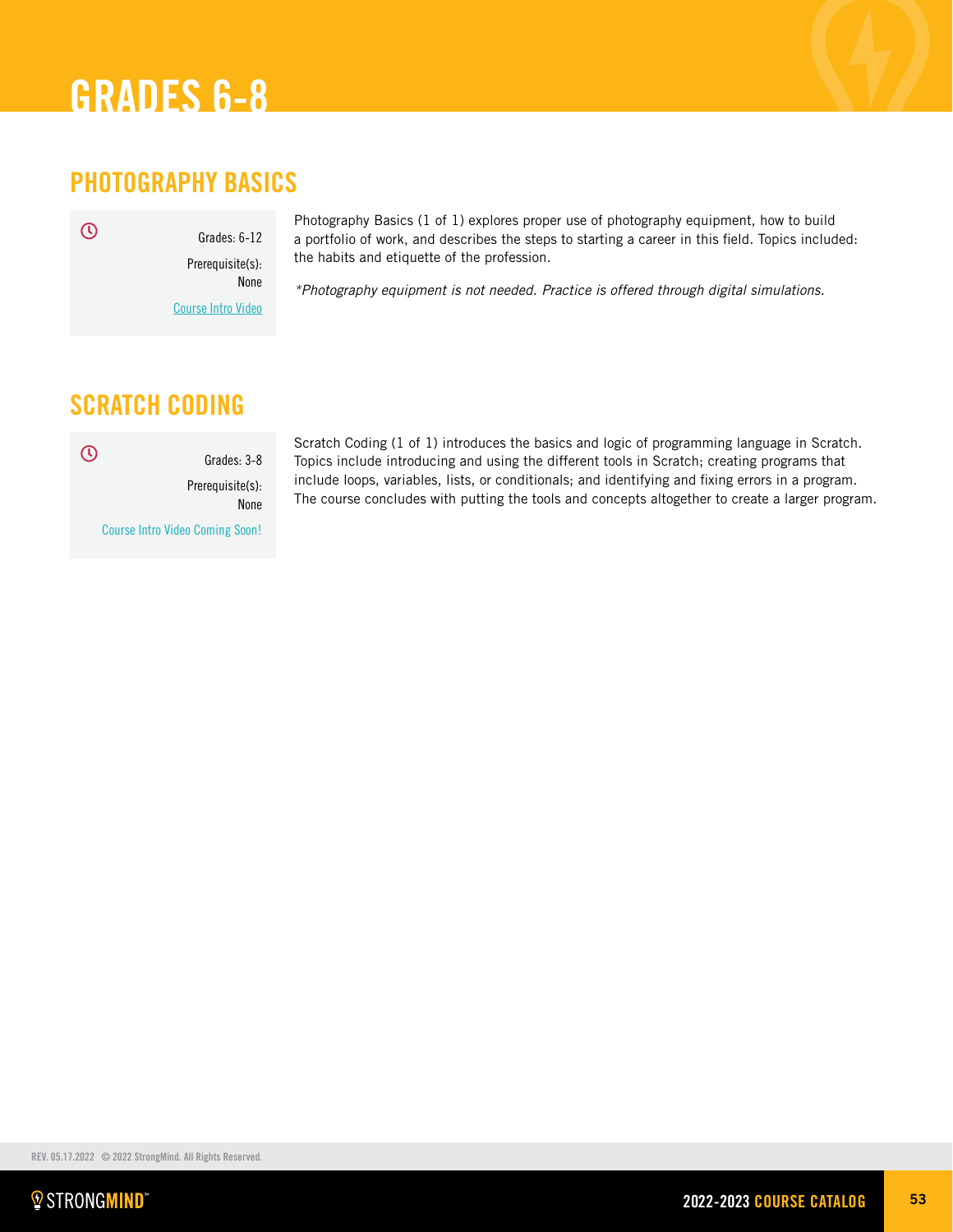# GRADES 6-8

## PHOTOGRAPHY BASICS

Grades: 6-12

Prerequisite(s): None

Course Intro Video

Photography Basics (1 of 1) explores proper use of photography equipment, how to build a portfolio of work, and describes the steps to starting a career in this field. Topics included: the habits and etiquette of the profession.

*Photography equipment is not needed. Practice is offered through digital simulations.*

## SCRATCH CODING

Grades: 3-8

Prerequisite(s): None

Course Intro Video Coming Soon!

Scratch Coding (1 of 1) introduces the basics and logic of programming language in Scratch. Topics include introducing and using the different tools in Scratch; creating programs that include loops, variables, lists, or conditionals; and identifying and fixing errors in a program. The course concludes with putting the tools and concepts altogether to create a larger program.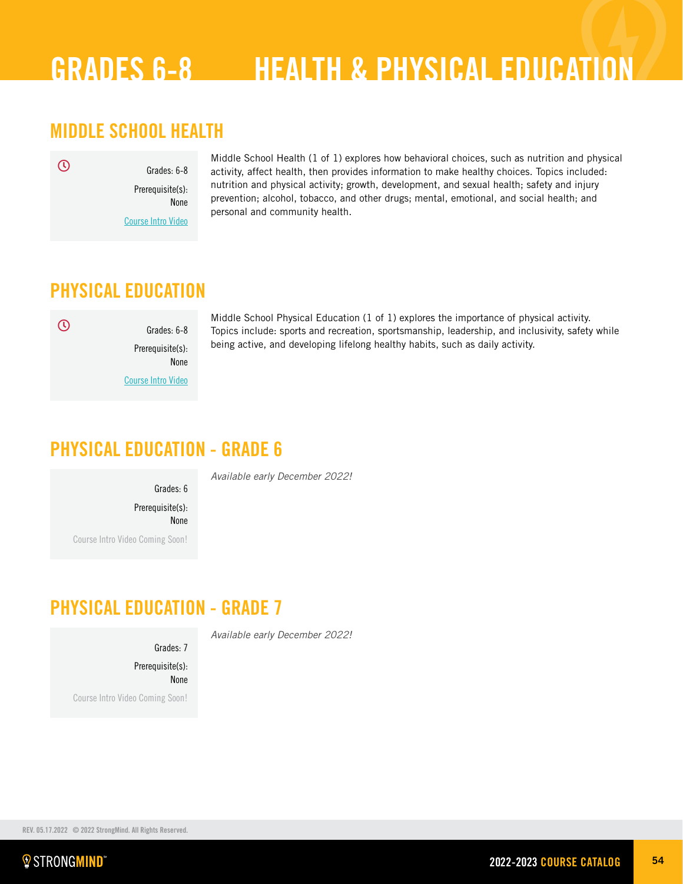# GRADES 6-8 HEALTH & PHYSICAL EDUCATION

## MIDDLE SCHOOL HEALTH

Grades: 6-8

Prerequisite(s): None

Course Intro Video

Middle School Health (1 of 1) explores how behavioral choices, such as nutrition and physical activity, affect health, then provides information to make healthy choices. Topics included: nutrition and physical activity; growth, development, and sexual health; safety and injury prevention; alcohol, tobacco, and other drugs; mental, emotional, and social health; and personal and community health.

## PHYSICAL EDUCATION

Grades: 6-8

Prerequisite(s): None

Course Intro Video

Middle School Physical Education (1 of 1) explores the importance of physical activity. Topics include: sports and recreation, sportsmanship, leadership, and inclusivity, safety while being active, and developing lifelong healthy habits, such as daily activity.

## PHYSICAL EDUCATION - GRADE 6

Grades: 6

Prerequisite(s): None

Course Intro Video Coming Soon!

*Available early December 2022!*

## PHYSICAL EDUCATION - GRADE 7

Grades: 7

Prerequisite(s): None

Course Intro Video Coming Soon!

*Available early December 2022!*

REV. 05.17.2022 © 2022 StrongMind. All Rights Reserved.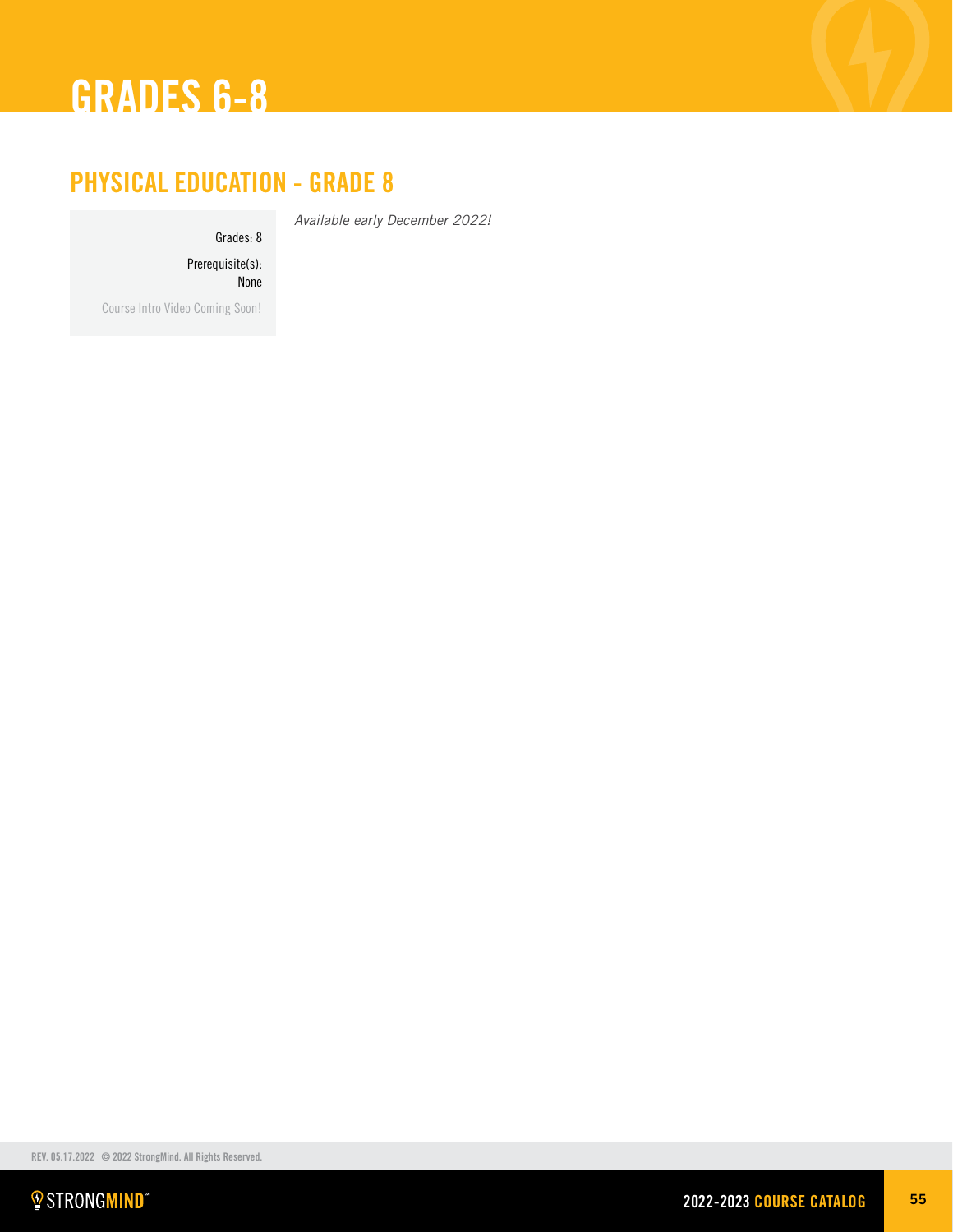# GRADES 6-8

## PHYSICAL EDUCATION - GRADE 8

Grades: 8

Prerequisite(s): None

Course Intro Video Coming Soon!

*Available early December 2022!*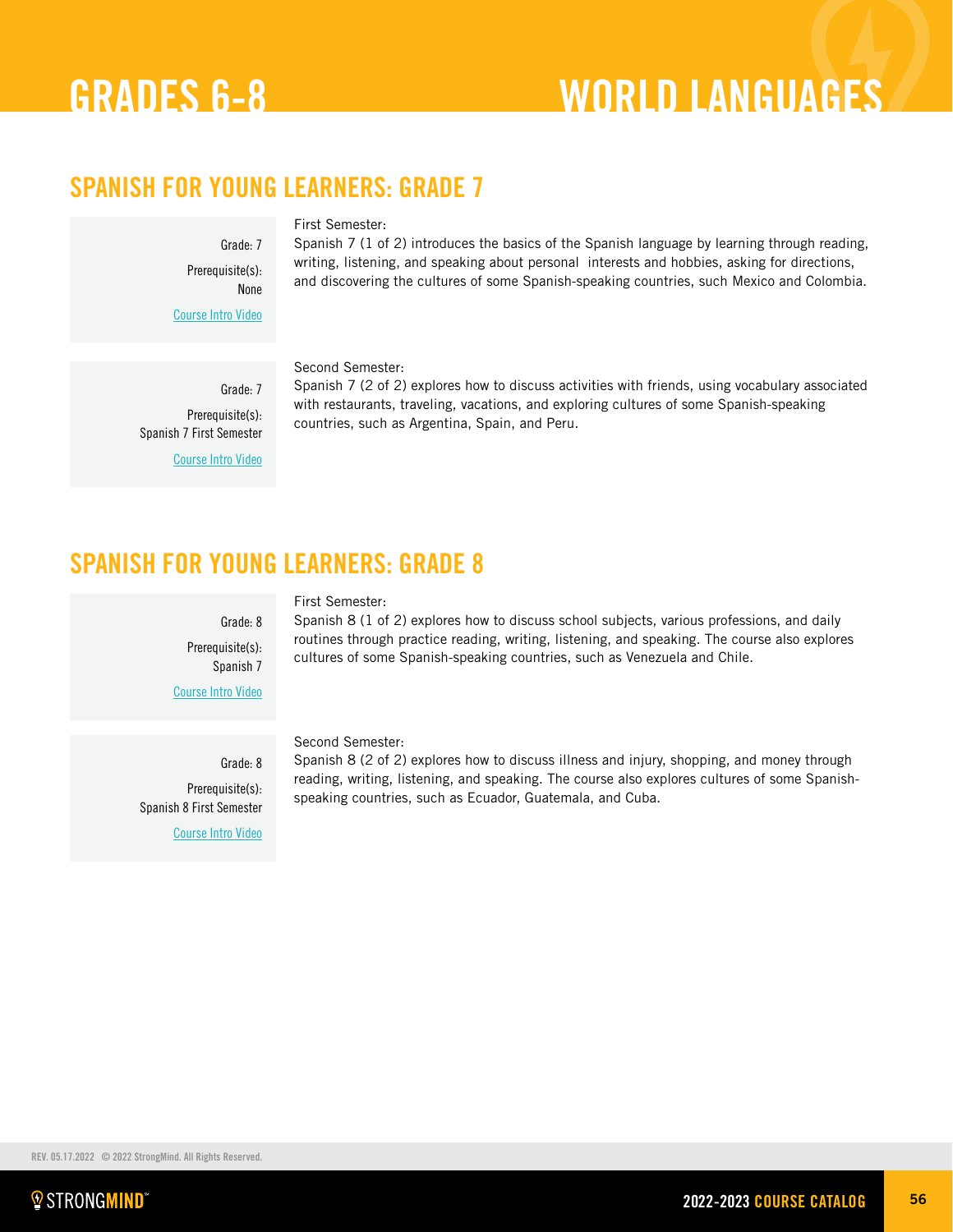# GRADES 6-8 WORLD LANGUAGES

## SPANISH FOR YOUNG LEARNERS: GRADE 7

Grade: 7

Prerequisite(s): None

Course Intro Video

First Semester:
Spanish 7 (1 of 2) introduces the basics of the Spanish language by learning through reading, writing, listening, and speaking about personal interests and hobbies, asking for directions, and discovering the cultures of some Spanish-speaking countries, such Mexico and Colombia.

Grade: 7

Prerequisite(s): Spanish 7 First Semester

Course Intro Video

Second Semester:
Spanish 7 (2 of 2) explores how to discuss activities with friends, using vocabulary associated with restaurants, traveling, vacations, and exploring cultures of some Spanish-speaking countries, such as Argentina, Spain, and Peru.

## SPANISH FOR YOUNG LEARNERS: GRADE 8

Grade: 8

Prerequisite(s): Spanish 7

Course Intro Video

First Semester:
Spanish 8 (1 of 2) explores how to discuss school subjects, various professions, and daily routines through practice reading, writing, listening, and speaking. The course also explores cultures of some Spanish-speaking countries, such as Venezuela and Chile.

Grade: 8

Prerequisite(s): Spanish 8 First Semester

Course Intro Video

Second Semester:
Spanish 8 (2 of 2) explores how to discuss illness and injury, shopping, and money through reading, writing, listening, and speaking. The course also explores cultures of some Spanish-speaking countries, such as Ecuador, Guatemala, and Cuba.

REV. 05.17.2022 © 2022 StrongMind. All Rights Reserved.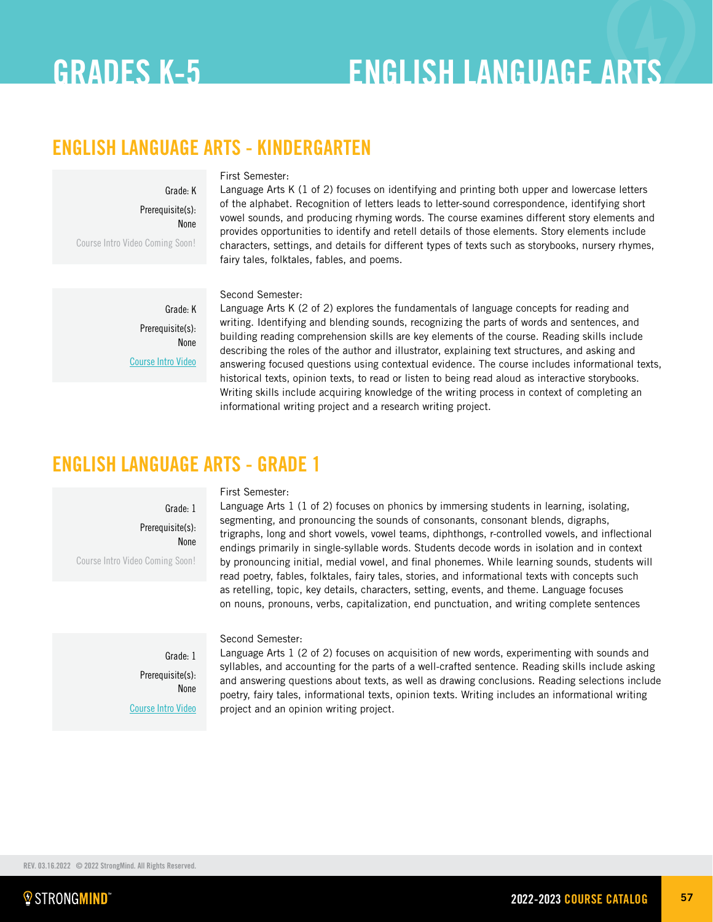# GRADES K-5 ENGLISH LANGUAGE ARTS

## ENGLISH LANGUAGE ARTS - KINDERGARTEN

Grade: K
Prerequisite(s): None
Course Intro Video Coming Soon!

First Semester:
Language Arts K (1 of 2) focuses on identifying and printing both upper and lowercase letters of the alphabet. Recognition of letters leads to letter-sound correspondence, identifying short vowel sounds, and producing rhyming words. The course examines different story elements and provides opportunities to identify and retell details of those elements. Story elements include characters, settings, and details for different types of texts such as storybooks, nursery rhymes, fairy tales, folktales, fables, and poems.

Grade: K
Prerequisite(s): None
Course Intro Video

Second Semester:
Language Arts K (2 of 2) explores the fundamentals of language concepts for reading and writing. Identifying and blending sounds, recognizing the parts of words and sentences, and building reading comprehension skills are key elements of the course. Reading skills include describing the roles of the author and illustrator, explaining text structures, and asking and answering focused questions using contextual evidence. The course includes informational texts, historical texts, opinion texts, to read or listen to being read aloud as interactive storybooks. Writing skills include acquiring knowledge of the writing process in context of completing an informational writing project and a research writing project.

## ENGLISH LANGUAGE ARTS - GRADE 1

Grade: 1
Prerequisite(s): None
Course Intro Video Coming Soon!

First Semester:
Language Arts 1 (1 of 2) focuses on phonics by immersing students in learning, isolating, segmenting, and pronouncing the sounds of consonants, consonant blends, digraphs, trigraphs, long and short vowels, vowel teams, diphthongs, r-controlled vowels, and inflectional endings primarily in single-syllable words. Students decode words in isolation and in context by pronouncing initial, medial vowel, and final phonemes. While learning sounds, students will read poetry, fables, folktales, fairy tales, stories, and informational texts with concepts such as retelling, topic, key details, characters, setting, events, and theme. Language focuses on nouns, pronouns, verbs, capitalization, end punctuation, and writing complete sentences

Grade: 1
Prerequisite(s): None
Course Intro Video

Second Semester:
Language Arts 1 (2 of 2) focuses on acquisition of new words, experimenting with sounds and syllables, and accounting for the parts of a well-crafted sentence. Reading skills include asking and answering questions about texts, as well as drawing conclusions. Reading selections include poetry, fairy tales, informational texts, opinion texts. Writing includes an informational writing project and an opinion writing project.

REV. 03.16.2022 © 2022 StrongMind. All Rights Reserved.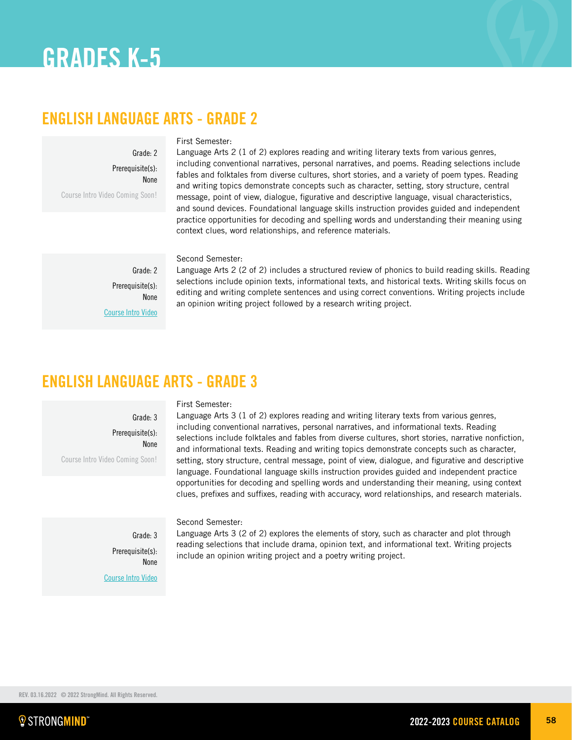# GRADES K-5

## ENGLISH LANGUAGE ARTS - GRADE 2

Grade: 2

Prerequisite(s): None

Course Intro Video Coming Soon!

First Semester:
Language Arts 2 (1 of 2) explores reading and writing literary texts from various genres, including conventional narratives, personal narratives, and poems. Reading selections include fables and folktales from diverse cultures, short stories, and a variety of poem types. Reading and writing topics demonstrate concepts such as character, setting, story structure, central message, point of view, dialogue, figurative and descriptive language, visual characteristics, and sound devices. Foundational language skills instruction provides guided and independent practice opportunities for decoding and spelling words and understanding their meaning using context clues, word relationships, and reference materials.

Grade: 2

Prerequisite(s): None

Course Intro Video

Second Semester:
Language Arts 2 (2 of 2) includes a structured review of phonics to build reading skills. Reading selections include opinion texts, informational texts, and historical texts. Writing skills focus on editing and writing complete sentences and using correct conventions. Writing projects include an opinion writing project followed by a research writing project.

## ENGLISH LANGUAGE ARTS - GRADE 3

Grade: 3

Prerequisite(s): None

Course Intro Video Coming Soon!

First Semester:
Language Arts 3 (1 of 2) explores reading and writing literary texts from various genres, including conventional narratives, personal narratives, and informational texts. Reading selections include folktales and fables from diverse cultures, short stories, narrative nonfiction, and informational texts. Reading and writing topics demonstrate concepts such as character, setting, story structure, central message, point of view, dialogue, and figurative and descriptive language. Foundational language skills instruction provides guided and independent practice opportunities for decoding and spelling words and understanding their meaning, using context clues, prefixes and suffixes, reading with accuracy, word relationships, and research materials.

Grade: 3

Prerequisite(s): None

Course Intro Video

Second Semester:
Language Arts 3 (2 of 2) explores the elements of story, such as character and plot through reading selections that include drama, opinion text, and informational text. Writing projects include an opinion writing project and a poetry writing project.

REV. 03.16.2022 © 2022 StrongMind. All Rights Reserved.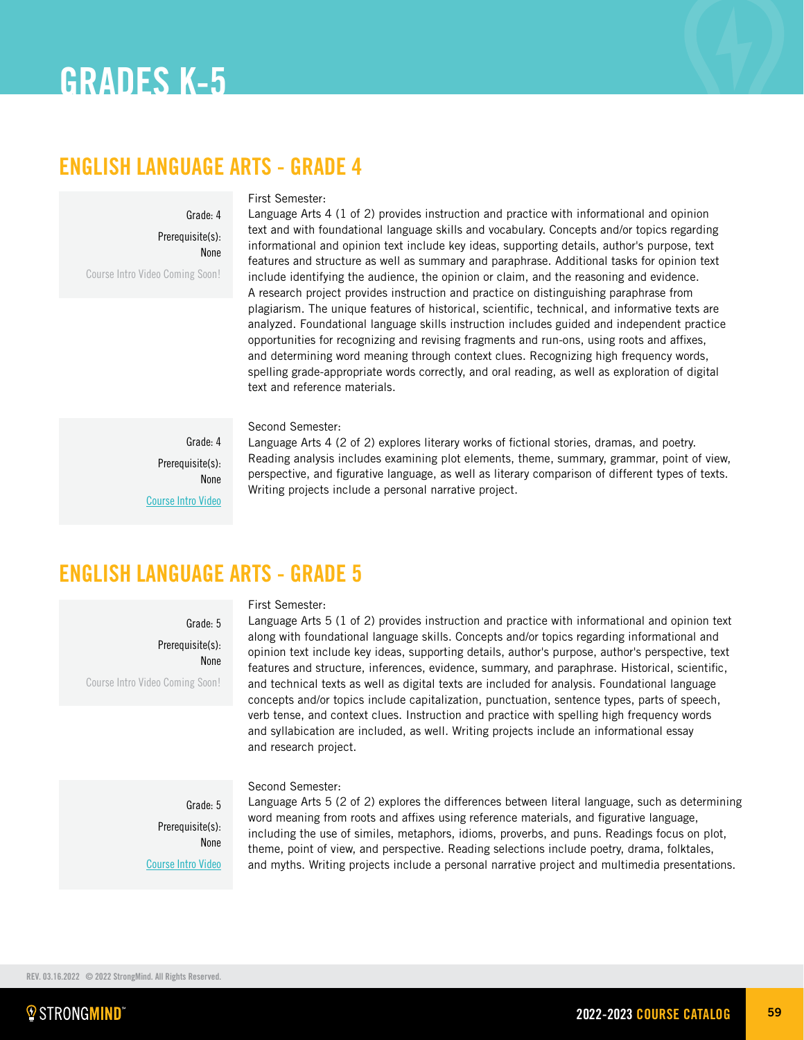# GRADES K-5

## ENGLISH LANGUAGE ARTS - GRADE 4

Grade: 4

Prerequisite(s): None

Course Intro Video Coming Soon!

First Semester:

Language Arts 4 (1 of 2) provides instruction and practice with informational and opinion text and with foundational language skills and vocabulary. Concepts and/or topics regarding informational and opinion text include key ideas, supporting details, author's purpose, text features and structure as well as summary and paraphrase. Additional tasks for opinion text include identifying the audience, the opinion or claim, and the reasoning and evidence. A research project provides instruction and practice on distinguishing paraphrase from plagiarism. The unique features of historical, scientific, technical, and informative texts are analyzed. Foundational language skills instruction includes guided and independent practice opportunities for recognizing and revising fragments and run-ons, using roots and affixes, and determining word meaning through context clues. Recognizing high frequency words, spelling grade-appropriate words correctly, and oral reading, as well as exploration of digital text and reference materials.

Grade: 4

Prerequisite(s): None

Course Intro Video

Second Semester:

Language Arts 4 (2 of 2) explores literary works of fictional stories, dramas, and poetry. Reading analysis includes examining plot elements, theme, summary, grammar, point of view, perspective, and figurative language, as well as literary comparison of different types of texts. Writing projects include a personal narrative project.

## ENGLISH LANGUAGE ARTS - GRADE 5

Grade: 5

Prerequisite(s): None

Course Intro Video Coming Soon!

First Semester:

Language Arts 5 (1 of 2) provides instruction and practice with informational and opinion text along with foundational language skills. Concepts and/or topics regarding informational and opinion text include key ideas, supporting details, author's purpose, author's perspective, text features and structure, inferences, evidence, summary, and paraphrase. Historical, scientific, and technical texts as well as digital texts are included for analysis. Foundational language concepts and/or topics include capitalization, punctuation, sentence types, parts of speech, verb tense, and context clues. Instruction and practice with spelling high frequency words and syllabication are included, as well. Writing projects include an informational essay and research project.

Grade: 5

Prerequisite(s): None

Course Intro Video

Second Semester:

Language Arts 5 (2 of 2) explores the differences between literal language, such as determining word meaning from roots and affixes using reference materials, and figurative language, including the use of similes, metaphors, idioms, proverbs, and puns. Readings focus on plot, theme, point of view, and perspective. Reading selections include poetry, drama, folktales, and myths. Writing projects include a personal narrative project and multimedia presentations.

REV. 03.16.2022 © 2022 StrongMind. All Rights Reserved.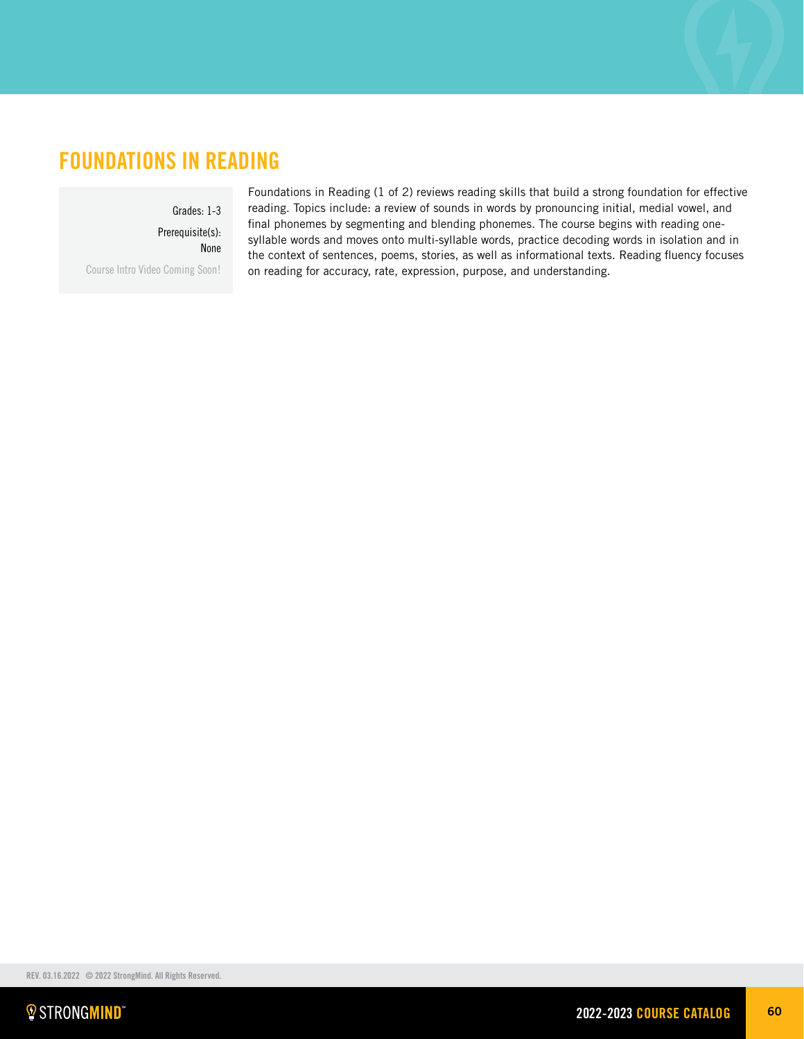## FOUNDATIONS IN READING

Grades: 1-3

Prerequisite(s):
None

Course Intro Video Coming Soon!

Foundations in Reading (1 of 2) reviews reading skills that build a strong foundation for effective reading. Topics include: a review of sounds in words by pronouncing initial, medial vowel, and final phonemes by segmenting and blending phonemes. The course begins with reading one-syllable words and moves onto multi-syllable words, practice decoding words in isolation and in the context of sentences, poems, stories, as well as informational texts. Reading fluency focuses on reading for accuracy, rate, expression, purpose, and understanding.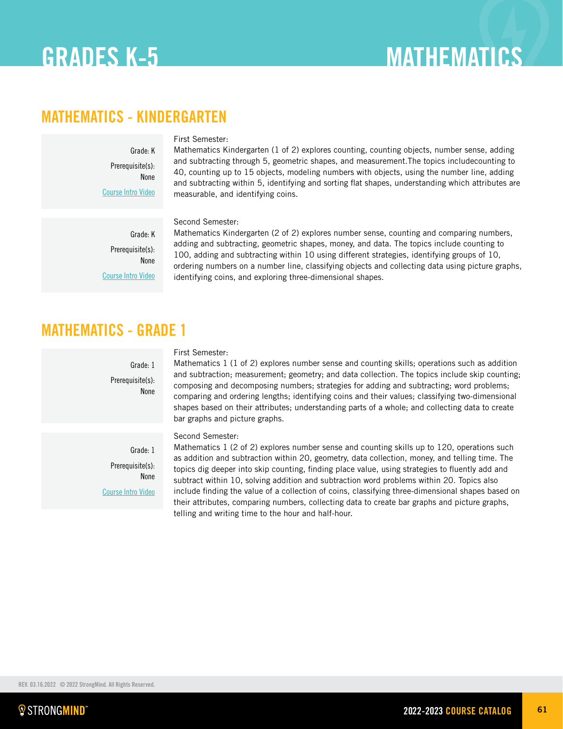# GRADES K-5 MATHEMATICS

## MATHEMATICS - KINDERGARTEN

Grade: K
Prerequisite(s): None
Course Intro Video

First Semester:
Mathematics Kindergarten (1 of 2) explores counting, counting objects, number sense, adding and subtracting through 5, geometric shapes, and measurement.The topics includecounting to 40, counting up to 15 objects, modeling numbers with objects, using the number line, adding and subtracting within 5, identifying and sorting flat shapes, understanding which attributes are measurable, and identifying coins.

Grade: K
Prerequisite(s): None
Course Intro Video

Second Semester:
Mathematics Kindergarten (2 of 2) explores number sense, counting and comparing numbers, adding and subtracting, geometric shapes, money, and data. The topics include counting to 100, adding and subtracting within 10 using different strategies, identifying groups of 10, ordering numbers on a number line, classifying objects and collecting data using picture graphs, identifying coins, and exploring three-dimensional shapes.

## MATHEMATICS - GRADE 1

Grade: 1
Prerequisite(s): None

First Semester:
Mathematics 1 (1 of 2) explores number sense and counting skills; operations such as addition and subtraction; measurement; geometry; and data collection. The topics include skip counting; composing and decomposing numbers; strategies for adding and subtracting; word problems; comparing and ordering lengths; identifying coins and their values; classifying two-dimensional shapes based on their attributes; understanding parts of a whole; and collecting data to create bar graphs and picture graphs.

Grade: 1
Prerequisite(s): None
Course Intro Video

Second Semester:
Mathematics 1 (2 of 2) explores number sense and counting skills up to 120, operations such as addition and subtraction within 20, geometry, data collection, money, and telling time. The topics dig deeper into skip counting, finding place value, using strategies to fluently add and subtract within 10, solving addition and subtraction word problems within 20. Topics also include finding the value of a collection of coins, classifying three-dimensional shapes based on their attributes, comparing numbers, collecting data to create bar graphs and picture graphs, telling and writing time to the hour and half-hour.

REV. 03.16.2022 © 2022 StrongMind. All Rights Reserved.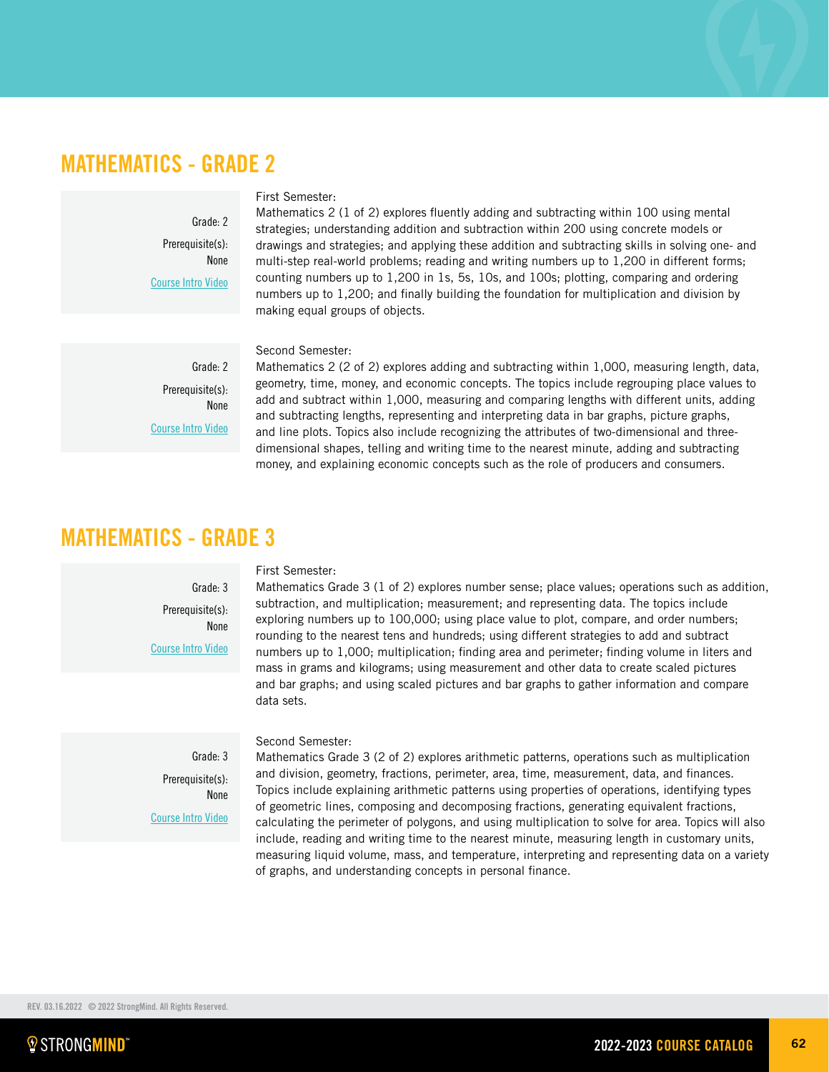## MATHEMATICS - GRADE 2

Grade: 2

Prerequisite(s): None

Course Intro Video

First Semester:
Mathematics 2 (1 of 2) explores fluently adding and subtracting within 100 using mental strategies; understanding addition and subtraction within 200 using concrete models or drawings and strategies; and applying these addition and subtracting skills in solving one- and multi-step real-world problems; reading and writing numbers up to 1,200 in different forms; counting numbers up to 1,200 in 1s, 5s, 10s, and 100s; plotting, comparing and ordering numbers up to 1,200; and finally building the foundation for multiplication and division by making equal groups of objects.

Grade: 2

Prerequisite(s): None

Course Intro Video

Second Semester:
Mathematics 2 (2 of 2) explores adding and subtracting within 1,000, measuring length, data, geometry, time, money, and economic concepts. The topics include regrouping place values to add and subtract within 1,000, measuring and comparing lengths with different units, adding and subtracting lengths, representing and interpreting data in bar graphs, picture graphs, and line plots. Topics also include recognizing the attributes of two-dimensional and three-dimensional shapes, telling and writing time to the nearest minute, adding and subtracting money, and explaining economic concepts such as the role of producers and consumers.

## MATHEMATICS - GRADE 3

Grade: 3

Prerequisite(s): None

Course Intro Video

First Semester:
Mathematics Grade 3 (1 of 2) explores number sense; place values; operations such as addition, subtraction, and multiplication; measurement; and representing data. The topics include exploring numbers up to 100,000; using place value to plot, compare, and order numbers; rounding to the nearest tens and hundreds; using different strategies to add and subtract numbers up to 1,000; multiplication; finding area and perimeter; finding volume in liters and mass in grams and kilograms; using measurement and other data to create scaled pictures and bar graphs; and using scaled pictures and bar graphs to gather information and compare data sets.

Grade: 3

Prerequisite(s): None

Course Intro Video

Second Semester:
Mathematics Grade 3 (2 of 2) explores arithmetic patterns, operations such as multiplication and division, geometry, fractions, perimeter, area, time, measurement, data, and finances. Topics include explaining arithmetic patterns using properties of operations, identifying types of geometric lines, composing and decomposing fractions, generating equivalent fractions, calculating the perimeter of polygons, and using multiplication to solve for area. Topics will also include, reading and writing time to the nearest minute, measuring length in customary units, measuring liquid volume, mass, and temperature, interpreting and representing data on a variety of graphs, and understanding concepts in personal finance.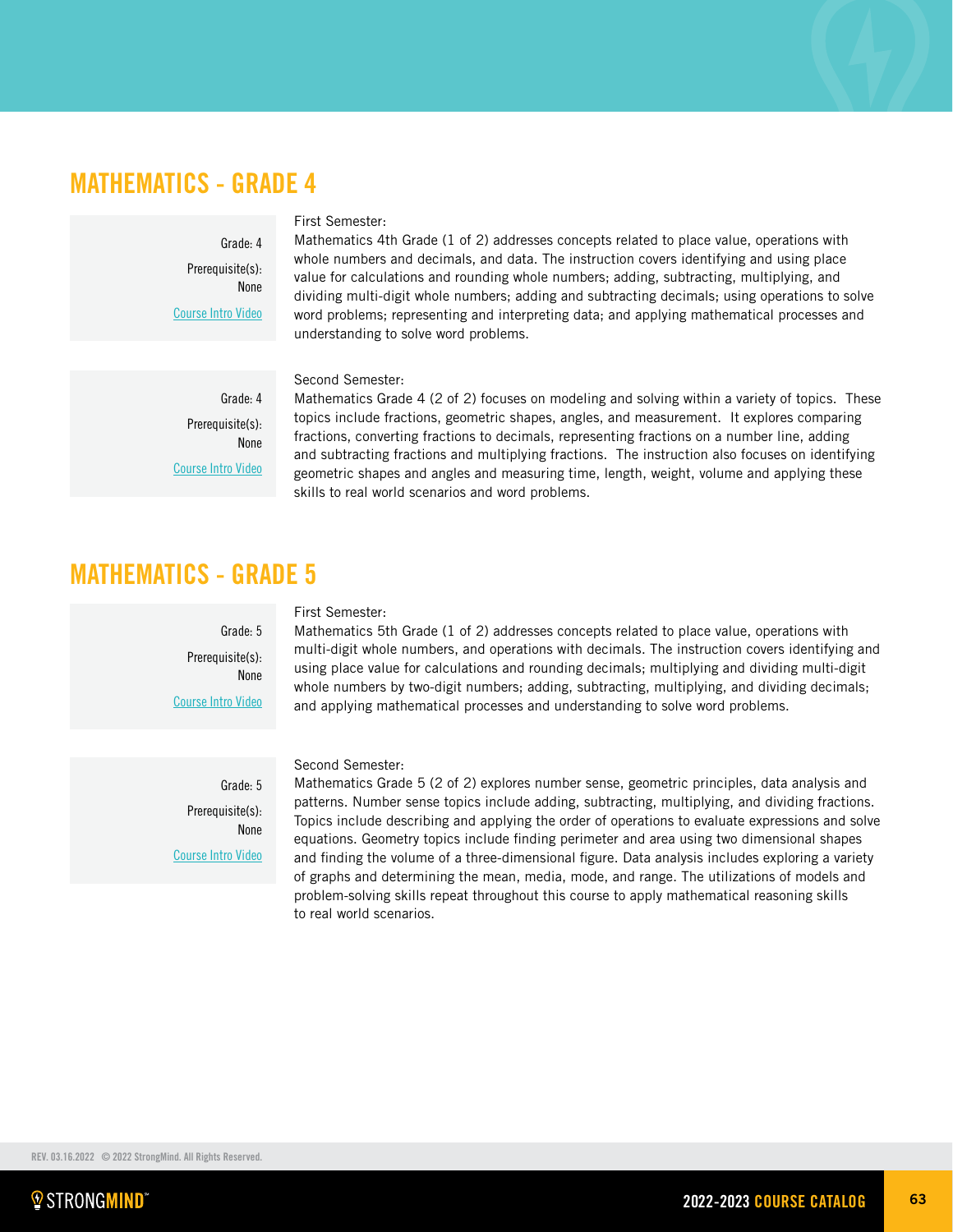## MATHEMATICS - GRADE 4

Grade: 4

Prerequisite(s): None

Course Intro Video

First Semester:
Mathematics 4th Grade (1 of 2) addresses concepts related to place value, operations with whole numbers and decimals, and data. The instruction covers identifying and using place value for calculations and rounding whole numbers; adding, subtracting, multiplying, and dividing multi-digit whole numbers; adding and subtracting decimals; using operations to solve word problems; representing and interpreting data; and applying mathematical processes and understanding to solve word problems.

Grade: 4

Prerequisite(s): None

Course Intro Video

Second Semester:
Mathematics Grade 4 (2 of 2) focuses on modeling and solving within a variety of topics. These topics include fractions, geometric shapes, angles, and measurement. It explores comparing fractions, converting fractions to decimals, representing fractions on a number line, adding and subtracting fractions and multiplying fractions. The instruction also focuses on identifying geometric shapes and angles and measuring time, length, weight, volume and applying these skills to real world scenarios and word problems.

## MATHEMATICS - GRADE 5

Grade: 5

Prerequisite(s): None

Course Intro Video

First Semester:
Mathematics 5th Grade (1 of 2) addresses concepts related to place value, operations with multi-digit whole numbers, and operations with decimals. The instruction covers identifying and using place value for calculations and rounding decimals; multiplying and dividing multi-digit whole numbers by two-digit numbers; adding, subtracting, multiplying, and dividing decimals; and applying mathematical processes and understanding to solve word problems.

Grade: 5

Prerequisite(s): None

Course Intro Video

Second Semester:
Mathematics Grade 5 (2 of 2) explores number sense, geometric principles, data analysis and patterns. Number sense topics include adding, subtracting, multiplying, and dividing fractions. Topics include describing and applying the order of operations to evaluate expressions and solve equations. Geometry topics include finding perimeter and area using two dimensional shapes and finding the volume of a three-dimensional figure. Data analysis includes exploring a variety of graphs and determining the mean, media, mode, and range. The utilizations of models and problem-solving skills repeat throughout this course to apply mathematical reasoning skills to real world scenarios.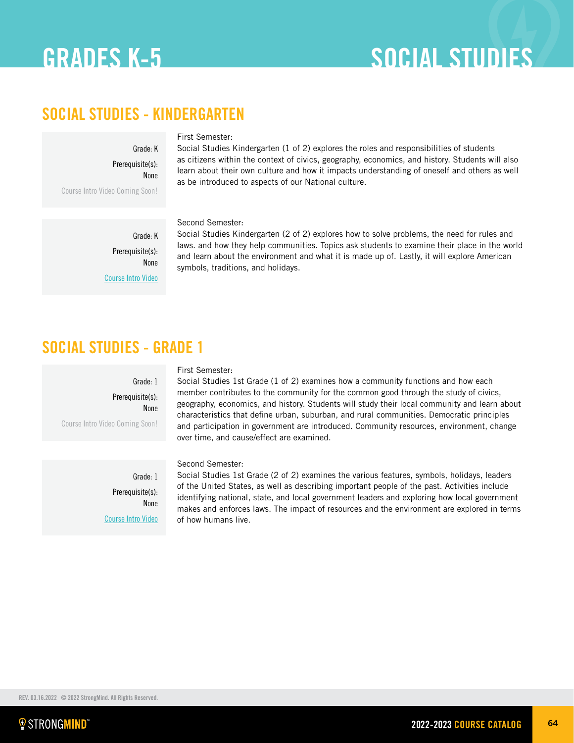# GRADES K-5 SOCIAL STUDIES

## SOCIAL STUDIES - KINDERGARTEN

Grade: K

Prerequisite(s): None

Course Intro Video Coming Soon!

First Semester:
Social Studies Kindergarten (1 of 2) explores the roles and responsibilities of students as citizens within the context of civics, geography, economics, and history. Students will also learn about their own culture and how it impacts understanding of oneself and others as well as be introduced to aspects of our National culture.

Grade: K

Prerequisite(s): None

Course Intro Video

Second Semester:
Social Studies Kindergarten (2 of 2) explores how to solve problems, the need for rules and laws. and how they help communities. Topics ask students to examine their place in the world and learn about the environment and what it is made up of. Lastly, it will explore American symbols, traditions, and holidays.

## SOCIAL STUDIES - GRADE 1

Grade: 1

Prerequisite(s): None

Course Intro Video Coming Soon!

First Semester:
Social Studies 1st Grade (1 of 2) examines how a community functions and how each member contributes to the community for the common good through the study of civics, geography, economics, and history. Students will study their local community and learn about characteristics that define urban, suburban, and rural communities. Democratic principles and participation in government are introduced. Community resources, environment, change over time, and cause/effect are examined.

Grade: 1

Prerequisite(s): None

Course Intro Video

Second Semester:
Social Studies 1st Grade (2 of 2) examines the various features, symbols, holidays, leaders of the United States, as well as describing important people of the past. Activities include identifying national, state, and local government leaders and exploring how local government makes and enforces laws. The impact of resources and the environment are explored in terms of how humans live.

REV. 03.16.2022 © 2022 StrongMind. All Rights Reserved.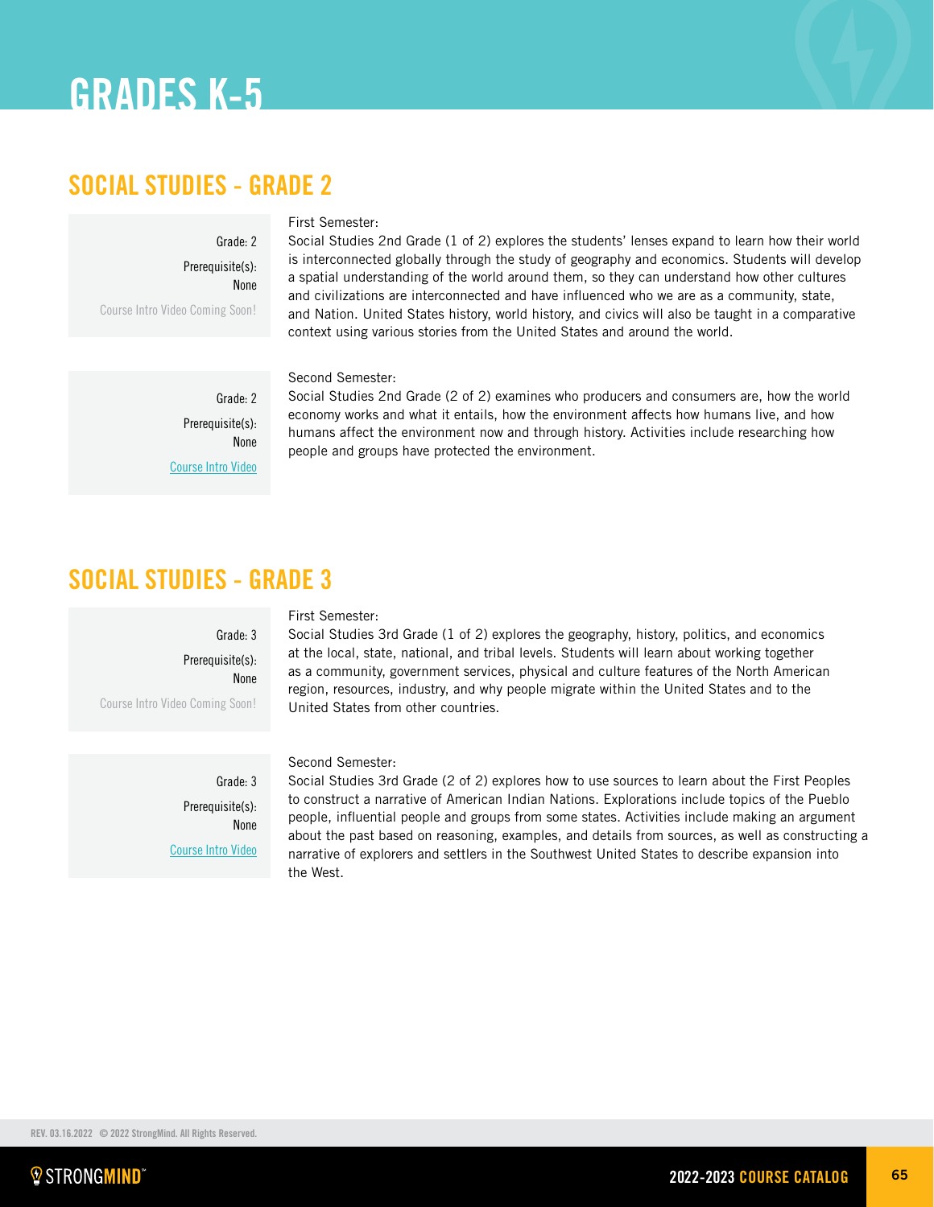# GRADES K-5

## SOCIAL STUDIES - GRADE 2

Grade: 2

Prerequisite(s): None

Course Intro Video Coming Soon!

First Semester:
Social Studies 2nd Grade (1 of 2) explores the students' lenses expand to learn how their world is interconnected globally through the study of geography and economics. Students will develop a spatial understanding of the world around them, so they can understand how other cultures and civilizations are interconnected and have influenced who we are as a community, state, and Nation. United States history, world history, and civics will also be taught in a comparative context using various stories from the United States and around the world.

Grade: 2

Prerequisite(s): None

Course Intro Video

Second Semester:
Social Studies 2nd Grade (2 of 2) examines who producers and consumers are, how the world economy works and what it entails, how the environment affects how humans live, and how humans affect the environment now and through history. Activities include researching how people and groups have protected the environment.

## SOCIAL STUDIES - GRADE 3

Grade: 3

Prerequisite(s): None

Course Intro Video Coming Soon!

First Semester:
Social Studies 3rd Grade (1 of 2) explores the geography, history, politics, and economics at the local, state, national, and tribal levels. Students will learn about working together as a community, government services, physical and culture features of the North American region, resources, industry, and why people migrate within the United States and to the United States from other countries.

Grade: 3

Prerequisite(s): None

Course Intro Video

Second Semester:
Social Studies 3rd Grade (2 of 2) explores how to use sources to learn about the First Peoples to construct a narrative of American Indian Nations. Explorations include topics of the Pueblo people, influential people and groups from some states. Activities include making an argument about the past based on reasoning, examples, and details from sources, as well as constructing a narrative of explorers and settlers in the Southwest United States to describe expansion into the West.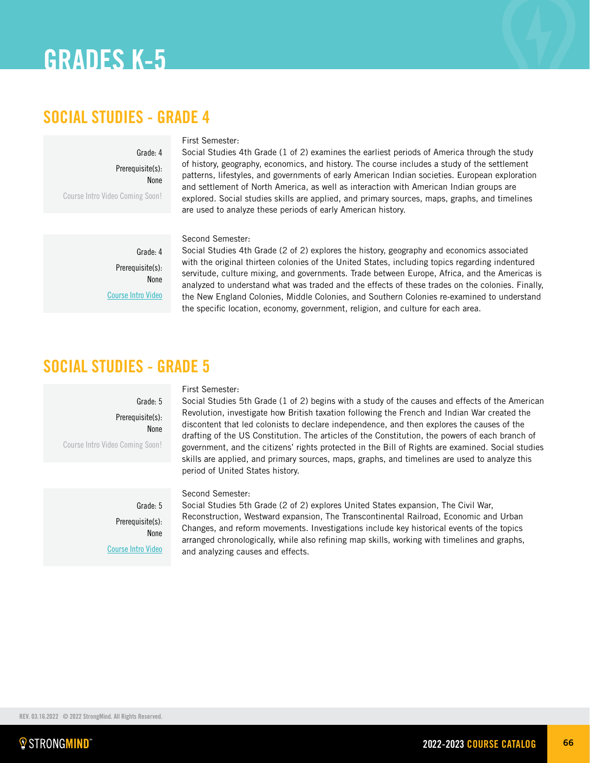# GRADES K-5

## SOCIAL STUDIES - GRADE 4

Grade: 4

Prerequisite(s): None

Course Intro Video Coming Soon!

First Semester:
Social Studies 4th Grade (1 of 2) examines the earliest periods of America through the study of history, geography, economics, and history. The course includes a study of the settlement patterns, lifestyles, and governments of early American Indian societies. European exploration and settlement of North America, as well as interaction with American Indian groups are explored. Social studies skills are applied, and primary sources, maps, graphs, and timelines are used to analyze these periods of early American history.

Grade: 4

Prerequisite(s): None

Course Intro Video

Second Semester:
Social Studies 4th Grade (2 of 2) explores the history, geography and economics associated with the original thirteen colonies of the United States, including topics regarding indentured servitude, culture mixing, and governments. Trade between Europe, Africa, and the Americas is analyzed to understand what was traded and the effects of these trades on the colonies. Finally, the New England Colonies, Middle Colonies, and Southern Colonies re-examined to understand the specific location, economy, government, religion, and culture for each area.

## SOCIAL STUDIES - GRADE 5

Grade: 5

Prerequisite(s): None

Course Intro Video Coming Soon!

First Semester:
Social Studies 5th Grade (1 of 2) begins with a study of the causes and effects of the American Revolution, investigate how British taxation following the French and Indian War created the discontent that led colonists to declare independence, and then explores the causes of the drafting of the US Constitution. The articles of the Constitution, the powers of each branch of government, and the citizens' rights protected in the Bill of Rights are examined. Social studies skills are applied, and primary sources, maps, graphs, and timelines are used to analyze this period of United States history.

Grade: 5

Prerequisite(s): None

Course Intro Video

Second Semester:
Social Studies 5th Grade (2 of 2) explores United States expansion, The Civil War, Reconstruction, Westward expansion, The Transcontinental Railroad, Economic and Urban Changes, and reform movements. Investigations include key historical events of the topics arranged chronologically, while also refining map skills, working with timelines and graphs, and analyzing causes and effects.

REV. 03.16.2022 © 2022 StrongMind. All Rights Reserved.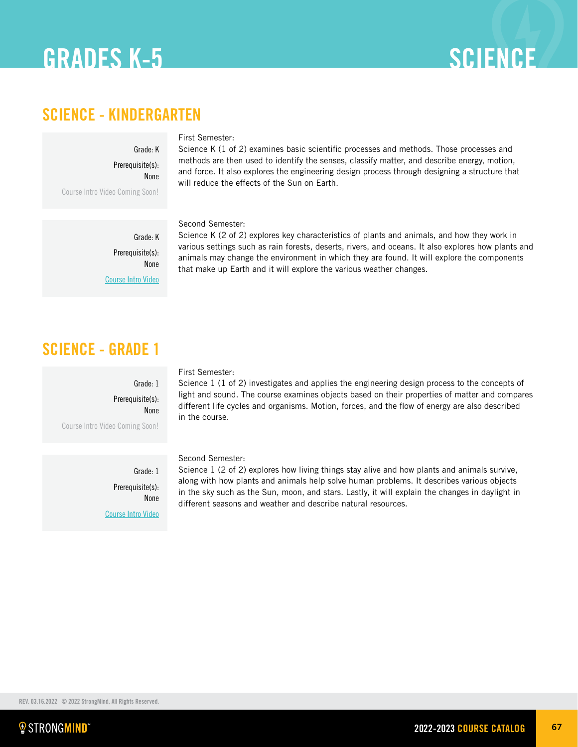# GRADES K-5 SCIENCE

## SCIENCE - KINDERGARTEN

Grade: K
Prerequisite(s): None
Course Intro Video Coming Soon!

First Semester:
Science K (1 of 2) examines basic scientific processes and methods. Those processes and methods are then used to identify the senses, classify matter, and describe energy, motion, and force. It also explores the engineering design process through designing a structure that will reduce the effects of the Sun on Earth.

Grade: K
Prerequisite(s): None
Course Intro Video

Second Semester:
Science K (2 of 2) explores key characteristics of plants and animals, and how they work in various settings such as rain forests, deserts, rivers, and oceans. It also explores how plants and animals may change the environment in which they are found. It will explore the components that make up Earth and it will explore the various weather changes.

## SCIENCE - GRADE 1

Grade: 1
Prerequisite(s): None
Course Intro Video Coming Soon!

First Semester:
Science 1 (1 of 2) investigates and applies the engineering design process to the concepts of light and sound. The course examines objects based on their properties of matter and compares different life cycles and organisms. Motion, forces, and the flow of energy are also described in the course.

Grade: 1
Prerequisite(s): None
Course Intro Video

Second Semester:
Science 1 (2 of 2) explores how living things stay alive and how plants and animals survive, along with how plants and animals help solve human problems. It describes various objects in the sky such as the Sun, moon, and stars. Lastly, it will explain the changes in daylight in different seasons and weather and describe natural resources.

REV. 03.16.2022 © 2022 StrongMind. All Rights Reserved.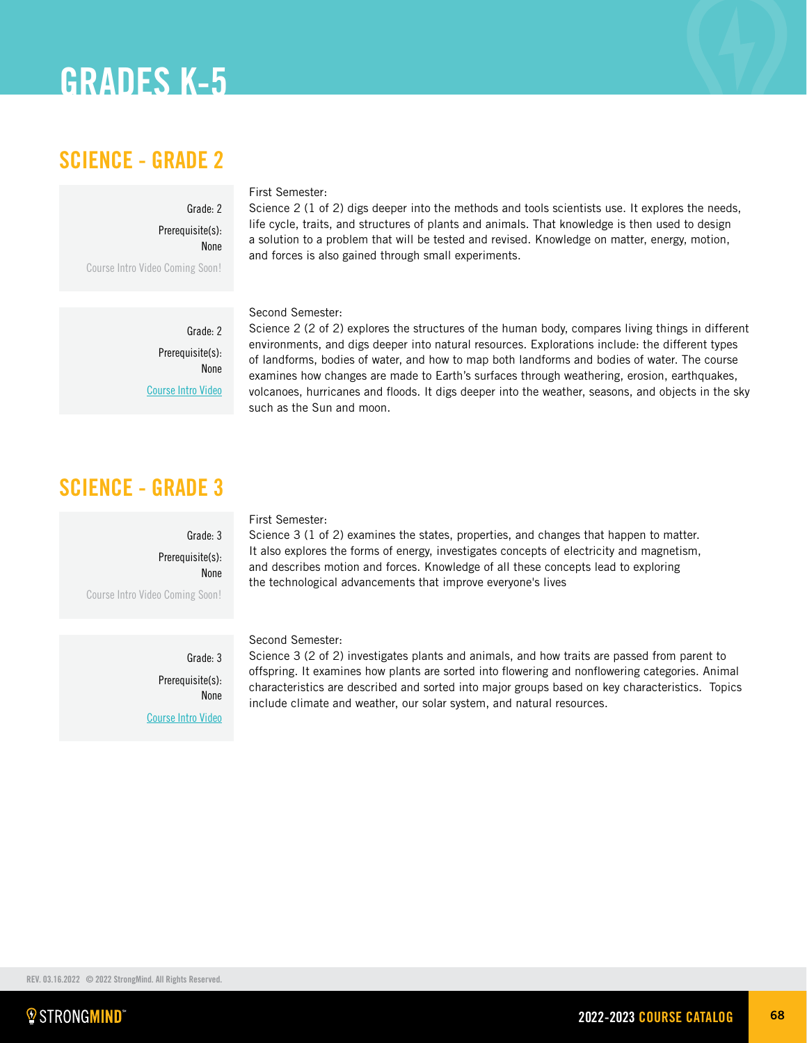# GRADES K-5

## SCIENCE - GRADE 2

Grade: 2

Prerequisite(s): None

Course Intro Video Coming Soon!

First Semester:
Science 2 (1 of 2) digs deeper into the methods and tools scientists use. It explores the needs, life cycle, traits, and structures of plants and animals. That knowledge is then used to design a solution to a problem that will be tested and revised. Knowledge on matter, energy, motion, and forces is also gained through small experiments.

Grade: 2

Prerequisite(s): None

Course Intro Video

Second Semester:
Science 2 (2 of 2) explores the structures of the human body, compares living things in different environments, and digs deeper into natural resources. Explorations include: the different types of landforms, bodies of water, and how to map both landforms and bodies of water. The course examines how changes are made to Earth's surfaces through weathering, erosion, earthquakes, volcanoes, hurricanes and floods. It digs deeper into the weather, seasons, and objects in the sky such as the Sun and moon.

## SCIENCE - GRADE 3

Grade: 3

Prerequisite(s): None

Course Intro Video Coming Soon!

First Semester:
Science 3 (1 of 2) examines the states, properties, and changes that happen to matter. It also explores the forms of energy, investigates concepts of electricity and magnetism, and describes motion and forces. Knowledge of all these concepts lead to exploring the technological advancements that improve everyone's lives

Grade: 3

Prerequisite(s): None

Course Intro Video

Second Semester:
Science 3 (2 of 2) investigates plants and animals, and how traits are passed from parent to offspring. It examines how plants are sorted into flowering and nonflowering categories. Animal characteristics are described and sorted into major groups based on key characteristics. Topics include climate and weather, our solar system, and natural resources.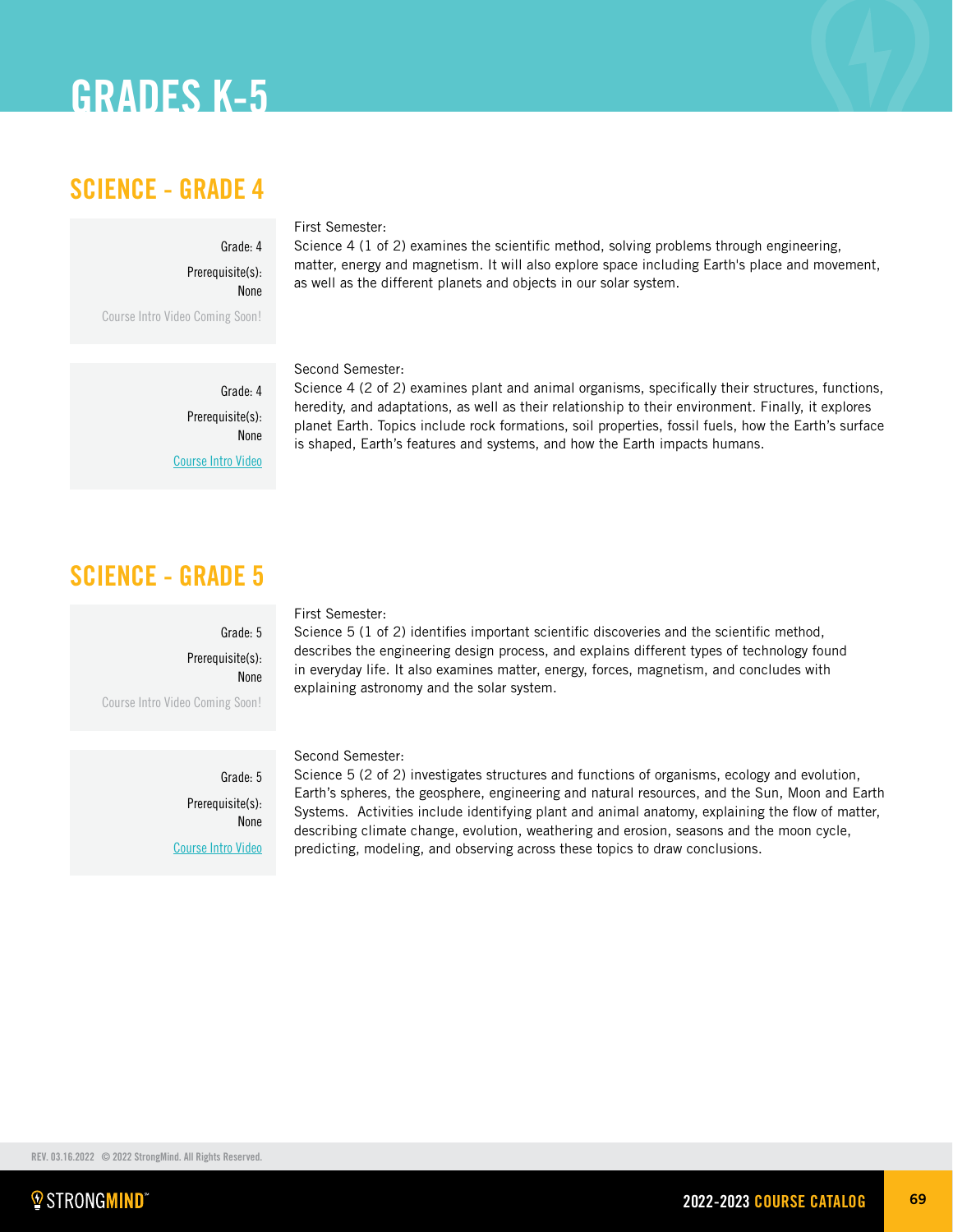# GRADES K-5

## SCIENCE - GRADE 4

Grade: 4

Prerequisite(s): None

Course Intro Video Coming Soon!

First Semester:
Science 4 (1 of 2) examines the scientific method, solving problems through engineering, matter, energy and magnetism. It will also explore space including Earth's place and movement, as well as the different planets and objects in our solar system.

Grade: 4

Prerequisite(s): None

Course Intro Video

Second Semester:
Science 4 (2 of 2) examines plant and animal organisms, specifically their structures, functions, heredity, and adaptations, as well as their relationship to their environment. Finally, it explores planet Earth. Topics include rock formations, soil properties, fossil fuels, how the Earth's surface is shaped, Earth's features and systems, and how the Earth impacts humans.

## SCIENCE - GRADE 5

Grade: 5

Prerequisite(s): None

Course Intro Video Coming Soon!

First Semester:
Science 5 (1 of 2) identifies important scientific discoveries and the scientific method, describes the engineering design process, and explains different types of technology found in everyday life. It also examines matter, energy, forces, magnetism, and concludes with explaining astronomy and the solar system.

Grade: 5

Prerequisite(s): None

Course Intro Video

Second Semester:
Science 5 (2 of 2) investigates structures and functions of organisms, ecology and evolution, Earth's spheres, the geosphere, engineering and natural resources, and the Sun, Moon and Earth Systems. Activities include identifying plant and animal anatomy, explaining the flow of matter, describing climate change, evolution, weathering and erosion, seasons and the moon cycle, predicting, modeling, and observing across these topics to draw conclusions.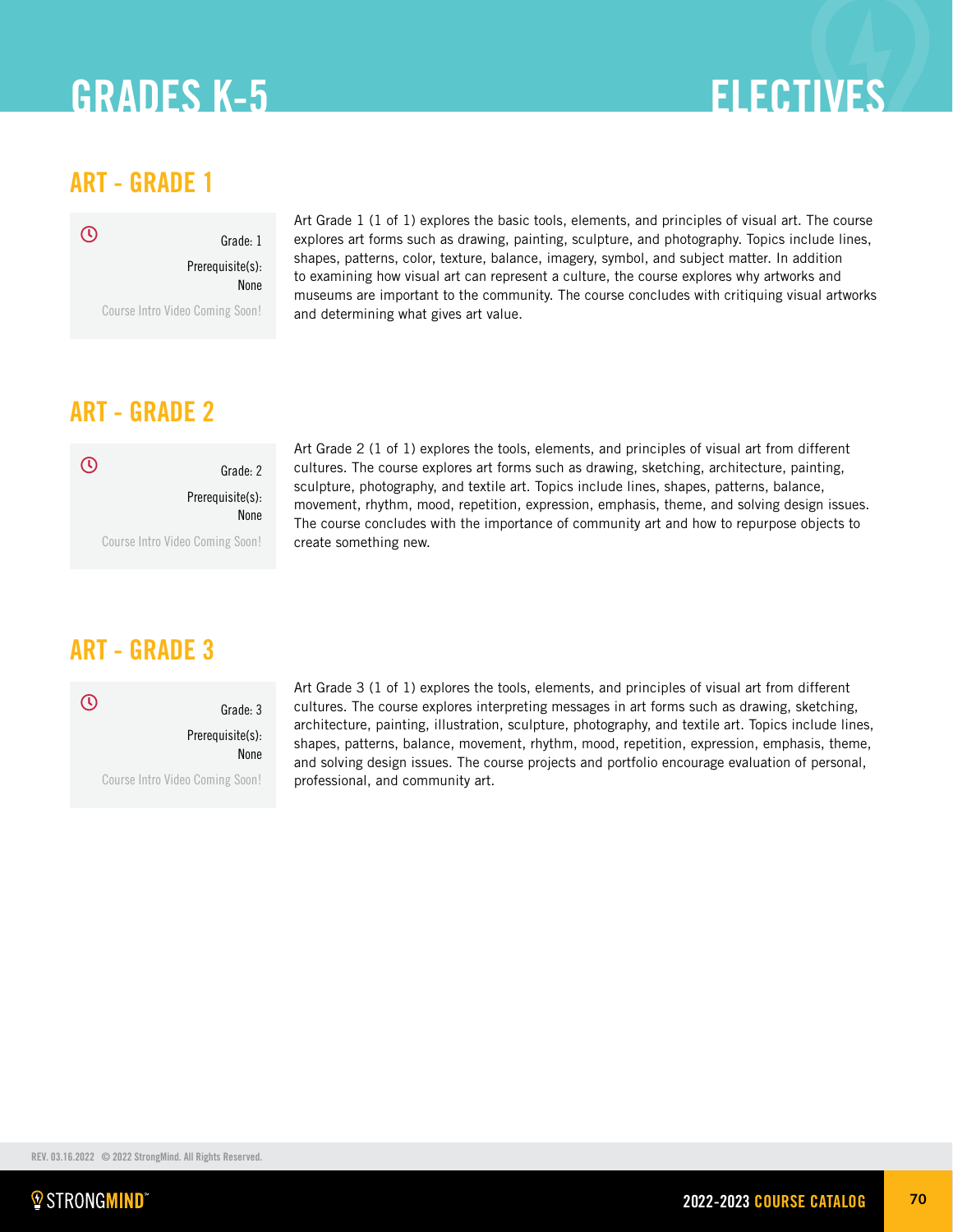# GRADES K-5 ELECTIVES

## ART - GRADE 1

Grade: 1

Prerequisite(s): None

Course Intro Video Coming Soon!

Art Grade 1 (1 of 1) explores the basic tools, elements, and principles of visual art. The course explores art forms such as drawing, painting, sculpture, and photography. Topics include lines, shapes, patterns, color, texture, balance, imagery, symbol, and subject matter. In addition to examining how visual art can represent a culture, the course explores why artworks and museums are important to the community. The course concludes with critiquing visual artworks and determining what gives art value.

## ART - GRADE 2

Grade: 2

Prerequisite(s): None

Course Intro Video Coming Soon!

Art Grade 2 (1 of 1) explores the tools, elements, and principles of visual art from different cultures. The course explores art forms such as drawing, sketching, architecture, painting, sculpture, photography, and textile art. Topics include lines, shapes, patterns, balance, movement, rhythm, mood, repetition, expression, emphasis, theme, and solving design issues. The course concludes with the importance of community art and how to repurpose objects to create something new.

## ART - GRADE 3

Grade: 3

Prerequisite(s): None

Course Intro Video Coming Soon!

Art Grade 3 (1 of 1) explores the tools, elements, and principles of visual art from different cultures. The course explores interpreting messages in art forms such as drawing, sketching, architecture, painting, illustration, sculpture, photography, and textile art. Topics include lines, shapes, patterns, balance, movement, rhythm, mood, repetition, expression, emphasis, theme, and solving design issues. The course projects and portfolio encourage evaluation of personal, professional, and community art.

REV. 03.16.2022 © 2022 StrongMind. All Rights Reserved.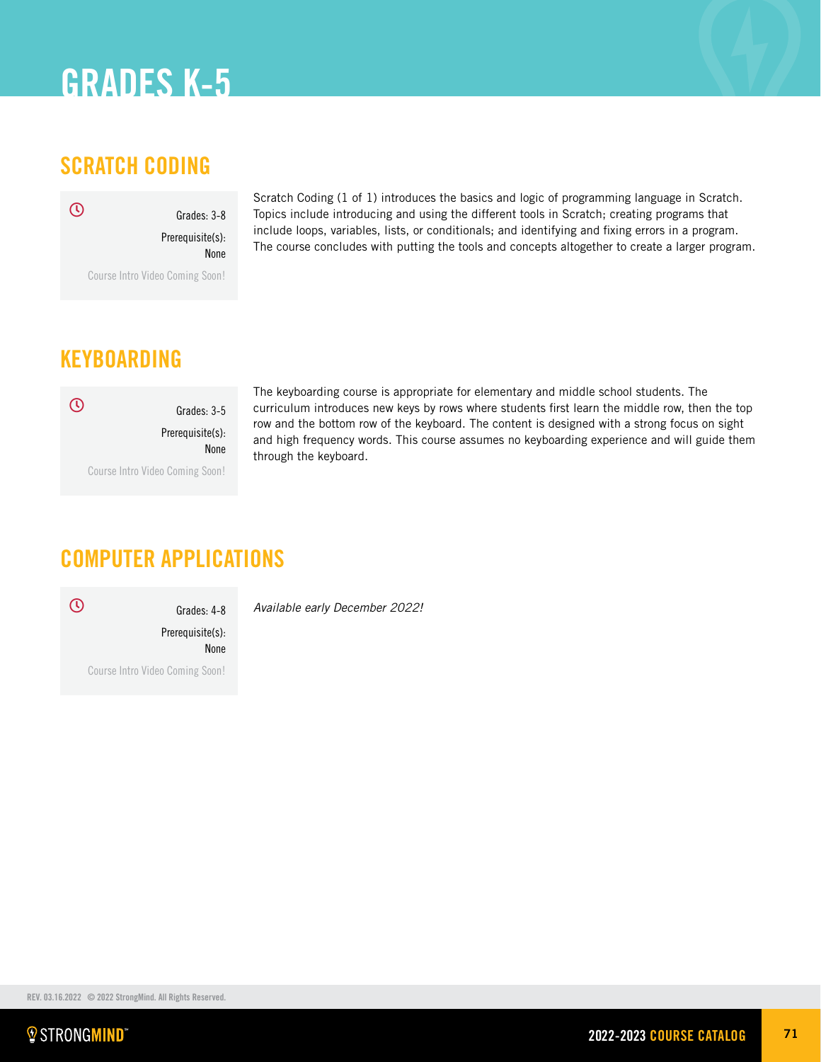# GRADES K-5

## SCRATCH CODING

Grades: 3-8

Prerequisite(s): None

Course Intro Video Coming Soon!

Scratch Coding (1 of 1) introduces the basics and logic of programming language in Scratch. Topics include introducing and using the different tools in Scratch; creating programs that include loops, variables, lists, or conditionals; and identifying and fixing errors in a program. The course concludes with putting the tools and concepts altogether to create a larger program.

## KEYBOARDING

Grades: 3-5

Prerequisite(s): None

Course Intro Video Coming Soon!

The keyboarding course is appropriate for elementary and middle school students. The curriculum introduces new keys by rows where students first learn the middle row, then the top row and the bottom row of the keyboard. The content is designed with a strong focus on sight and high frequency words. This course assumes no keyboarding experience and will guide them through the keyboard.

## COMPUTER APPLICATIONS

Grades: 4-8

Prerequisite(s): None

Course Intro Video Coming Soon!

*Available early December 2022!*

REV. 03.16.2022 © 2022 StrongMind. All Rights Reserved.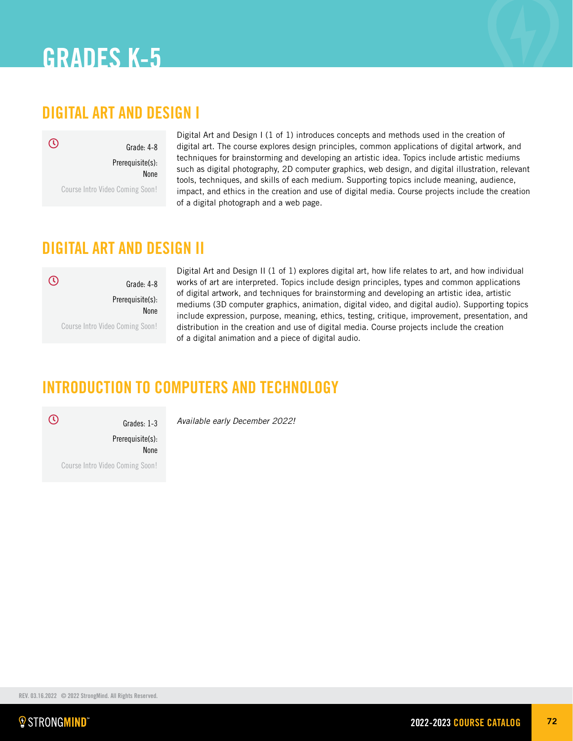# GRADES K-5

## DIGITAL ART AND DESIGN I

Grade: 4-8

Prerequisite(s): None

Course Intro Video Coming Soon!

Digital Art and Design I (1 of 1) introduces concepts and methods used in the creation of digital art. The course explores design principles, common applications of digital artwork, and techniques for brainstorming and developing an artistic idea. Topics include artistic mediums such as digital photography, 2D computer graphics, web design, and digital illustration, relevant tools, techniques, and skills of each medium. Supporting topics include meaning, audience, impact, and ethics in the creation and use of digital media. Course projects include the creation of a digital photograph and a web page.

## DIGITAL ART AND DESIGN II

Grade: 4-8

Prerequisite(s): None

Course Intro Video Coming Soon!

Digital Art and Design II (1 of 1) explores digital art, how life relates to art, and how individual works of art are interpreted. Topics include design principles, types and common applications of digital artwork, and techniques for brainstorming and developing an artistic idea, artistic mediums (3D computer graphics, animation, digital video, and digital audio). Supporting topics include expression, purpose, meaning, ethics, testing, critique, improvement, presentation, and distribution in the creation and use of digital media. Course projects include the creation of a digital animation and a piece of digital audio.

## INTRODUCTION TO COMPUTERS AND TECHNOLOGY

Grades: 1-3

Prerequisite(s): None

Course Intro Video Coming Soon!

*Available early December 2022!*

REV. 03.16.2022 © 2022 StrongMind. All Rights Reserved.